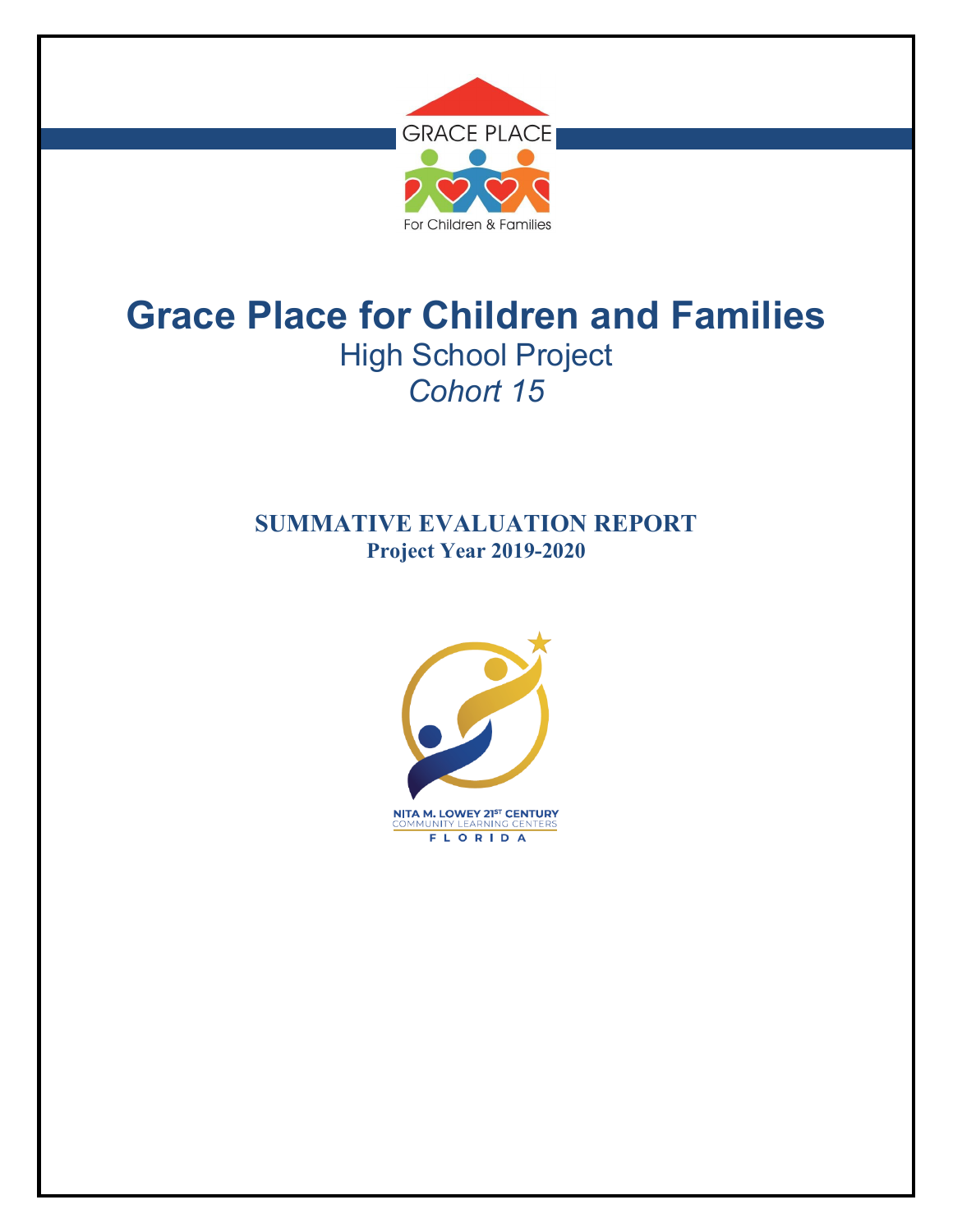GRACE PLACE

For Children & Families

# Grace Place for Children and Families

## High School Project

## *Cohort 15*

### SUMMATIVE EVALUATION REPORT

**Project Year 2019-2020**

NITA M. LOWEY 21ST CENTURY COMMUNITY LEARNING CENTERS

FLORIDA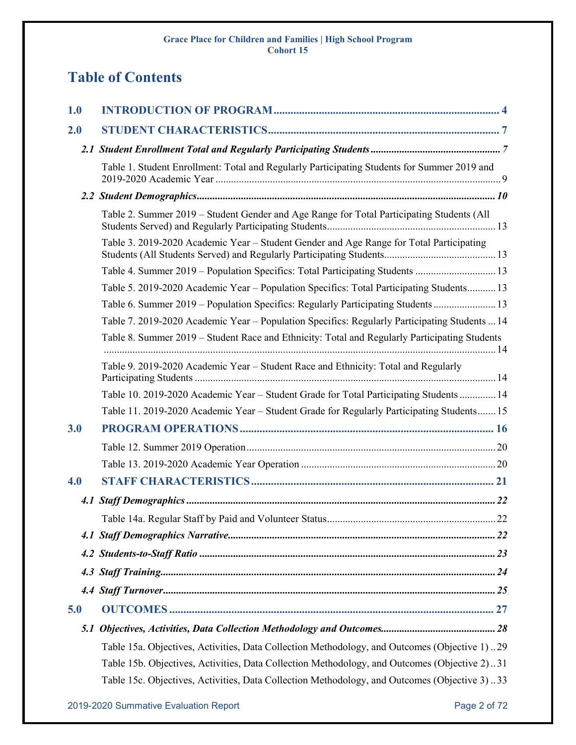# Table of Contents

**1.0 INTRODUCTION OF PROGRAM** ................................................................................ 4

**2.0 STUDENT CHARACTERISTICS** .................................................................................. 7

***2.1 Student Enrollment Total and Regularly Participating Students*** ................................................. 7

Table 1. Student Enrollment: Total and Regularly Participating Students for Summer 2019 and 2019-2020 Academic Year ............................................................................................................ 9

***2.2 Student Demographics*** ................................................................................................................. 10

Table 2. Summer 2019 – Student Gender and Age Range for Total Participating Students (All Students Served) and Regularly Participating Students ................................................................ 13

Table 3. 2019-2020 Academic Year – Student Gender and Age Range for Total Participating Students (All Students Served) and Regularly Participating Students ........................................... 13

Table 4. Summer 2019 – Population Specifics: Total Participating Students ............................... 13

Table 5. 2019-2020 Academic Year – Population Specifics: Total Participating Students ........... 13

Table 6. Summer 2019 – Population Specifics: Regularly Participating Students ........................ 13

Table 7. 2019-2020 Academic Year – Population Specifics: Regularly Participating Students ... 14

Table 8. Summer 2019 – Student Race and Ethnicity: Total and Regularly Participating Students ..................................................................................................................................................... 14

Table 9. 2019-2020 Academic Year – Student Race and Ethnicity: Total and Regularly Participating Students ................................................................................................................... 14

Table 10. 2019-2020 Academic Year – Student Grade for Total Participating Students .............. 14

Table 11. 2019-2020 Academic Year – Student Grade for Regularly Participating Students ....... 15

**3.0 PROGRAM OPERATIONS** .......................................................................................... 16

Table 12. Summer 2019 Operation ............................................................................................... 20

Table 13. 2019-2020 Academic Year Operation .......................................................................... 20

**4.0 STAFF CHARACTERISTICS** ..................................................................................... 21

***4.1 Staff Demographics*** ..................................................................................................................... 22

Table 14a. Regular Staff by Paid and Volunteer Status ................................................................. 22

***4.1 Staff Demographics Narrative*** ..................................................................................................... 22

***4.2 Students-to-Staff Ratio*** ................................................................................................................ 23

***4.3 Staff Training*** ............................................................................................................................... 24

***4.4 Staff Turnover*** .............................................................................................................................. 25

**5.0 OUTCOMES** .................................................................................................................... 27

***5.1 Objectives, Activities, Data Collection Methodology and Outcomes*** ........................................... 28

Table 15a. Objectives, Activities, Data Collection Methodology, and Outcomes (Objective 1) .. 29

Table 15b. Objectives, Activities, Data Collection Methodology, and Outcomes (Objective 2) .. 31

Table 15c. Objectives, Activities, Data Collection Methodology, and Outcomes (Objective 3) .. 33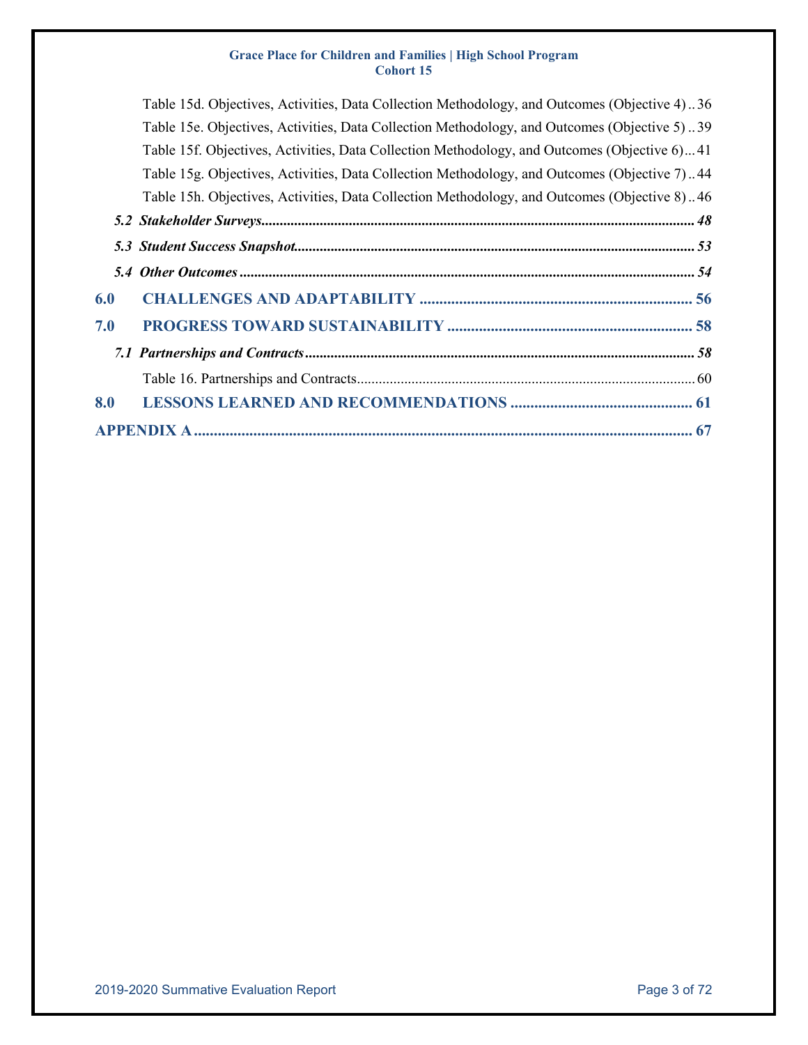Table 15d. Objectives, Activities, Data Collection Methodology, and Outcomes (Objective 4) .. 36

Table 15e. Objectives, Activities, Data Collection Methodology, and Outcomes (Objective 5) .. 39

Table 15f. Objectives, Activities, Data Collection Methodology, and Outcomes (Objective 6) ... 41

Table 15g. Objectives, Activities, Data Collection Methodology, and Outcomes (Objective 7) .. 44

Table 15h. Objectives, Activities, Data Collection Methodology, and Outcomes (Objective 8) .. 46

***5.2 Stakeholder Surveys*** ........................................................................................................................ ***48***

***5.3 Student Success Snapshot*** ................................................................................................................ ***53***

***5.4 Other Outcomes*** ................................................................................................................................ ***54***

**6.0 CHALLENGES AND ADAPTABILITY** ........................................................................ **56**

**7.0 PROGRESS TOWARD SUSTAINABILITY** ................................................................ **58**

***7.1 Partnerships and Contracts*** ............................................................................................................... ***58***

Table 16. Partnerships and Contracts ..................................................................................................... 60

**8.0 LESSONS LEARNED AND RECOMMENDATIONS** ................................................ **61**

**APPENDIX A** ...................................................................................................................................... **67**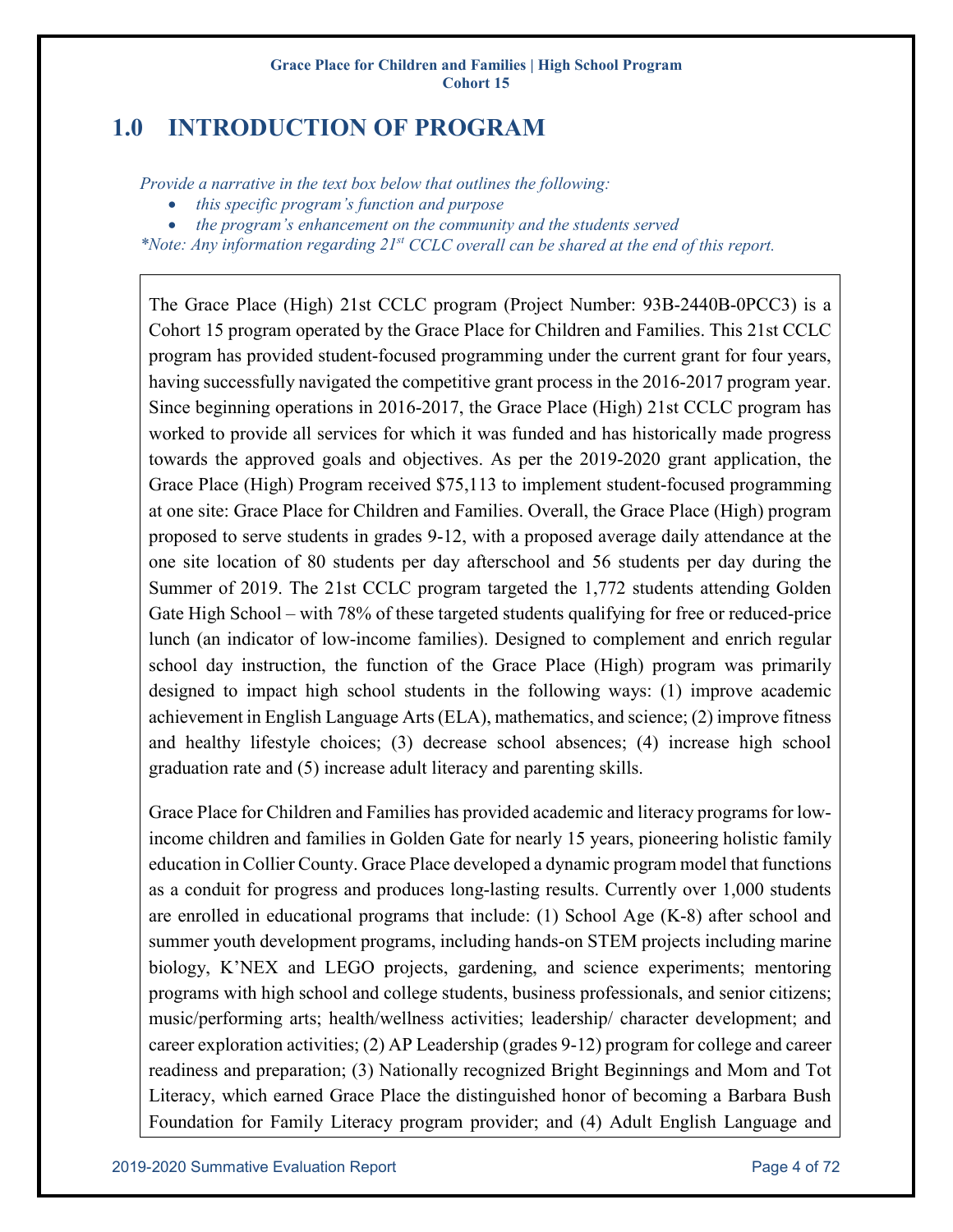# 1.0 INTRODUCTION OF PROGRAM

*Provide a narrative in the text box below that outlines the following:*

- *this specific program's function and purpose*
- *the program's enhancement on the community and the students served*

*\*Note: Any information regarding 21st CCLC overall can be shared at the end of this report.*

The Grace Place (High) 21st CCLC program (Project Number: 93B-2440B-0PCC3) is a Cohort 15 program operated by the Grace Place for Children and Families. This 21st CCLC program has provided student-focused programming under the current grant for four years, having successfully navigated the competitive grant process in the 2016-2017 program year. Since beginning operations in 2016-2017, the Grace Place (High) 21st CCLC program has worked to provide all services for which it was funded and has historically made progress towards the approved goals and objectives. As per the 2019-2020 grant application, the Grace Place (High) Program received $75,113 to implement student-focused programming at one site: Grace Place for Children and Families. Overall, the Grace Place (High) program proposed to serve students in grades 9-12, with a proposed average daily attendance at the one site location of 80 students per day afterschool and 56 students per day during the Summer of 2019. The 21st CCLC program targeted the 1,772 students attending Golden Gate High School – with 78% of these targeted students qualifying for free or reduced-price lunch (an indicator of low-income families). Designed to complement and enrich regular school day instruction, the function of the Grace Place (High) program was primarily designed to impact high school students in the following ways: (1) improve academic achievement in English Language Arts (ELA), mathematics, and science; (2) improve fitness and healthy lifestyle choices; (3) decrease school absences; (4) increase high school graduation rate and (5) increase adult literacy and parenting skills.

Grace Place for Children and Families has provided academic and literacy programs for low-income children and families in Golden Gate for nearly 15 years, pioneering holistic family education in Collier County. Grace Place developed a dynamic program model that functions as a conduit for progress and produces long-lasting results. Currently over 1,000 students are enrolled in educational programs that include: (1) School Age (K-8) after school and summer youth development programs, including hands-on STEM projects including marine biology, K'NEX and LEGO projects, gardening, and science experiments; mentoring programs with high school and college students, business professionals, and senior citizens; music/performing arts; health/wellness activities; leadership/ character development; and career exploration activities; (2) AP Leadership (grades 9-12) program for college and career readiness and preparation; (3) Nationally recognized Bright Beginnings and Mom and Tot Literacy, which earned Grace Place the distinguished honor of becoming a Barbara Bush Foundation for Family Literacy program provider; and (4) Adult English Language and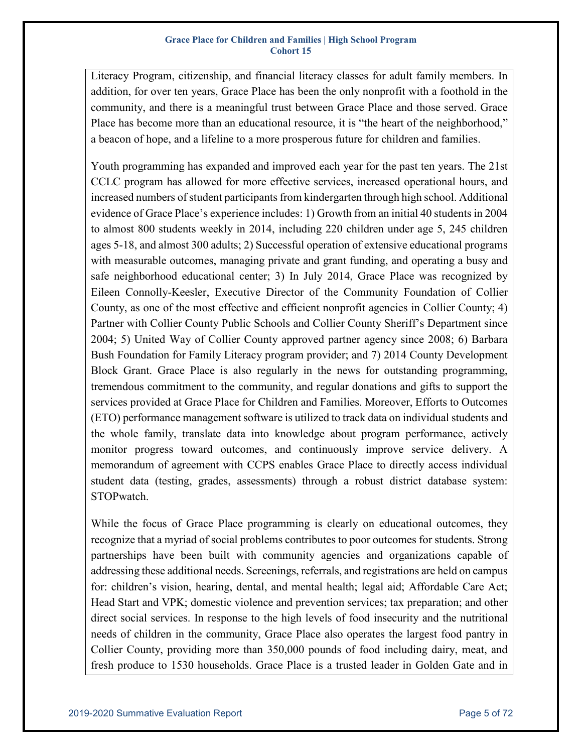Literacy Program, citizenship, and financial literacy classes for adult family members. In addition, for over ten years, Grace Place has been the only nonprofit with a foothold in the community, and there is a meaningful trust between Grace Place and those served. Grace Place has become more than an educational resource, it is "the heart of the neighborhood," a beacon of hope, and a lifeline to a more prosperous future for children and families.

Youth programming has expanded and improved each year for the past ten years. The 21st CCLC program has allowed for more effective services, increased operational hours, and increased numbers of student participants from kindergarten through high school. Additional evidence of Grace Place's experience includes: 1) Growth from an initial 40 students in 2004 to almost 800 students weekly in 2014, including 220 children under age 5, 245 children ages 5-18, and almost 300 adults; 2) Successful operation of extensive educational programs with measurable outcomes, managing private and grant funding, and operating a busy and safe neighborhood educational center; 3) In July 2014, Grace Place was recognized by Eileen Connolly-Keesler, Executive Director of the Community Foundation of Collier County, as one of the most effective and efficient nonprofit agencies in Collier County; 4) Partner with Collier County Public Schools and Collier County Sheriff's Department since 2004; 5) United Way of Collier County approved partner agency since 2008; 6) Barbara Bush Foundation for Family Literacy program provider; and 7) 2014 County Development Block Grant. Grace Place is also regularly in the news for outstanding programming, tremendous commitment to the community, and regular donations and gifts to support the services provided at Grace Place for Children and Families. Moreover, Efforts to Outcomes (ETO) performance management software is utilized to track data on individual students and the whole family, translate data into knowledge about program performance, actively monitor progress toward outcomes, and continuously improve service delivery. A memorandum of agreement with CCPS enables Grace Place to directly access individual student data (testing, grades, assessments) through a robust district database system: STOPwatch.

While the focus of Grace Place programming is clearly on educational outcomes, they recognize that a myriad of social problems contributes to poor outcomes for students. Strong partnerships have been built with community agencies and organizations capable of addressing these additional needs. Screenings, referrals, and registrations are held on campus for: children's vision, hearing, dental, and mental health; legal aid; Affordable Care Act; Head Start and VPK; domestic violence and prevention services; tax preparation; and other direct social services. In response to the high levels of food insecurity and the nutritional needs of children in the community, Grace Place also operates the largest food pantry in Collier County, providing more than 350,000 pounds of food including dairy, meat, and fresh produce to 1530 households. Grace Place is a trusted leader in Golden Gate and in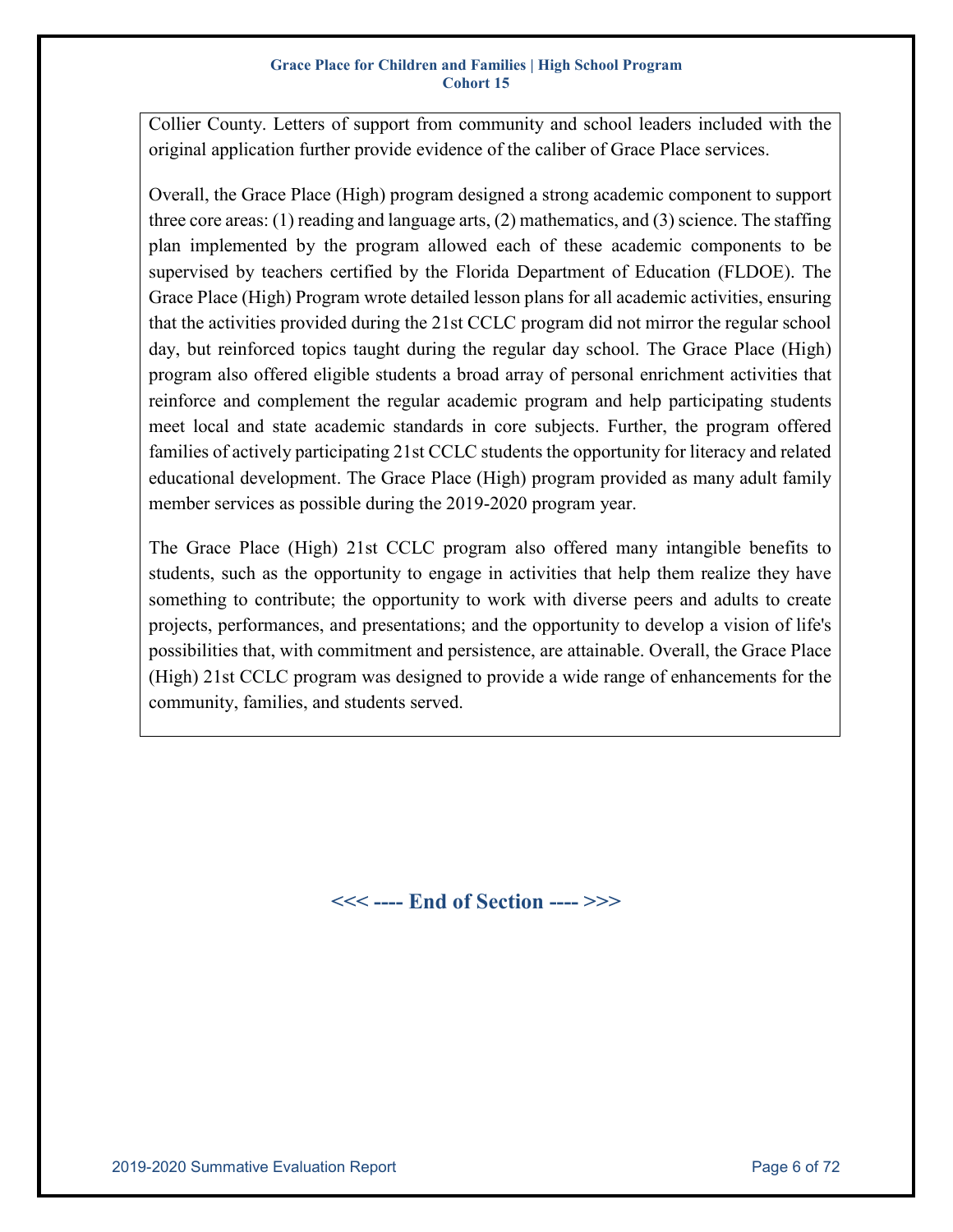Collier County. Letters of support from community and school leaders included with the original application further provide evidence of the caliber of Grace Place services.

Overall, the Grace Place (High) program designed a strong academic component to support three core areas: (1) reading and language arts, (2) mathematics, and (3) science. The staffing plan implemented by the program allowed each of these academic components to be supervised by teachers certified by the Florida Department of Education (FLDOE). The Grace Place (High) Program wrote detailed lesson plans for all academic activities, ensuring that the activities provided during the 21st CCLC program did not mirror the regular school day, but reinforced topics taught during the regular day school. The Grace Place (High) program also offered eligible students a broad array of personal enrichment activities that reinforce and complement the regular academic program and help participating students meet local and state academic standards in core subjects. Further, the program offered families of actively participating 21st CCLC students the opportunity for literacy and related educational development. The Grace Place (High) program provided as many adult family member services as possible during the 2019-2020 program year.

The Grace Place (High) 21st CCLC program also offered many intangible benefits to students, such as the opportunity to engage in activities that help them realize they have something to contribute; the opportunity to work with diverse peers and adults to create projects, performances, and presentations; and the opportunity to develop a vision of life's possibilities that, with commitment and persistence, are attainable. Overall, the Grace Place (High) 21st CCLC program was designed to provide a wide range of enhancements for the community, families, and students served.

**<<< ---- End of Section ---- >>>**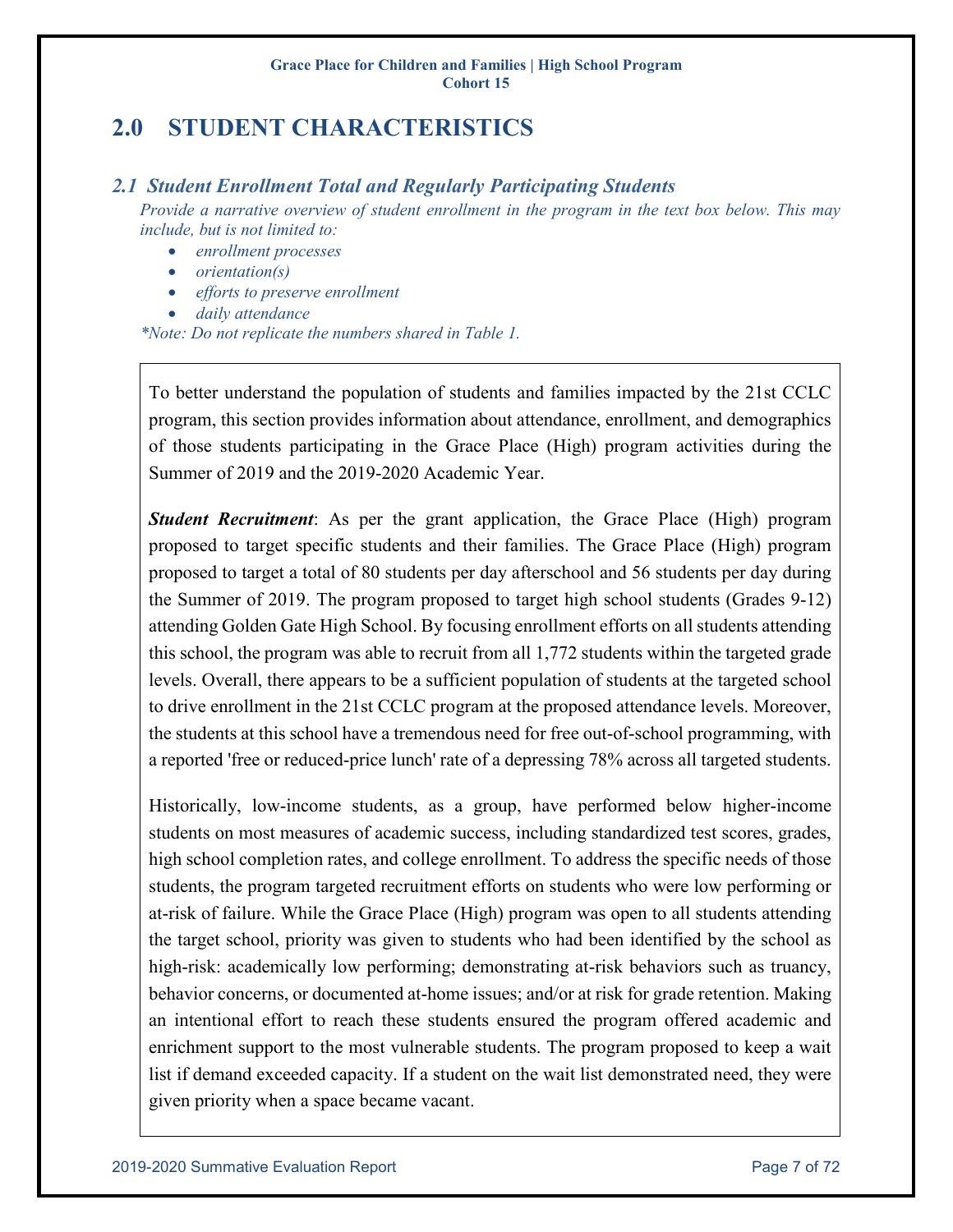# 2.0 STUDENT CHARACTERISTICS

## *2.1 Student Enrollment Total and Regularly Participating Students*

*Provide a narrative overview of student enrollment in the program in the text box below. This may include, but is not limited to:*

- *enrollment processes*
- *orientation(s)*
- *efforts to preserve enrollment*
- *daily attendance*

*\*Note: Do not replicate the numbers shared in Table 1.*

To better understand the population of students and families impacted by the 21st CCLC program, this section provides information about attendance, enrollment, and demographics of those students participating in the Grace Place (High) program activities during the Summer of 2019 and the 2019-2020 Academic Year.

***Student Recruitment***: As per the grant application, the Grace Place (High) program proposed to target specific students and their families. The Grace Place (High) program proposed to target a total of 80 students per day afterschool and 56 students per day during the Summer of 2019. The program proposed to target high school students (Grades 9-12) attending Golden Gate High School. By focusing enrollment efforts on all students attending this school, the program was able to recruit from all 1,772 students within the targeted grade levels. Overall, there appears to be a sufficient population of students at the targeted school to drive enrollment in the 21st CCLC program at the proposed attendance levels. Moreover, the students at this school have a tremendous need for free out-of-school programming, with a reported 'free or reduced-price lunch' rate of a depressing 78% across all targeted students.

Historically, low-income students, as a group, have performed below higher-income students on most measures of academic success, including standardized test scores, grades, high school completion rates, and college enrollment. To address the specific needs of those students, the program targeted recruitment efforts on students who were low performing or at-risk of failure. While the Grace Place (High) program was open to all students attending the target school, priority was given to students who had been identified by the school as high-risk: academically low performing; demonstrating at-risk behaviors such as truancy, behavior concerns, or documented at-home issues; and/or at risk for grade retention. Making an intentional effort to reach these students ensured the program offered academic and enrichment support to the most vulnerable students. The program proposed to keep a wait list if demand exceeded capacity. If a student on the wait list demonstrated need, they were given priority when a space became vacant.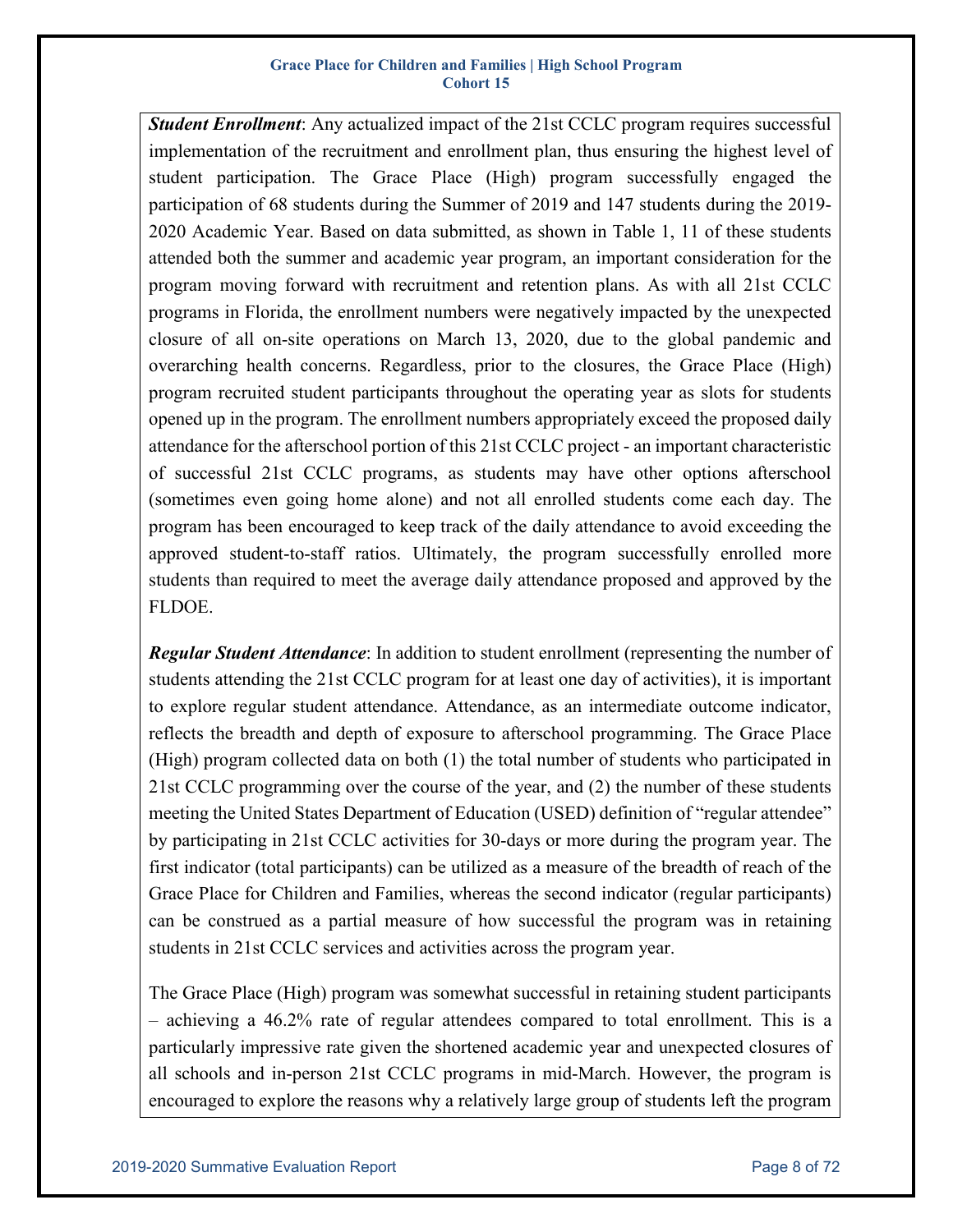***Student Enrollment***: Any actualized impact of the 21st CCLC program requires successful implementation of the recruitment and enrollment plan, thus ensuring the highest level of student participation. The Grace Place (High) program successfully engaged the participation of 68 students during the Summer of 2019 and 147 students during the 2019-2020 Academic Year. Based on data submitted, as shown in Table 1, 11 of these students attended both the summer and academic year program, an important consideration for the program moving forward with recruitment and retention plans. As with all 21st CCLC programs in Florida, the enrollment numbers were negatively impacted by the unexpected closure of all on-site operations on March 13, 2020, due to the global pandemic and overarching health concerns. Regardless, prior to the closures, the Grace Place (High) program recruited student participants throughout the operating year as slots for students opened up in the program. The enrollment numbers appropriately exceed the proposed daily attendance for the afterschool portion of this 21st CCLC project - an important characteristic of successful 21st CCLC programs, as students may have other options afterschool (sometimes even going home alone) and not all enrolled students come each day. The program has been encouraged to keep track of the daily attendance to avoid exceeding the approved student-to-staff ratios. Ultimately, the program successfully enrolled more students than required to meet the average daily attendance proposed and approved by the FLDOE.

***Regular Student Attendance***: In addition to student enrollment (representing the number of students attending the 21st CCLC program for at least one day of activities), it is important to explore regular student attendance. Attendance, as an intermediate outcome indicator, reflects the breadth and depth of exposure to afterschool programming. The Grace Place (High) program collected data on both (1) the total number of students who participated in 21st CCLC programming over the course of the year, and (2) the number of these students meeting the United States Department of Education (USED) definition of "regular attendee" by participating in 21st CCLC activities for 30-days or more during the program year. The first indicator (total participants) can be utilized as a measure of the breadth of reach of the Grace Place for Children and Families, whereas the second indicator (regular participants) can be construed as a partial measure of how successful the program was in retaining students in 21st CCLC services and activities across the program year.

The Grace Place (High) program was somewhat successful in retaining student participants – achieving a 46.2% rate of regular attendees compared to total enrollment. This is a particularly impressive rate given the shortened academic year and unexpected closures of all schools and in-person 21st CCLC programs in mid-March. However, the program is encouraged to explore the reasons why a relatively large group of students left the program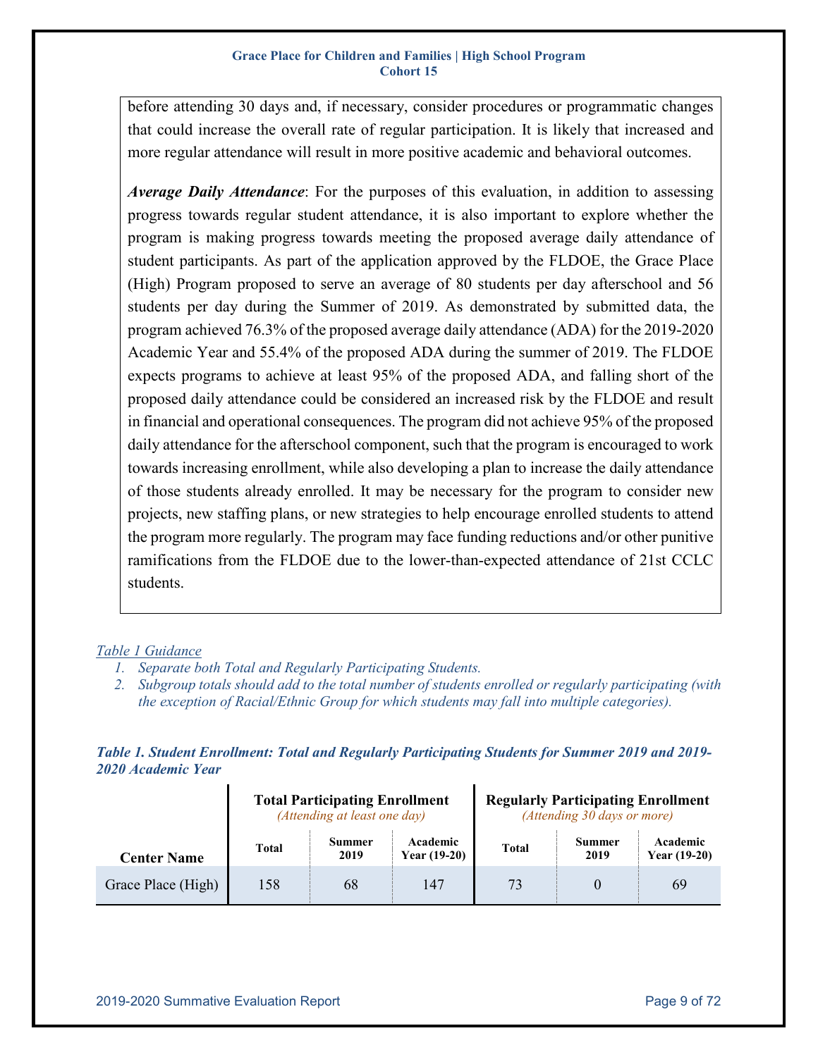before attending 30 days and, if necessary, consider procedures or programmatic changes that could increase the overall rate of regular participation. It is likely that increased and more regular attendance will result in more positive academic and behavioral outcomes.

***Average Daily Attendance***: For the purposes of this evaluation, in addition to assessing progress towards regular student attendance, it is also important to explore whether the program is making progress towards meeting the proposed average daily attendance of student participants. As part of the application approved by the FLDOE, the Grace Place (High) Program proposed to serve an average of 80 students per day afterschool and 56 students per day during the Summer of 2019. As demonstrated by submitted data, the program achieved 76.3% of the proposed average daily attendance (ADA) for the 2019-2020 Academic Year and 55.4% of the proposed ADA during the summer of 2019. The FLDOE expects programs to achieve at least 95% of the proposed ADA, and falling short of the proposed daily attendance could be considered an increased risk by the FLDOE and result in financial and operational consequences. The program did not achieve 95% of the proposed daily attendance for the afterschool component, such that the program is encouraged to work towards increasing enrollment, while also developing a plan to increase the daily attendance of those students already enrolled. It may be necessary for the program to consider new projects, new staffing plans, or new strategies to help encourage enrolled students to attend the program more regularly. The program may face funding reductions and/or other punitive ramifications from the FLDOE due to the lower-than-expected attendance of 21st CCLC students.

*Table 1 Guidance*

1. *Separate both Total and Regularly Participating Students.*
2. *Subgroup totals should add to the total number of students enrolled or regularly participating (with the exception of Racial/Ethnic Group for which students may fall into multiple categories).*

***Table 1. Student Enrollment: Total and Regularly Participating Students for Summer 2019 and 2019-2020 Academic Year***

| | **Total Participating Enrollment** *(Attending at least one day)* | | | **Regularly Participating Enrollment** *(Attending 30 days or more)* | | |
|---|---|---|---|---|---|---|
| **Center Name** | **Total** | **Summer 2019** | **Academic Year (19-20)** | **Total** | **Summer 2019** | **Academic Year (19-20)** |
| Grace Place (High) | 158 | 68 | 147 | 73 | 0 | 69 |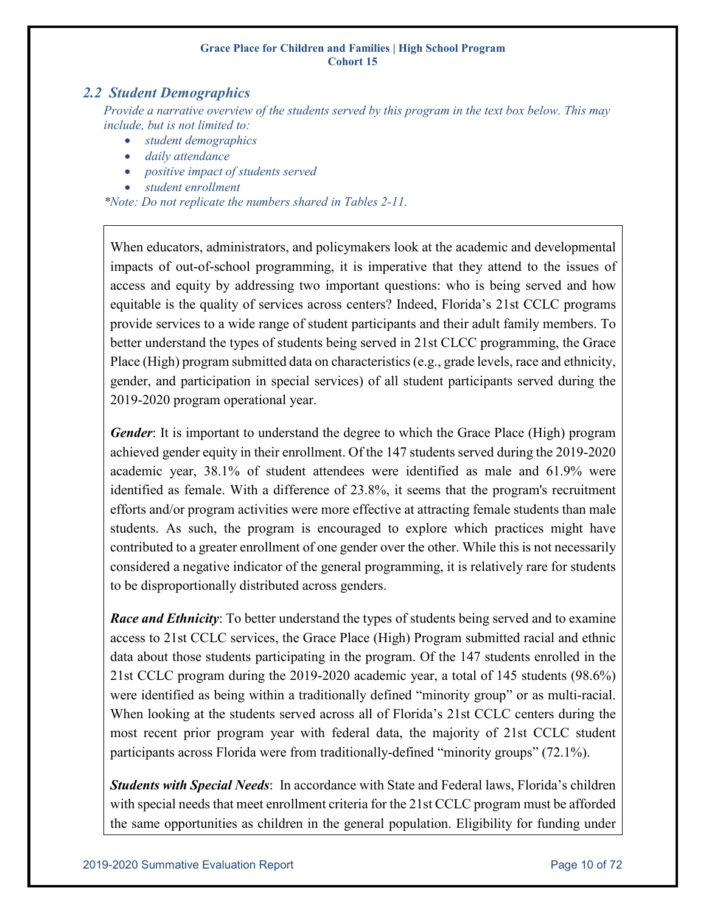## 2.2 Student Demographics

*Provide a narrative overview of the students served by this program in the text box below. This may include, but is not limited to:*

- *student demographics*
- *daily attendance*
- *positive impact of students served*
- *student enrollment*

*\*Note: Do not replicate the numbers shared in Tables 2-11.*

When educators, administrators, and policymakers look at the academic and developmental impacts of out-of-school programming, it is imperative that they attend to the issues of access and equity by addressing two important questions: who is being served and how equitable is the quality of services across centers? Indeed, Florida's 21st CCLC programs provide services to a wide range of student participants and their adult family members. To better understand the types of students being served in 21st CLCC programming, the Grace Place (High) program submitted data on characteristics (e.g., grade levels, race and ethnicity, gender, and participation in special services) of all student participants served during the 2019-2020 program operational year.

***Gender***: It is important to understand the degree to which the Grace Place (High) program achieved gender equity in their enrollment. Of the 147 students served during the 2019-2020 academic year, 38.1% of student attendees were identified as male and 61.9% were identified as female. With a difference of 23.8%, it seems that the program's recruitment efforts and/or program activities were more effective at attracting female students than male students. As such, the program is encouraged to explore which practices might have contributed to a greater enrollment of one gender over the other. While this is not necessarily considered a negative indicator of the general programming, it is relatively rare for students to be disproportionally distributed across genders.

***Race and Ethnicity***: To better understand the types of students being served and to examine access to 21st CCLC services, the Grace Place (High) Program submitted racial and ethnic data about those students participating in the program. Of the 147 students enrolled in the 21st CCLC program during the 2019-2020 academic year, a total of 145 students (98.6%) were identified as being within a traditionally defined "minority group" or as multi-racial. When looking at the students served across all of Florida's 21st CCLC centers during the most recent prior program year with federal data, the majority of 21st CCLC student participants across Florida were from traditionally-defined "minority groups" (72.1%).

***Students with Special Needs***: In accordance with State and Federal laws, Florida's children with special needs that meet enrollment criteria for the 21st CCLC program must be afforded the same opportunities as children in the general population. Eligibility for funding under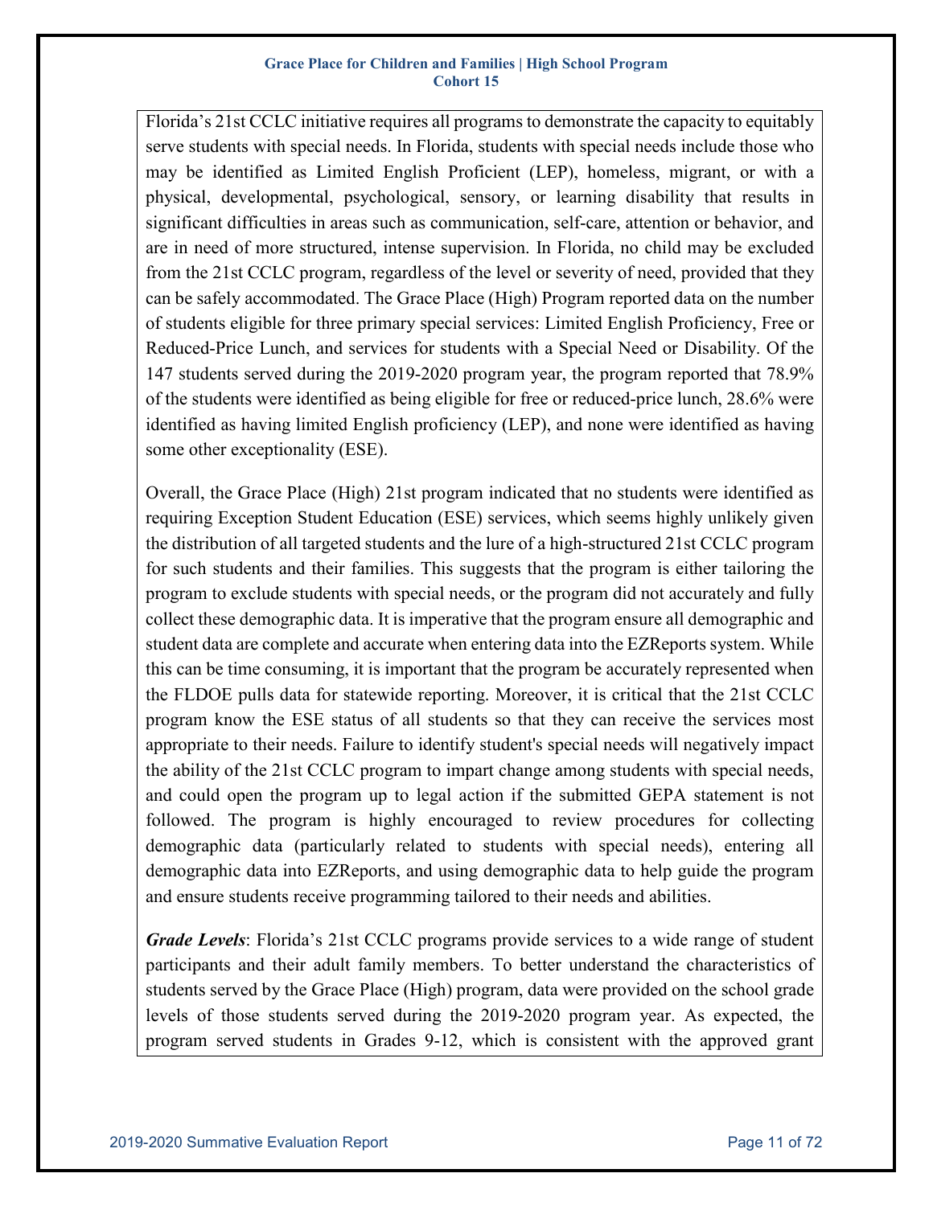Florida's 21st CCLC initiative requires all programs to demonstrate the capacity to equitably serve students with special needs. In Florida, students with special needs include those who may be identified as Limited English Proficient (LEP), homeless, migrant, or with a physical, developmental, psychological, sensory, or learning disability that results in significant difficulties in areas such as communication, self-care, attention or behavior, and are in need of more structured, intense supervision. In Florida, no child may be excluded from the 21st CCLC program, regardless of the level or severity of need, provided that they can be safely accommodated. The Grace Place (High) Program reported data on the number of students eligible for three primary special services: Limited English Proficiency, Free or Reduced-Price Lunch, and services for students with a Special Need or Disability. Of the 147 students served during the 2019-2020 program year, the program reported that 78.9% of the students were identified as being eligible for free or reduced-price lunch, 28.6% were identified as having limited English proficiency (LEP), and none were identified as having some other exceptionality (ESE).

Overall, the Grace Place (High) 21st program indicated that no students were identified as requiring Exception Student Education (ESE) services, which seems highly unlikely given the distribution of all targeted students and the lure of a high-structured 21st CCLC program for such students and their families. This suggests that the program is either tailoring the program to exclude students with special needs, or the program did not accurately and fully collect these demographic data. It is imperative that the program ensure all demographic and student data are complete and accurate when entering data into the EZReports system. While this can be time consuming, it is important that the program be accurately represented when the FLDOE pulls data for statewide reporting. Moreover, it is critical that the 21st CCLC program know the ESE status of all students so that they can receive the services most appropriate to their needs. Failure to identify student's special needs will negatively impact the ability of the 21st CCLC program to impart change among students with special needs, and could open the program up to legal action if the submitted GEPA statement is not followed. The program is highly encouraged to review procedures for collecting demographic data (particularly related to students with special needs), entering all demographic data into EZReports, and using demographic data to help guide the program and ensure students receive programming tailored to their needs and abilities.

***Grade Levels***: Florida's 21st CCLC programs provide services to a wide range of student participants and their adult family members. To better understand the characteristics of students served by the Grace Place (High) program, data were provided on the school grade levels of those students served during the 2019-2020 program year. As expected, the program served students in Grades 9-12, which is consistent with the approved grant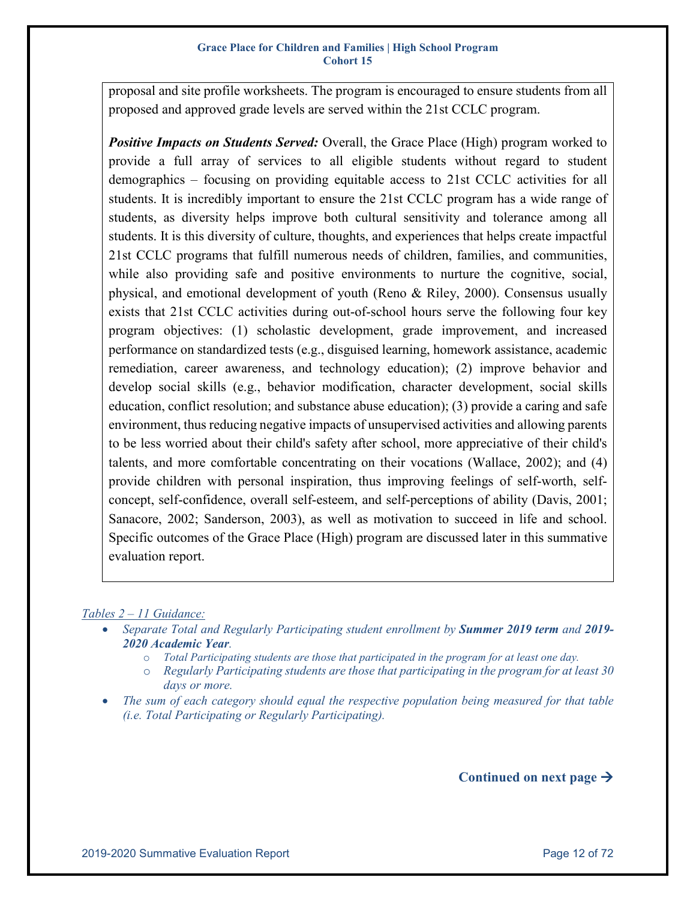proposal and site profile worksheets. The program is encouraged to ensure students from all proposed and approved grade levels are served within the 21st CCLC program.

***Positive Impacts on Students Served:*** Overall, the Grace Place (High) program worked to provide a full array of services to all eligible students without regard to student demographics – focusing on providing equitable access to 21st CCLC activities for all students. It is incredibly important to ensure the 21st CCLC program has a wide range of students, as diversity helps improve both cultural sensitivity and tolerance among all students. It is this diversity of culture, thoughts, and experiences that helps create impactful 21st CCLC programs that fulfill numerous needs of children, families, and communities, while also providing safe and positive environments to nurture the cognitive, social, physical, and emotional development of youth (Reno & Riley, 2000). Consensus usually exists that 21st CCLC activities during out-of-school hours serve the following four key program objectives: (1) scholastic development, grade improvement, and increased performance on standardized tests (e.g., disguised learning, homework assistance, academic remediation, career awareness, and technology education); (2) improve behavior and develop social skills (e.g., behavior modification, character development, social skills education, conflict resolution; and substance abuse education); (3) provide a caring and safe environment, thus reducing negative impacts of unsupervised activities and allowing parents to be less worried about their child's safety after school, more appreciative of their child's talents, and more comfortable concentrating on their vocations (Wallace, 2002); and (4) provide children with personal inspiration, thus improving feelings of self-worth, self-concept, self-confidence, overall self-esteem, and self-perceptions of ability (Davis, 2001; Sanacore, 2002; Sanderson, 2003), as well as motivation to succeed in life and school. Specific outcomes of the Grace Place (High) program are discussed later in this summative evaluation report.

*Tables 2 – 11 Guidance:*

- *Separate Total and Regularly Participating student enrollment by **Summer 2019 term** and **2019-2020 Academic Year**.*
  - *Total Participating students are those that participated in the program for at least one day.*
  - *Regularly Participating students are those that participating in the program for at least 30 days or more.*
- *The sum of each category should equal the respective population being measured for that table (i.e. Total Participating or Regularly Participating).*

**Continued on next page →**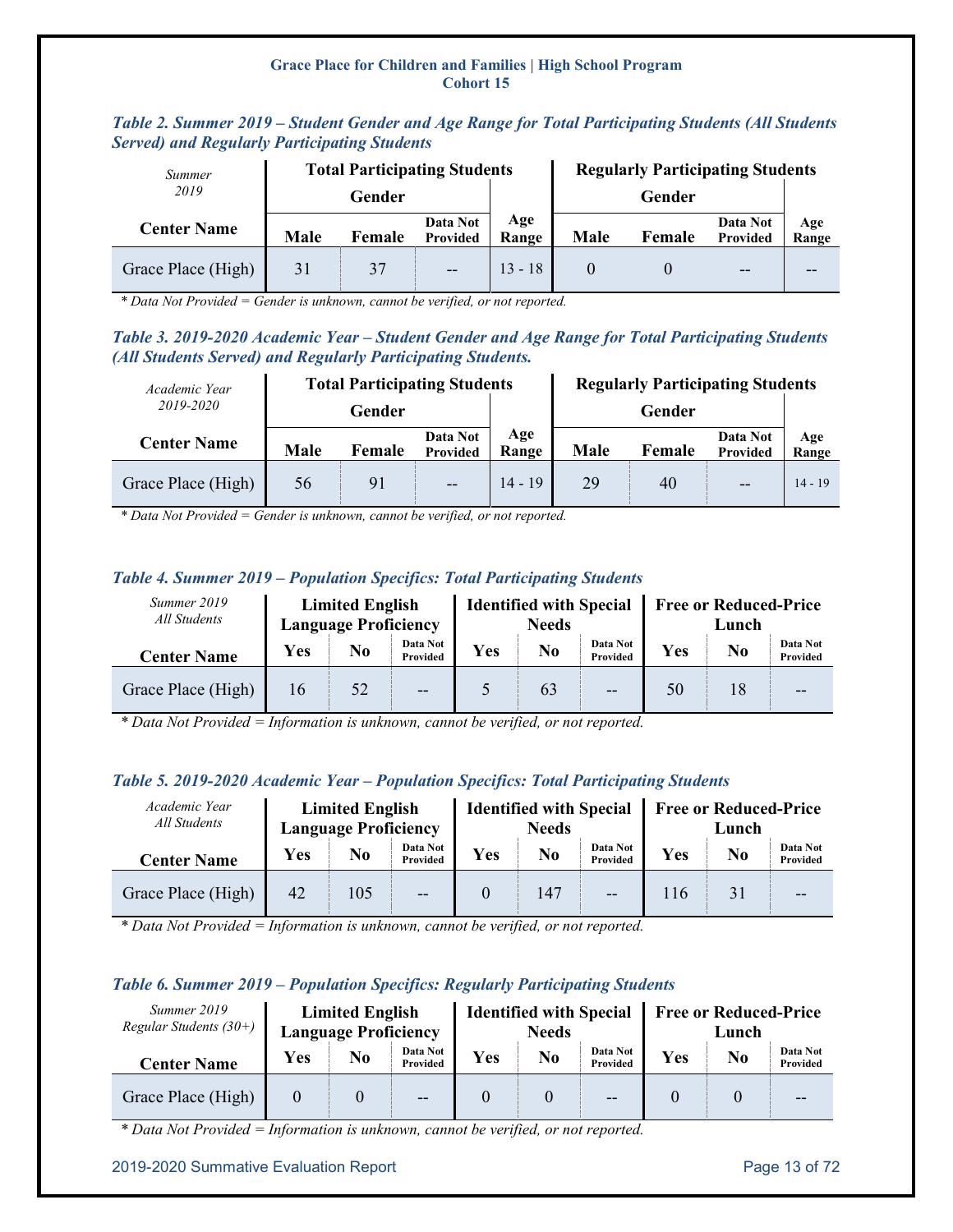*Table 2. Summer 2019 – Student Gender and Age Range for Total Participating Students (All Students Served) and Regularly Participating Students*

| *Summer 2019* | Total Participating Students | | | | Regularly Participating Students | | | |
|---|---|---|---|---|---|---|---|---|
| | Gender | | | | Gender | | | |
| **Center Name** | **Male** | **Female** | **Data Not Provided** | **Age Range** | **Male** | **Female** | **Data Not Provided** | **Age Range** |
| Grace Place (High) | 31 | 37 | -- | 13 - 18 | 0 | 0 | -- | -- |

*\* Data Not Provided = Gender is unknown, cannot be verified, or not reported.*

*Table 3. 2019-2020 Academic Year – Student Gender and Age Range for Total Participating Students (All Students Served) and Regularly Participating Students.*

| *Academic Year 2019-2020* | Total Participating Students | | | | Regularly Participating Students | | | |
|---|---|---|---|---|---|---|---|---|
| | Gender | | | | Gender | | | |
| **Center Name** | **Male** | **Female** | **Data Not Provided** | **Age Range** | **Male** | **Female** | **Data Not Provided** | **Age Range** |
| Grace Place (High) | 56 | 91 | -- | 14 - 19 | 29 | 40 | -- | 14 - 19 |

*\* Data Not Provided = Gender is unknown, cannot be verified, or not reported.*

*Table 4. Summer 2019 – Population Specifics: Total Participating Students*

| *Summer 2019 All Students* | Limited English Language Proficiency | | | Identified with Special Needs | | | Free or Reduced-Price Lunch | | |
|---|---|---|---|---|---|---|---|---|---|
| **Center Name** | **Yes** | **No** | **Data Not Provided** | **Yes** | **No** | **Data Not Provided** | **Yes** | **No** | **Data Not Provided** |
| Grace Place (High) | 16 | 52 | -- | 5 | 63 | -- | 50 | 18 | -- |

*\* Data Not Provided = Information is unknown, cannot be verified, or not reported.*

*Table 5. 2019-2020 Academic Year – Population Specifics: Total Participating Students*

| *Academic Year All Students* | Limited English Language Proficiency | | | Identified with Special Needs | | | Free or Reduced-Price Lunch | | |
|---|---|---|---|---|---|---|---|---|---|
| **Center Name** | **Yes** | **No** | **Data Not Provided** | **Yes** | **No** | **Data Not Provided** | **Yes** | **No** | **Data Not Provided** |
| Grace Place (High) | 42 | 105 | -- | 0 | 147 | -- | 116 | 31 | -- |

*\* Data Not Provided = Information is unknown, cannot be verified, or not reported.*

*Table 6. Summer 2019 – Population Specifics: Regularly Participating Students*

| *Summer 2019 Regular Students (30+)* | Limited English Language Proficiency | | | Identified with Special Needs | | | Free or Reduced-Price Lunch | | |
|---|---|---|---|---|---|---|---|---|---|
| **Center Name** | **Yes** | **No** | **Data Not Provided** | **Yes** | **No** | **Data Not Provided** | **Yes** | **No** | **Data Not Provided** |
| Grace Place (High) | 0 | 0 | -- | 0 | 0 | -- | 0 | 0 | -- |

*\* Data Not Provided = Information is unknown, cannot be verified, or not reported.*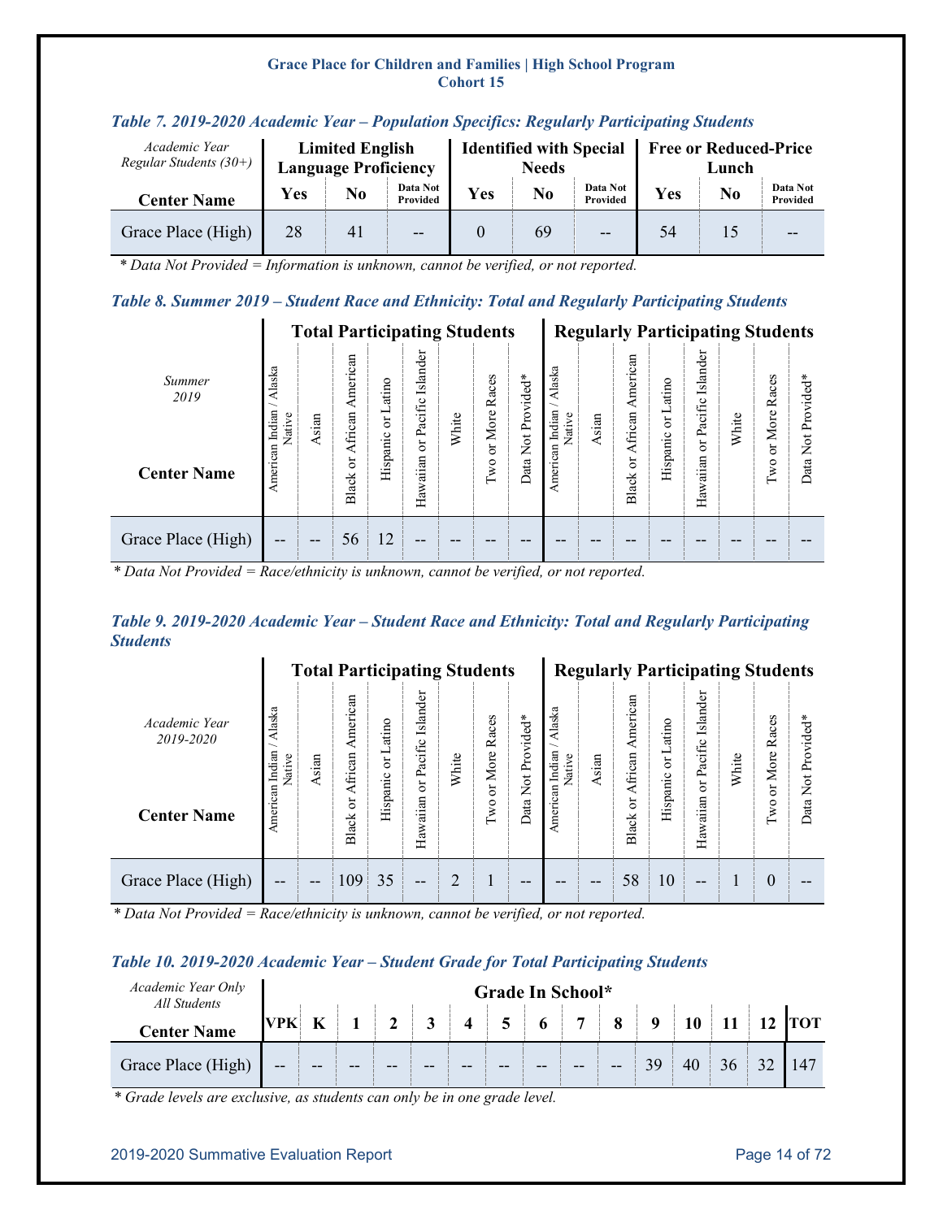**Grace Place for Children and Families | High School Program**
**Cohort 15**

### *Table 7. 2019-2020 Academic Year – Population Specifics: Regularly Participating Students*

| *Academic Year Regular Students (30+)* | Limited English Language Proficiency | | | Identified with Special Needs | | | Free or Reduced-Price Lunch | | |
|---|---|---|---|---|---|---|---|---|---|
| **Center Name** | **Yes** | **No** | **Data Not Provided** | **Yes** | **No** | **Data Not Provided** | **Yes** | **No** | **Data Not Provided** |
| Grace Place (High) | 28 | 41 | -- | 0 | 69 | -- | 54 | 15 | -- |

*\* Data Not Provided = Information is unknown, cannot be verified, or not reported.*

### *Table 8. Summer 2019 – Student Race and Ethnicity: Total and Regularly Participating Students*

| *Summer 2019* | Total Participating Students | | | | | | | | Regularly Participating Students | | | | | | | |
|---|---|---|---|---|---|---|---|---|---|---|---|---|---|---|---|---|
| **Center Name** | American Indian / Alaska Native | Asian | Black or African American | Hispanic or Latino | Hawaiian or Pacific Islander | White | Two or More Races | Data Not Provided* | American Indian / Alaska Native | Asian | Black or African American | Hispanic or Latino | Hawaiian or Pacific Islander | White | Two or More Races | Data Not Provided* |
| Grace Place (High) | -- | -- | 56 | 12 | -- | -- | -- | -- | -- | -- | -- | -- | -- | -- | -- | -- |

*\* Data Not Provided = Race/ethnicity is unknown, cannot be verified, or not reported.*

### *Table 9. 2019-2020 Academic Year – Student Race and Ethnicity: Total and Regularly Participating Students*

| *Academic Year 2019-2020* | Total Participating Students | | | | | | | | Regularly Participating Students | | | | | | | |
|---|---|---|---|---|---|---|---|---|---|---|---|---|---|---|---|---|
| **Center Name** | American Indian / Alaska Native | Asian | Black or African American | Hispanic or Latino | Hawaiian or Pacific Islander | White | Two or More Races | Data Not Provided* | American Indian / Alaska Native | Asian | Black or African American | Hispanic or Latino | Hawaiian or Pacific Islander | White | Two or More Races | Data Not Provided* |
| Grace Place (High) | -- | -- | 109 | 35 | -- | 2 | 1 | -- | -- | -- | 58 | 10 | -- | 1 | 0 | -- |

*\* Data Not Provided = Race/ethnicity is unknown, cannot be verified, or not reported.*

### *Table 10. 2019-2020 Academic Year – Student Grade for Total Participating Students*

| *Academic Year Only All Students* | Grade In School* | | | | | | | | | | | | | | |
|---|---|---|---|---|---|---|---|---|---|---|---|---|---|---|---|
| **Center Name** | **VPK** | **K** | **1** | **2** | **3** | **4** | **5** | **6** | **7** | **8** | **9** | **10** | **11** | **12** | **TOT** |
| Grace Place (High) | -- | -- | -- | -- | -- | -- | -- | -- | -- | -- | 39 | 40 | 36 | 32 | 147 |

*\* Grade levels are exclusive, as students can only be in one grade level.*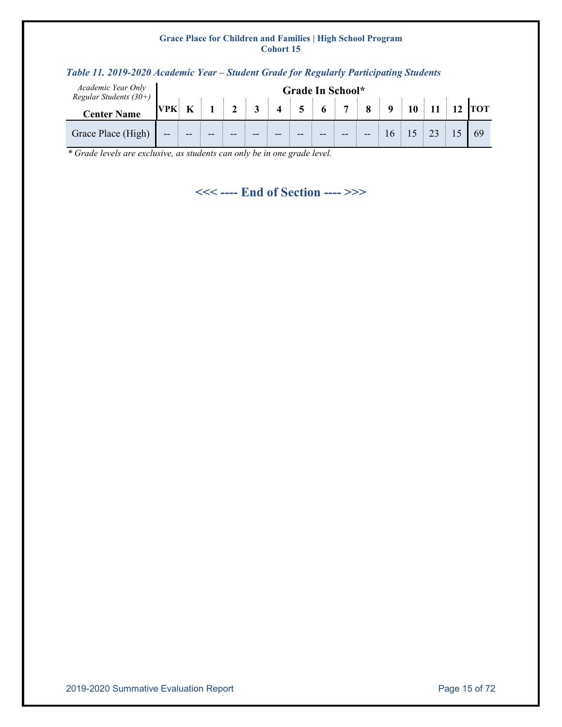**Grace Place for Children and Families | High School Program**
**Cohort 15**

*Table 11. 2019-2020 Academic Year – Student Grade for Regularly Participating Students*

| *Academic Year Only Regular Students (30+)* | Grade In School* | | | | | | | | | | | | | | |
|---|---|---|---|---|---|---|---|---|---|---|---|---|---|---|---|
| **Center Name** | **VPK** | **K** | **1** | **2** | **3** | **4** | **5** | **6** | **7** | **8** | **9** | **10** | **11** | **12** | **TOT** |
| Grace Place (High) | -- | -- | -- | -- | -- | -- | -- | -- | -- | -- | 16 | 15 | 23 | 15 | 69 |

*\* Grade levels are exclusive, as students can only be in one grade level.*

**<<< ---- End of Section ---- >>>**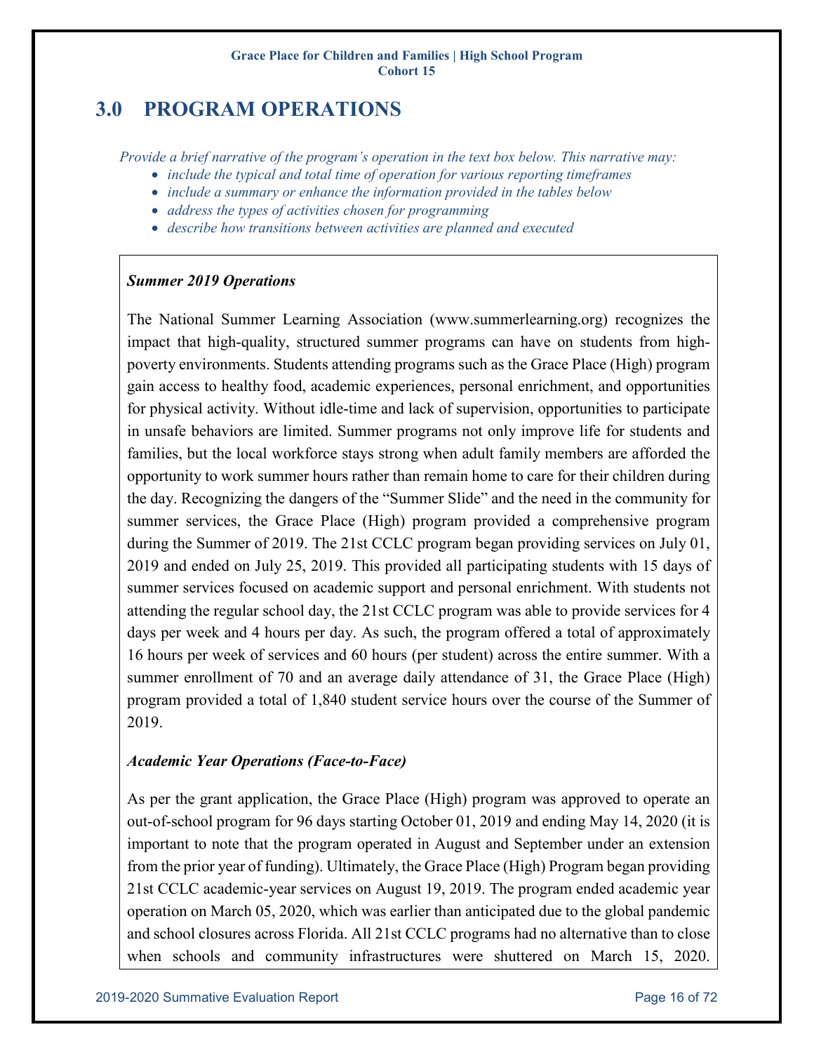# 3.0 PROGRAM OPERATIONS

*Provide a brief narrative of the program's operation in the text box below. This narrative may:*

- *include the typical and total time of operation for various reporting timeframes*
- *include a summary or enhance the information provided in the tables below*
- *address the types of activities chosen for programming*
- *describe how transitions between activities are planned and executed*

***Summer 2019 Operations***

The National Summer Learning Association (www.summerlearning.org) recognizes the impact that high-quality, structured summer programs can have on students from high-poverty environments. Students attending programs such as the Grace Place (High) program gain access to healthy food, academic experiences, personal enrichment, and opportunities for physical activity. Without idle-time and lack of supervision, opportunities to participate in unsafe behaviors are limited. Summer programs not only improve life for students and families, but the local workforce stays strong when adult family members are afforded the opportunity to work summer hours rather than remain home to care for their children during the day. Recognizing the dangers of the "Summer Slide" and the need in the community for summer services, the Grace Place (High) program provided a comprehensive program during the Summer of 2019. The 21st CCLC program began providing services on July 01, 2019 and ended on July 25, 2019. This provided all participating students with 15 days of summer services focused on academic support and personal enrichment. With students not attending the regular school day, the 21st CCLC program was able to provide services for 4 days per week and 4 hours per day. As such, the program offered a total of approximately 16 hours per week of services and 60 hours (per student) across the entire summer. With a summer enrollment of 70 and an average daily attendance of 31, the Grace Place (High) program provided a total of 1,840 student service hours over the course of the Summer of 2019.

***Academic Year Operations (Face-to-Face)***

As per the grant application, the Grace Place (High) program was approved to operate an out-of-school program for 96 days starting October 01, 2019 and ending May 14, 2020 (it is important to note that the program operated in August and September under an extension from the prior year of funding). Ultimately, the Grace Place (High) Program began providing 21st CCLC academic-year services on August 19, 2019. The program ended academic year operation on March 05, 2020, which was earlier than anticipated due to the global pandemic and school closures across Florida. All 21st CCLC programs had no alternative than to close when schools and community infrastructures were shuttered on March 15, 2020.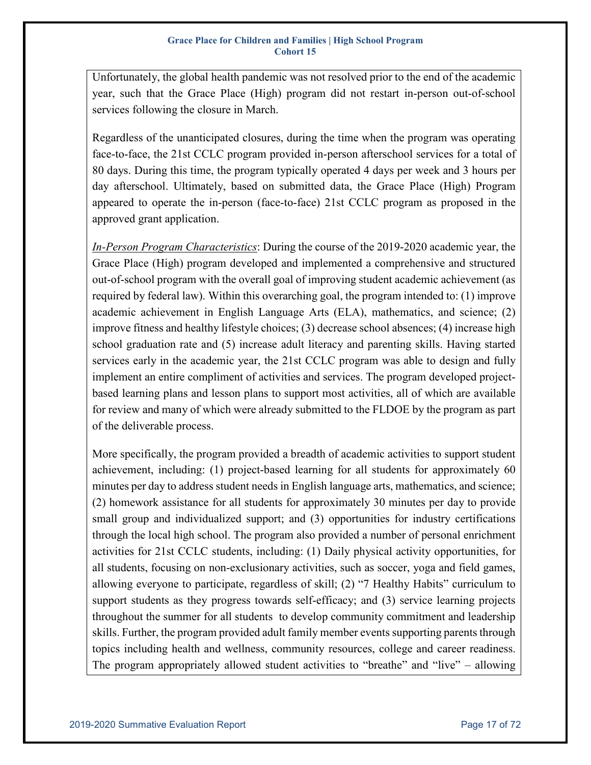Unfortunately, the global health pandemic was not resolved prior to the end of the academic year, such that the Grace Place (High) program did not restart in-person out-of-school services following the closure in March.

Regardless of the unanticipated closures, during the time when the program was operating face-to-face, the 21st CCLC program provided in-person afterschool services for a total of 80 days. During this time, the program typically operated 4 days per week and 3 hours per day afterschool. Ultimately, based on submitted data, the Grace Place (High) Program appeared to operate the in-person (face-to-face) 21st CCLC program as proposed in the approved grant application.

*In-Person Program Characteristics*: During the course of the 2019-2020 academic year, the Grace Place (High) program developed and implemented a comprehensive and structured out-of-school program with the overall goal of improving student academic achievement (as required by federal law). Within this overarching goal, the program intended to: (1) improve academic achievement in English Language Arts (ELA), mathematics, and science; (2) improve fitness and healthy lifestyle choices; (3) decrease school absences; (4) increase high school graduation rate and (5) increase adult literacy and parenting skills. Having started services early in the academic year, the 21st CCLC program was able to design and fully implement an entire compliment of activities and services. The program developed project-based learning plans and lesson plans to support most activities, all of which are available for review and many of which were already submitted to the FLDOE by the program as part of the deliverable process.

More specifically, the program provided a breadth of academic activities to support student achievement, including: (1) project-based learning for all students for approximately 60 minutes per day to address student needs in English language arts, mathematics, and science; (2) homework assistance for all students for approximately 30 minutes per day to provide small group and individualized support; and (3) opportunities for industry certifications through the local high school. The program also provided a number of personal enrichment activities for 21st CCLC students, including: (1) Daily physical activity opportunities, for all students, focusing on non-exclusionary activities, such as soccer, yoga and field games, allowing everyone to participate, regardless of skill; (2) "7 Healthy Habits" curriculum to support students as they progress towards self-efficacy; and (3) service learning projects throughout the summer for all students to develop community commitment and leadership skills. Further, the program provided adult family member events supporting parents through topics including health and wellness, community resources, college and career readiness. The program appropriately allowed student activities to "breathe" and "live" – allowing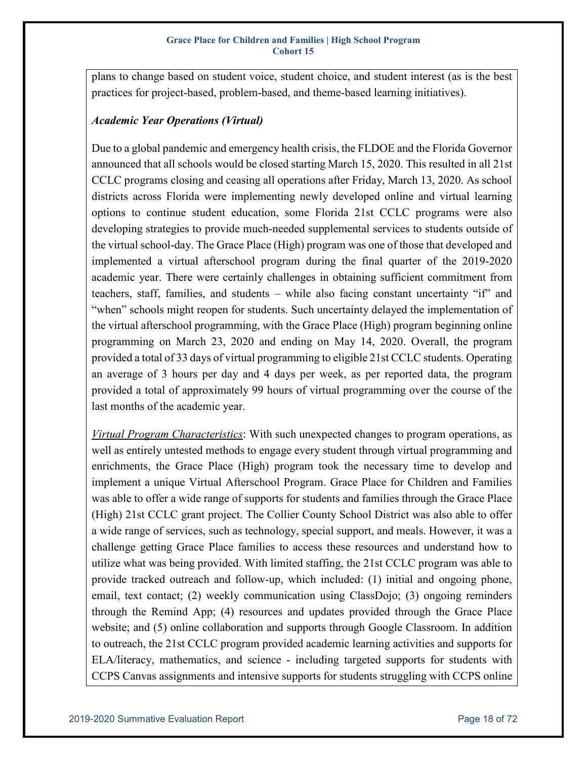plans to change based on student voice, student choice, and student interest (as is the best practices for project-based, problem-based, and theme-based learning initiatives).

***Academic Year Operations (Virtual)***

Due to a global pandemic and emergency health crisis, the FLDOE and the Florida Governor announced that all schools would be closed starting March 15, 2020. This resulted in all 21st CCLC programs closing and ceasing all operations after Friday, March 13, 2020. As school districts across Florida were implementing newly developed online and virtual learning options to continue student education, some Florida 21st CCLC programs were also developing strategies to provide much-needed supplemental services to students outside of the virtual school-day. The Grace Place (High) program was one of those that developed and implemented a virtual afterschool program during the final quarter of the 2019-2020 academic year. There were certainly challenges in obtaining sufficient commitment from teachers, staff, families, and students – while also facing constant uncertainty "if" and "when" schools might reopen for students. Such uncertainty delayed the implementation of the virtual afterschool programming, with the Grace Place (High) program beginning online programming on March 23, 2020 and ending on May 14, 2020. Overall, the program provided a total of 33 days of virtual programming to eligible 21st CCLC students. Operating an average of 3 hours per day and 4 days per week, as per reported data, the program provided a total of approximately 99 hours of virtual programming over the course of the last months of the academic year.

<u>Virtual Program Characteristics</u>: With such unexpected changes to program operations, as well as entirely untested methods to engage every student through virtual programming and enrichments, the Grace Place (High) program took the necessary time to develop and implement a unique Virtual Afterschool Program. Grace Place for Children and Families was able to offer a wide range of supports for students and families through the Grace Place (High) 21st CCLC grant project. The Collier County School District was also able to offer a wide range of services, such as technology, special support, and meals. However, it was a challenge getting Grace Place families to access these resources and understand how to utilize what was being provided. With limited staffing, the 21st CCLC program was able to provide tracked outreach and follow-up, which included: (1) initial and ongoing phone, email, text contact; (2) weekly communication using ClassDojo; (3) ongoing reminders through the Remind App; (4) resources and updates provided through the Grace Place website; and (5) online collaboration and supports through Google Classroom. In addition to outreach, the 21st CCLC program provided academic learning activities and supports for ELA/literacy, mathematics, and science - including targeted supports for students with CCPS Canvas assignments and intensive supports for students struggling with CCPS online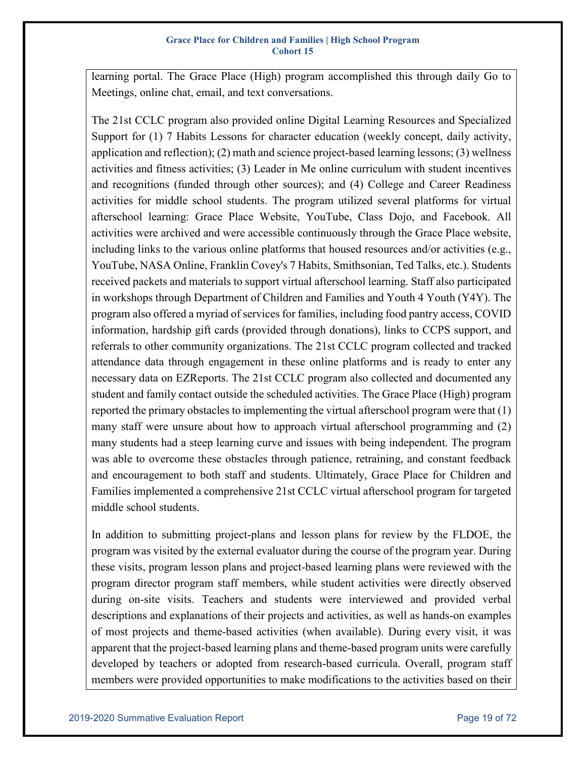learning portal. The Grace Place (High) program accomplished this through daily Go to Meetings, online chat, email, and text conversations.

The 21st CCLC program also provided online Digital Learning Resources and Specialized Support for (1) 7 Habits Lessons for character education (weekly concept, daily activity, application and reflection); (2) math and science project-based learning lessons; (3) wellness activities and fitness activities; (3) Leader in Me online curriculum with student incentives and recognitions (funded through other sources); and (4) College and Career Readiness activities for middle school students. The program utilized several platforms for virtual afterschool learning: Grace Place Website, YouTube, Class Dojo, and Facebook. All activities were archived and were accessible continuously through the Grace Place website, including links to the various online platforms that housed resources and/or activities (e.g., YouTube, NASA Online, Franklin Covey's 7 Habits, Smithsonian, Ted Talks, etc.). Students received packets and materials to support virtual afterschool learning. Staff also participated in workshops through Department of Children and Families and Youth 4 Youth (Y4Y). The program also offered a myriad of services for families, including food pantry access, COVID information, hardship gift cards (provided through donations), links to CCPS support, and referrals to other community organizations. The 21st CCLC program collected and tracked attendance data through engagement in these online platforms and is ready to enter any necessary data on EZReports. The 21st CCLC program also collected and documented any student and family contact outside the scheduled activities. The Grace Place (High) program reported the primary obstacles to implementing the virtual afterschool program were that (1) many staff were unsure about how to approach virtual afterschool programming and (2) many students had a steep learning curve and issues with being independent. The program was able to overcome these obstacles through patience, retraining, and constant feedback and encouragement to both staff and students. Ultimately, Grace Place for Children and Families implemented a comprehensive 21st CCLC virtual afterschool program for targeted middle school students.

In addition to submitting project-plans and lesson plans for review by the FLDOE, the program was visited by the external evaluator during the course of the program year. During these visits, program lesson plans and project-based learning plans were reviewed with the program director program staff members, while student activities were directly observed during on-site visits. Teachers and students were interviewed and provided verbal descriptions and explanations of their projects and activities, as well as hands-on examples of most projects and theme-based activities (when available). During every visit, it was apparent that the project-based learning plans and theme-based program units were carefully developed by teachers or adopted from research-based curricula. Overall, program staff members were provided opportunities to make modifications to the activities based on their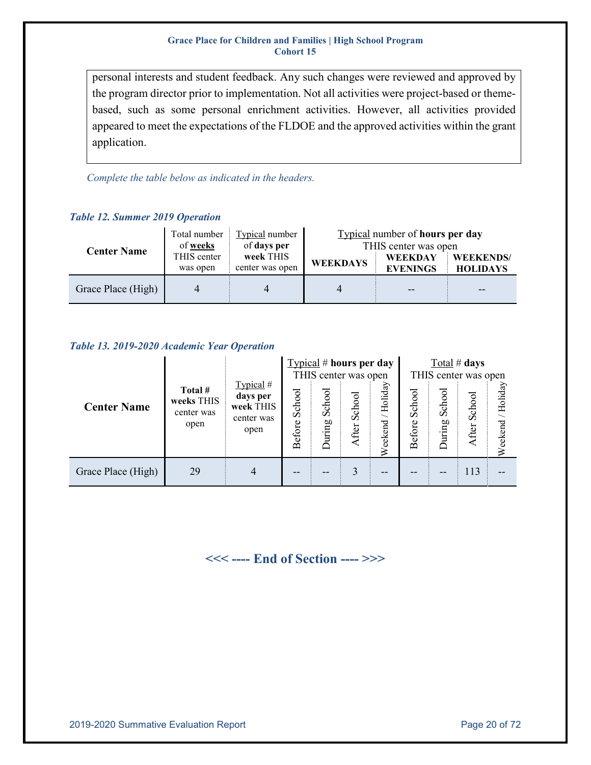personal interests and student feedback. Any such changes were reviewed and approved by the program director prior to implementation. Not all activities were project-based or theme-based, such as some personal enrichment activities. However, all activities provided appeared to meet the expectations of the FLDOE and the approved activities within the grant application.

*Complete the table below as indicated in the headers.*

***Table 12. Summer 2019 Operation***

| Center Name | Total number of **weeks** THIS center was open | Typical number of **days per week** THIS center was open | Typical number of **hours per day** THIS center was open | | |
|---|---|---|---|---|---|
| | | | **WEEKDAYS** | **WEEKDAY EVENINGS** | **WEEKENDS/ HOLIDAYS** |
| Grace Place (High) | 4 | 4 | 4 | -- | -- |

***Table 13. 2019-2020 Academic Year Operation***

| Center Name | **Total # weeks** THIS center was open | Typical # **days per week** THIS center was open | Typical # **hours per day** THIS center was open | | | | Total # **days** THIS center was open | | | |
|---|---|---|---|---|---|---|---|---|---|---|
| | | | Before School | During School | After School | Weekend / Holiday | Before School | During School | After School | Weekend / Holiday |
| Grace Place (High) | 29 | 4 | -- | -- | 3 | -- | -- | -- | 113 | -- |

**<<< ---- End of Section ---- >>>**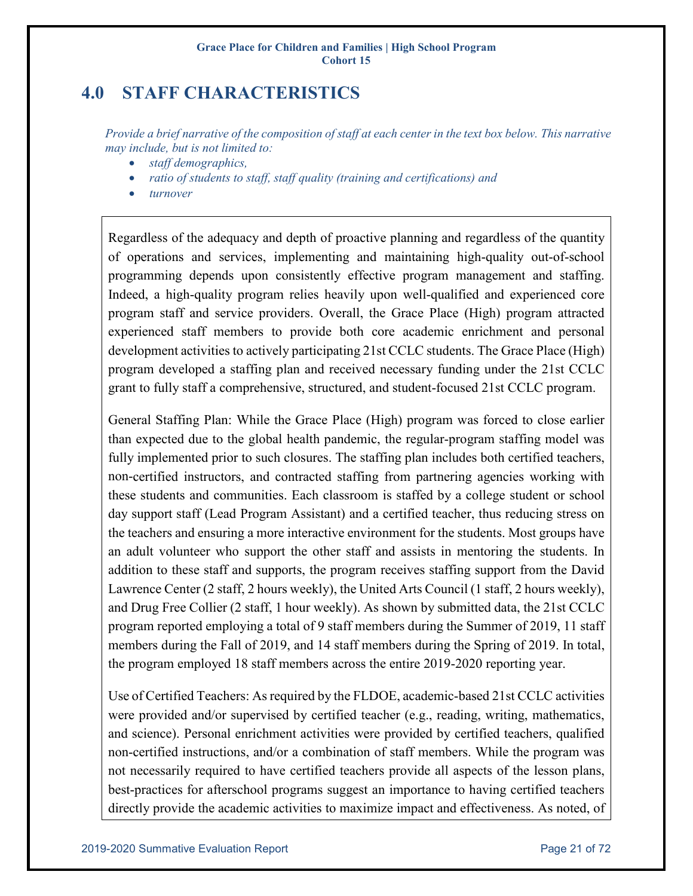# 4.0 STAFF CHARACTERISTICS

*Provide a brief narrative of the composition of staff at each center in the text box below. This narrative may include, but is not limited to:*

- *staff demographics,*
- *ratio of students to staff, staff quality (training and certifications) and*
- *turnover*

Regardless of the adequacy and depth of proactive planning and regardless of the quantity of operations and services, implementing and maintaining high-quality out-of-school programming depends upon consistently effective program management and staffing. Indeed, a high-quality program relies heavily upon well-qualified and experienced core program staff and service providers. Overall, the Grace Place (High) program attracted experienced staff members to provide both core academic enrichment and personal development activities to actively participating 21st CCLC students. The Grace Place (High) program developed a staffing plan and received necessary funding under the 21st CCLC grant to fully staff a comprehensive, structured, and student-focused 21st CCLC program.

General Staffing Plan: While the Grace Place (High) program was forced to close earlier than expected due to the global health pandemic, the regular-program staffing model was fully implemented prior to such closures. The staffing plan includes both certified teachers, non-certified instructors, and contracted staffing from partnering agencies working with these students and communities. Each classroom is staffed by a college student or school day support staff (Lead Program Assistant) and a certified teacher, thus reducing stress on the teachers and ensuring a more interactive environment for the students. Most groups have an adult volunteer who support the other staff and assists in mentoring the students. In addition to these staff and supports, the program receives staffing support from the David Lawrence Center (2 staff, 2 hours weekly), the United Arts Council (1 staff, 2 hours weekly), and Drug Free Collier (2 staff, 1 hour weekly). As shown by submitted data, the 21st CCLC program reported employing a total of 9 staff members during the Summer of 2019, 11 staff members during the Fall of 2019, and 14 staff members during the Spring of 2019. In total, the program employed 18 staff members across the entire 2019-2020 reporting year.

Use of Certified Teachers: As required by the FLDOE, academic-based 21st CCLC activities were provided and/or supervised by certified teacher (e.g., reading, writing, mathematics, and science). Personal enrichment activities were provided by certified teachers, qualified non-certified instructions, and/or a combination of staff members. While the program was not necessarily required to have certified teachers provide all aspects of the lesson plans, best-practices for afterschool programs suggest an importance to having certified teachers directly provide the academic activities to maximize impact and effectiveness. As noted, of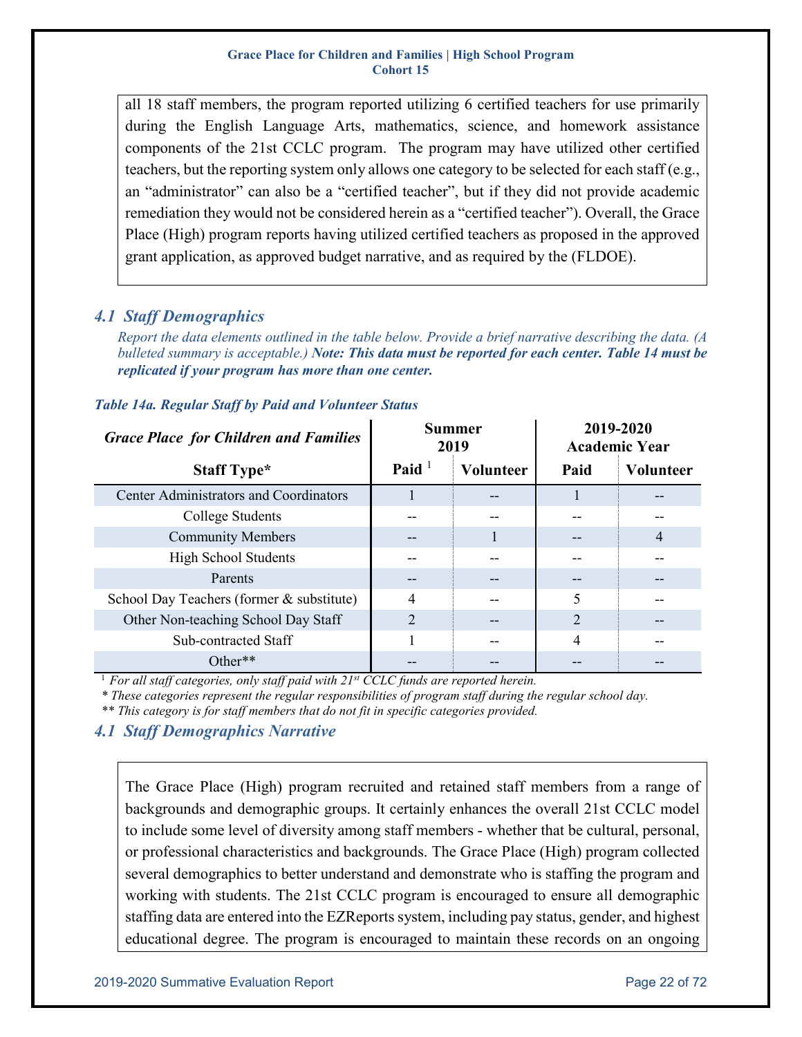all 18 staff members, the program reported utilizing 6 certified teachers for use primarily during the English Language Arts, mathematics, science, and homework assistance components of the 21st CCLC program. The program may have utilized other certified teachers, but the reporting system only allows one category to be selected for each staff (e.g., an "administrator" can also be a "certified teacher", but if they did not provide academic remediation they would not be considered herein as a "certified teacher"). Overall, the Grace Place (High) program reports having utilized certified teachers as proposed in the approved grant application, as approved budget narrative, and as required by the (FLDOE).

## *4.1 Staff Demographics*

*Report the data elements outlined in the table below. Provide a brief narrative describing the data. (A bulleted summary is acceptable.)* ***Note: This data must be reported for each center. Table 14 must be replicated if your program has more than one center.***

***Table 14a. Regular Staff by Paid and Volunteer Status***

| *Grace Place for Children and Families* | Summer 2019 | | 2019-2020 Academic Year | |
|---|---|---|---|---|
| **Staff Type*** | **Paid [1]** | **Volunteer** | **Paid** | **Volunteer** |
| Center Administrators and Coordinators | 1 | -- | 1 | -- |
| College Students | -- | -- | -- | -- |
| Community Members | -- | 1 | -- | 4 |
| High School Students | -- | -- | -- | -- |
| Parents | -- | -- | -- | -- |
| School Day Teachers (former & substitute) | 4 | -- | 5 | -- |
| Other Non-teaching School Day Staff | 2 | -- | 2 | -- |
| Sub-contracted Staff | 1 | -- | 4 | -- |
| Other** | -- | -- | -- | -- |

[1] *For all staff categories, only staff paid with 21st CCLC funds are reported herein.*

*\* These categories represent the regular responsibilities of program staff during the regular school day.*

*\*\* This category is for staff members that do not fit in specific categories provided.*

## *4.1 Staff Demographics Narrative*

The Grace Place (High) program recruited and retained staff members from a range of backgrounds and demographic groups. It certainly enhances the overall 21st CCLC model to include some level of diversity among staff members - whether that be cultural, personal, or professional characteristics and backgrounds. The Grace Place (High) program collected several demographics to better understand and demonstrate who is staffing the program and working with students. The 21st CCLC program is encouraged to ensure all demographic staffing data are entered into the EZReports system, including pay status, gender, and highest educational degree. The program is encouraged to maintain these records on an ongoing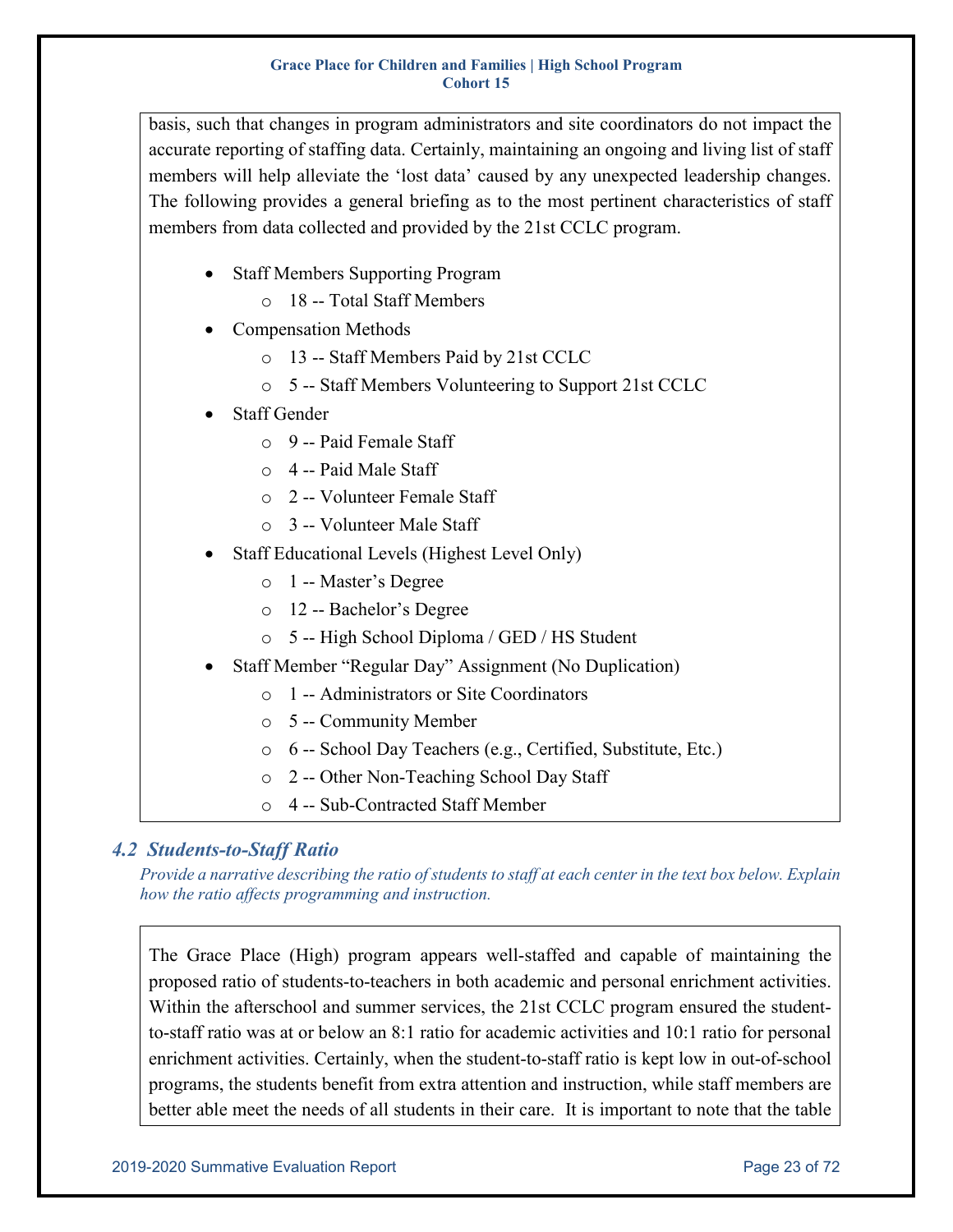basis, such that changes in program administrators and site coordinators do not impact the accurate reporting of staffing data. Certainly, maintaining an ongoing and living list of staff members will help alleviate the 'lost data' caused by any unexpected leadership changes. The following provides a general briefing as to the most pertinent characteristics of staff members from data collected and provided by the 21st CCLC program.

- Staff Members Supporting Program
  - 18 -- Total Staff Members
- Compensation Methods
  - 13 -- Staff Members Paid by 21st CCLC
  - 5 -- Staff Members Volunteering to Support 21st CCLC
- Staff Gender
  - 9 -- Paid Female Staff
  - 4 -- Paid Male Staff
  - 2 -- Volunteer Female Staff
  - 3 -- Volunteer Male Staff
- Staff Educational Levels (Highest Level Only)
  - 1 -- Master's Degree
  - 12 -- Bachelor's Degree
  - 5 -- High School Diploma / GED / HS Student
- Staff Member "Regular Day" Assignment (No Duplication)
  - 1 -- Administrators or Site Coordinators
  - 5 -- Community Member
  - 6 -- School Day Teachers (e.g., Certified, Substitute, Etc.)
  - 2 -- Other Non-Teaching School Day Staff
  - 4 -- Sub-Contracted Staff Member

## *4.2 Students-to-Staff Ratio*

*Provide a narrative describing the ratio of students to staff at each center in the text box below. Explain how the ratio affects programming and instruction.*

The Grace Place (High) program appears well-staffed and capable of maintaining the proposed ratio of students-to-teachers in both academic and personal enrichment activities. Within the afterschool and summer services, the 21st CCLC program ensured the student-to-staff ratio was at or below an 8:1 ratio for academic activities and 10:1 ratio for personal enrichment activities. Certainly, when the student-to-staff ratio is kept low in out-of-school programs, the students benefit from extra attention and instruction, while staff members are better able meet the needs of all students in their care. It is important to note that the table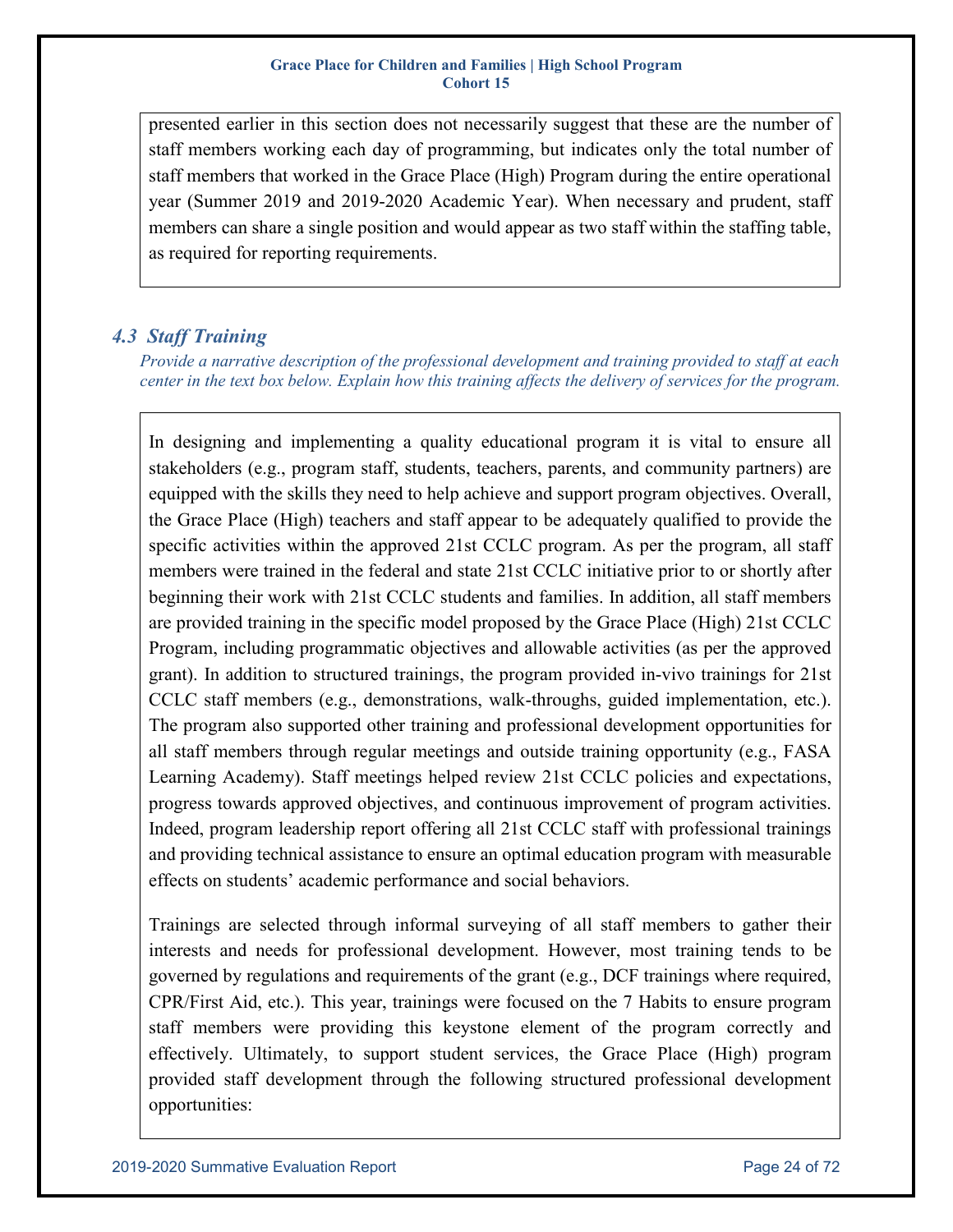presented earlier in this section does not necessarily suggest that these are the number of staff members working each day of programming, but indicates only the total number of staff members that worked in the Grace Place (High) Program during the entire operational year (Summer 2019 and 2019-2020 Academic Year). When necessary and prudent, staff members can share a single position and would appear as two staff within the staffing table, as required for reporting requirements.

## *4.3 Staff Training*

*Provide a narrative description of the professional development and training provided to staff at each center in the text box below. Explain how this training affects the delivery of services for the program.*

In designing and implementing a quality educational program it is vital to ensure all stakeholders (e.g., program staff, students, teachers, parents, and community partners) are equipped with the skills they need to help achieve and support program objectives. Overall, the Grace Place (High) teachers and staff appear to be adequately qualified to provide the specific activities within the approved 21st CCLC program. As per the program, all staff members were trained in the federal and state 21st CCLC initiative prior to or shortly after beginning their work with 21st CCLC students and families. In addition, all staff members are provided training in the specific model proposed by the Grace Place (High) 21st CCLC Program, including programmatic objectives and allowable activities (as per the approved grant). In addition to structured trainings, the program provided in-vivo trainings for 21st CCLC staff members (e.g., demonstrations, walk-throughs, guided implementation, etc.). The program also supported other training and professional development opportunities for all staff members through regular meetings and outside training opportunity (e.g., FASA Learning Academy). Staff meetings helped review 21st CCLC policies and expectations, progress towards approved objectives, and continuous improvement of program activities. Indeed, program leadership report offering all 21st CCLC staff with professional trainings and providing technical assistance to ensure an optimal education program with measurable effects on students' academic performance and social behaviors.

Trainings are selected through informal surveying of all staff members to gather their interests and needs for professional development. However, most training tends to be governed by regulations and requirements of the grant (e.g., DCF trainings where required, CPR/First Aid, etc.). This year, trainings were focused on the 7 Habits to ensure program staff members were providing this keystone element of the program correctly and effectively. Ultimately, to support student services, the Grace Place (High) program provided staff development through the following structured professional development opportunities: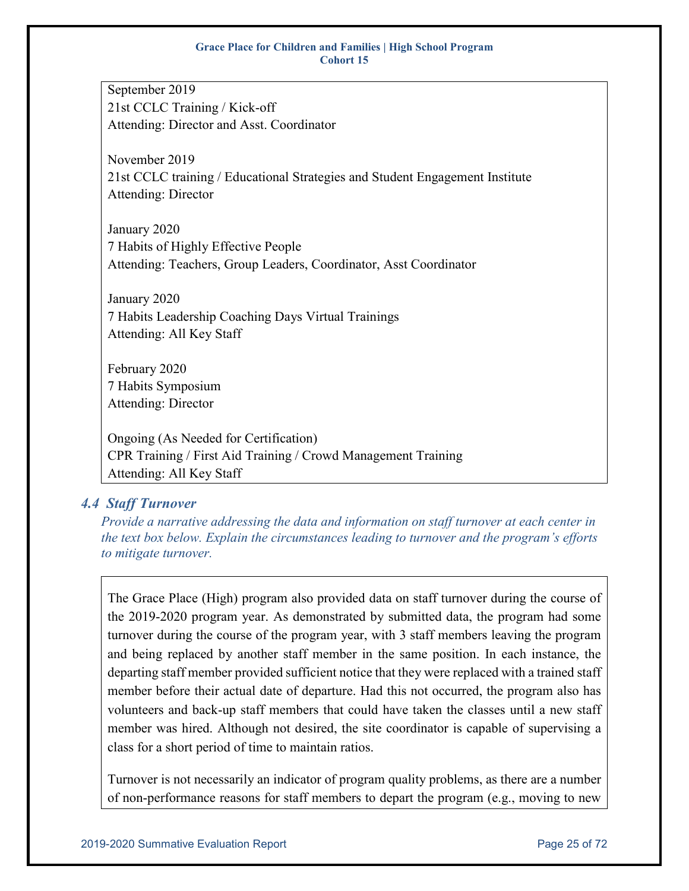September 2019
21st CCLC Training / Kick-off
Attending: Director and Asst. Coordinator

November 2019
21st CCLC training / Educational Strategies and Student Engagement Institute
Attending: Director

January 2020
7 Habits of Highly Effective People
Attending: Teachers, Group Leaders, Coordinator, Asst Coordinator

January 2020
7 Habits Leadership Coaching Days Virtual Trainings
Attending: All Key Staff

February 2020
7 Habits Symposium
Attending: Director

Ongoing (As Needed for Certification)
CPR Training / First Aid Training / Crowd Management Training
Attending: All Key Staff

### *4.4 Staff Turnover*

*Provide a narrative addressing the data and information on staff turnover at each center in the text box below. Explain the circumstances leading to turnover and the program's efforts to mitigate turnover.*

The Grace Place (High) program also provided data on staff turnover during the course of the 2019-2020 program year. As demonstrated by submitted data, the program had some turnover during the course of the program year, with 3 staff members leaving the program and being replaced by another staff member in the same position. In each instance, the departing staff member provided sufficient notice that they were replaced with a trained staff member before their actual date of departure. Had this not occurred, the program also has volunteers and back-up staff members that could have taken the classes until a new staff member was hired. Although not desired, the site coordinator is capable of supervising a class for a short period of time to maintain ratios.

Turnover is not necessarily an indicator of program quality problems, as there are a number of non-performance reasons for staff members to depart the program (e.g., moving to new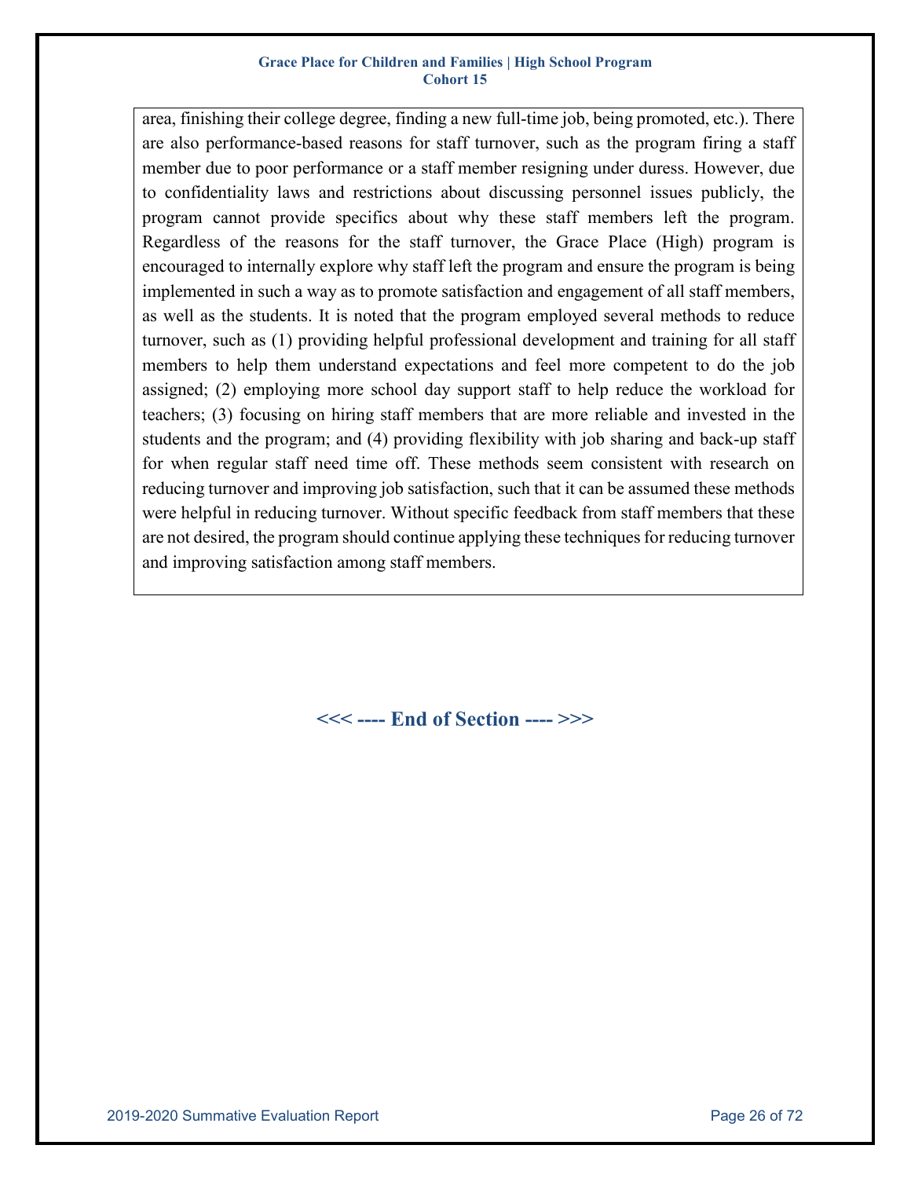area, finishing their college degree, finding a new full-time job, being promoted, etc.). There are also performance-based reasons for staff turnover, such as the program firing a staff member due to poor performance or a staff member resigning under duress. However, due to confidentiality laws and restrictions about discussing personnel issues publicly, the program cannot provide specifics about why these staff members left the program. Regardless of the reasons for the staff turnover, the Grace Place (High) program is encouraged to internally explore why staff left the program and ensure the program is being implemented in such a way as to promote satisfaction and engagement of all staff members, as well as the students. It is noted that the program employed several methods to reduce turnover, such as (1) providing helpful professional development and training for all staff members to help them understand expectations and feel more competent to do the job assigned; (2) employing more school day support staff to help reduce the workload for teachers; (3) focusing on hiring staff members that are more reliable and invested in the students and the program; and (4) providing flexibility with job sharing and back-up staff for when regular staff need time off. These methods seem consistent with research on reducing turnover and improving job satisfaction, such that it can be assumed these methods were helpful in reducing turnover. Without specific feedback from staff members that these are not desired, the program should continue applying these techniques for reducing turnover and improving satisfaction among staff members.

**<<< ---- End of Section ---- >>>**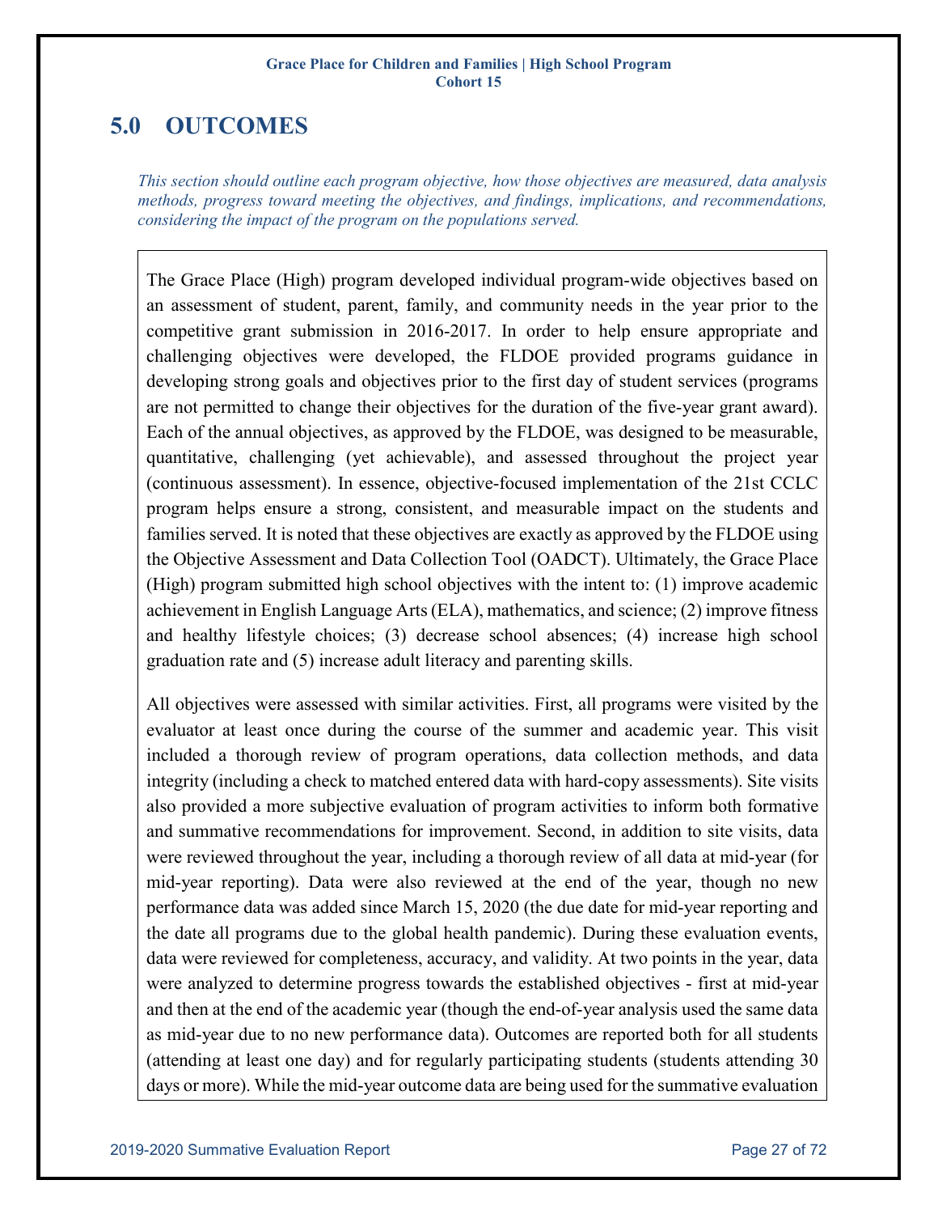## 5.0 OUTCOMES

*This section should outline each program objective, how those objectives are measured, data analysis methods, progress toward meeting the objectives, and findings, implications, and recommendations, considering the impact of the program on the populations served.*

The Grace Place (High) program developed individual program-wide objectives based on an assessment of student, parent, family, and community needs in the year prior to the competitive grant submission in 2016-2017. In order to help ensure appropriate and challenging objectives were developed, the FLDOE provided programs guidance in developing strong goals and objectives prior to the first day of student services (programs are not permitted to change their objectives for the duration of the five-year grant award). Each of the annual objectives, as approved by the FLDOE, was designed to be measurable, quantitative, challenging (yet achievable), and assessed throughout the project year (continuous assessment). In essence, objective-focused implementation of the 21st CCLC program helps ensure a strong, consistent, and measurable impact on the students and families served. It is noted that these objectives are exactly as approved by the FLDOE using the Objective Assessment and Data Collection Tool (OADCT). Ultimately, the Grace Place (High) program submitted high school objectives with the intent to: (1) improve academic achievement in English Language Arts (ELA), mathematics, and science; (2) improve fitness and healthy lifestyle choices; (3) decrease school absences; (4) increase high school graduation rate and (5) increase adult literacy and parenting skills.

All objectives were assessed with similar activities. First, all programs were visited by the evaluator at least once during the course of the summer and academic year. This visit included a thorough review of program operations, data collection methods, and data integrity (including a check to matched entered data with hard-copy assessments). Site visits also provided a more subjective evaluation of program activities to inform both formative and summative recommendations for improvement. Second, in addition to site visits, data were reviewed throughout the year, including a thorough review of all data at mid-year (for mid-year reporting). Data were also reviewed at the end of the year, though no new performance data was added since March 15, 2020 (the due date for mid-year reporting and the date all programs due to the global health pandemic). During these evaluation events, data were reviewed for completeness, accuracy, and validity. At two points in the year, data were analyzed to determine progress towards the established objectives - first at mid-year and then at the end of the academic year (though the end-of-year analysis used the same data as mid-year due to no new performance data). Outcomes are reported both for all students (attending at least one day) and for regularly participating students (students attending 30 days or more). While the mid-year outcome data are being used for the summative evaluation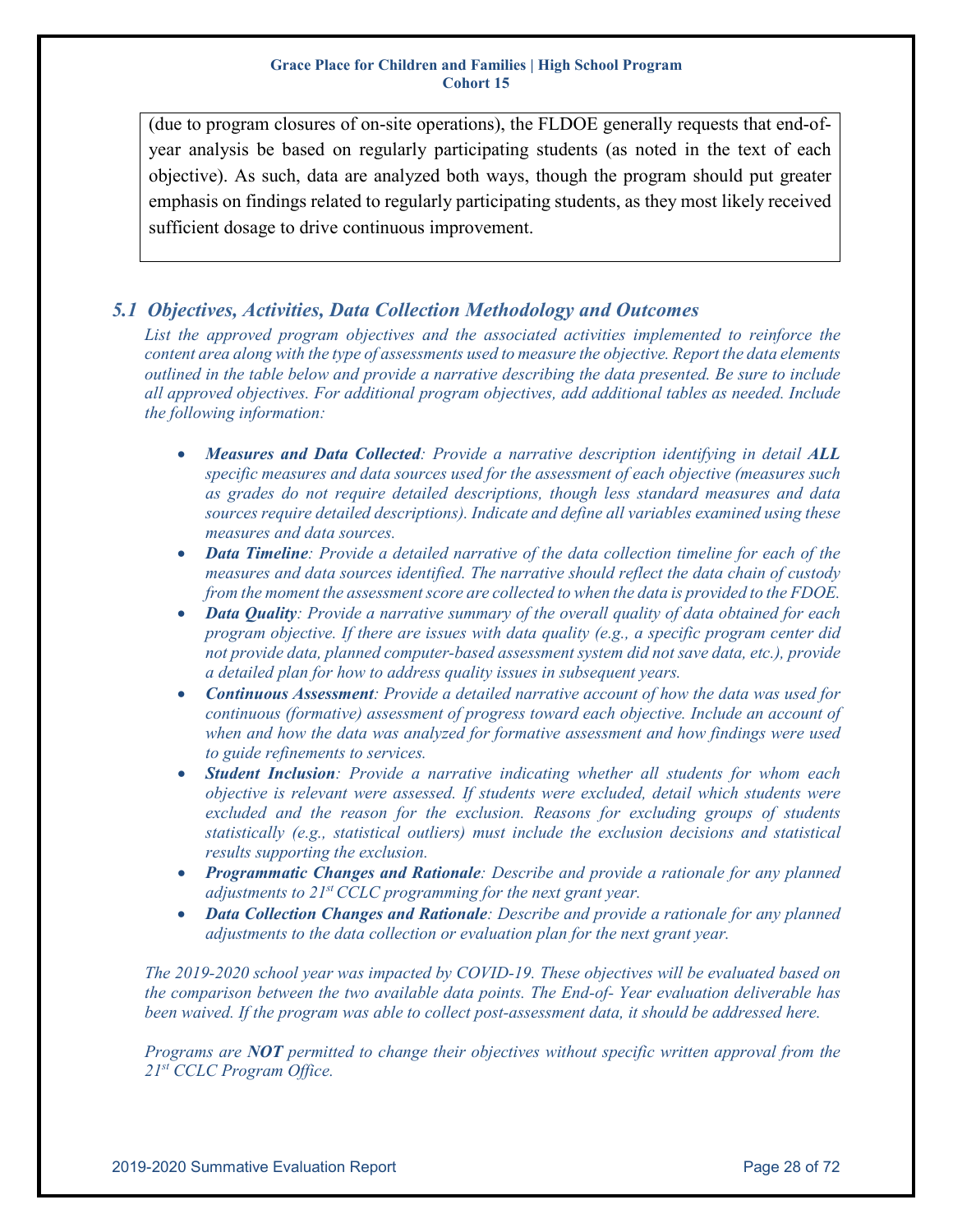(due to program closures of on-site operations), the FLDOE generally requests that end-of-year analysis be based on regularly participating students (as noted in the text of each objective). As such, data are analyzed both ways, though the program should put greater emphasis on findings related to regularly participating students, as they most likely received sufficient dosage to drive continuous improvement.

## *5.1 Objectives, Activities, Data Collection Methodology and Outcomes*

*List the approved program objectives and the associated activities implemented to reinforce the content area along with the type of assessments used to measure the objective. Report the data elements outlined in the table below and provide a narrative describing the data presented. Be sure to include all approved objectives. For additional program objectives, add additional tables as needed. Include the following information:*

- ***Measures and Data Collected**: Provide a narrative description identifying in detail **ALL** specific measures and data sources used for the assessment of each objective (measures such as grades do not require detailed descriptions, though less standard measures and data sources require detailed descriptions). Indicate and define all variables examined using these measures and data sources.*
- ***Data Timeline**: Provide a detailed narrative of the data collection timeline for each of the measures and data sources identified. The narrative should reflect the data chain of custody from the moment the assessment score are collected to when the data is provided to the FDOE.*
- ***Data Quality**: Provide a narrative summary of the overall quality of data obtained for each program objective. If there are issues with data quality (e.g., a specific program center did not provide data, planned computer-based assessment system did not save data, etc.), provide a detailed plan for how to address quality issues in subsequent years.*
- ***Continuous Assessment**: Provide a detailed narrative account of how the data was used for continuous (formative) assessment of progress toward each objective. Include an account of when and how the data was analyzed for formative assessment and how findings were used to guide refinements to services.*
- ***Student Inclusion**: Provide a narrative indicating whether all students for whom each objective is relevant were assessed. If students were excluded, detail which students were excluded and the reason for the exclusion. Reasons for excluding groups of students statistically (e.g., statistical outliers) must include the exclusion decisions and statistical results supporting the exclusion.*
- ***Programmatic Changes and Rationale**: Describe and provide a rationale for any planned adjustments to 21st CCLC programming for the next grant year.*
- ***Data Collection Changes and Rationale**: Describe and provide a rationale for any planned adjustments to the data collection or evaluation plan for the next grant year.*

*The 2019-2020 school year was impacted by COVID-19. These objectives will be evaluated based on the comparison between the two available data points. The End-of- Year evaluation deliverable has been waived. If the program was able to collect post-assessment data, it should be addressed here.*

*Programs are **NOT** permitted to change their objectives without specific written approval from the 21st CCLC Program Office.*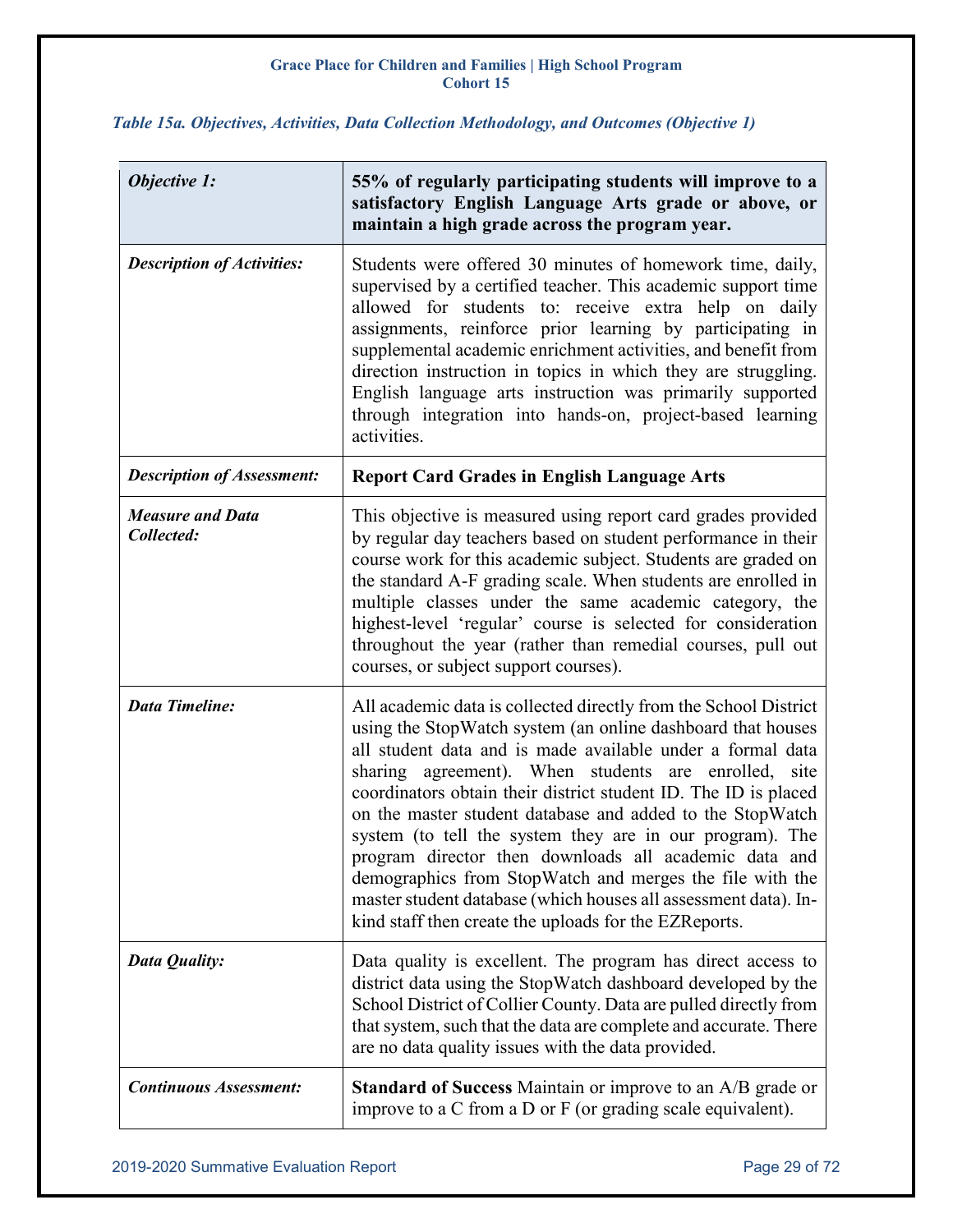*Table 15a. Objectives, Activities, Data Collection Methodology, and Outcomes (Objective 1)*

| *Objective 1:* | **55% of regularly participating students will improve to a satisfactory English Language Arts grade or above, or maintain a high grade across the program year.** |
|---|---|
| *Description of Activities:* | Students were offered 30 minutes of homework time, daily, supervised by a certified teacher. This academic support time allowed for students to: receive extra help on daily assignments, reinforce prior learning by participating in supplemental academic enrichment activities, and benefit from direction instruction in topics in which they are struggling. English language arts instruction was primarily supported through integration into hands-on, project-based learning activities. |
| *Description of Assessment:* | **Report Card Grades in English Language Arts** |
| *Measure and Data Collected:* | This objective is measured using report card grades provided by regular day teachers based on student performance in their course work for this academic subject. Students are graded on the standard A-F grading scale. When students are enrolled in multiple classes under the same academic category, the highest-level 'regular' course is selected for consideration throughout the year (rather than remedial courses, pull out courses, or subject support courses). |
| *Data Timeline:* | All academic data is collected directly from the School District using the StopWatch system (an online dashboard that houses all student data and is made available under a formal data sharing agreement). When students are enrolled, site coordinators obtain their district student ID. The ID is placed on the master student database and added to the StopWatch system (to tell the system they are in our program). The program director then downloads all academic data and demographics from StopWatch and merges the file with the master student database (which houses all assessment data). In-kind staff then create the uploads for the EZReports. |
| *Data Quality:* | Data quality is excellent. The program has direct access to district data using the StopWatch dashboard developed by the School District of Collier County. Data are pulled directly from that system, such that the data are complete and accurate. There are no data quality issues with the data provided. |
| *Continuous Assessment:* | **Standard of Success** Maintain or improve to an A/B grade or improve to a C from a D or F (or grading scale equivalent). |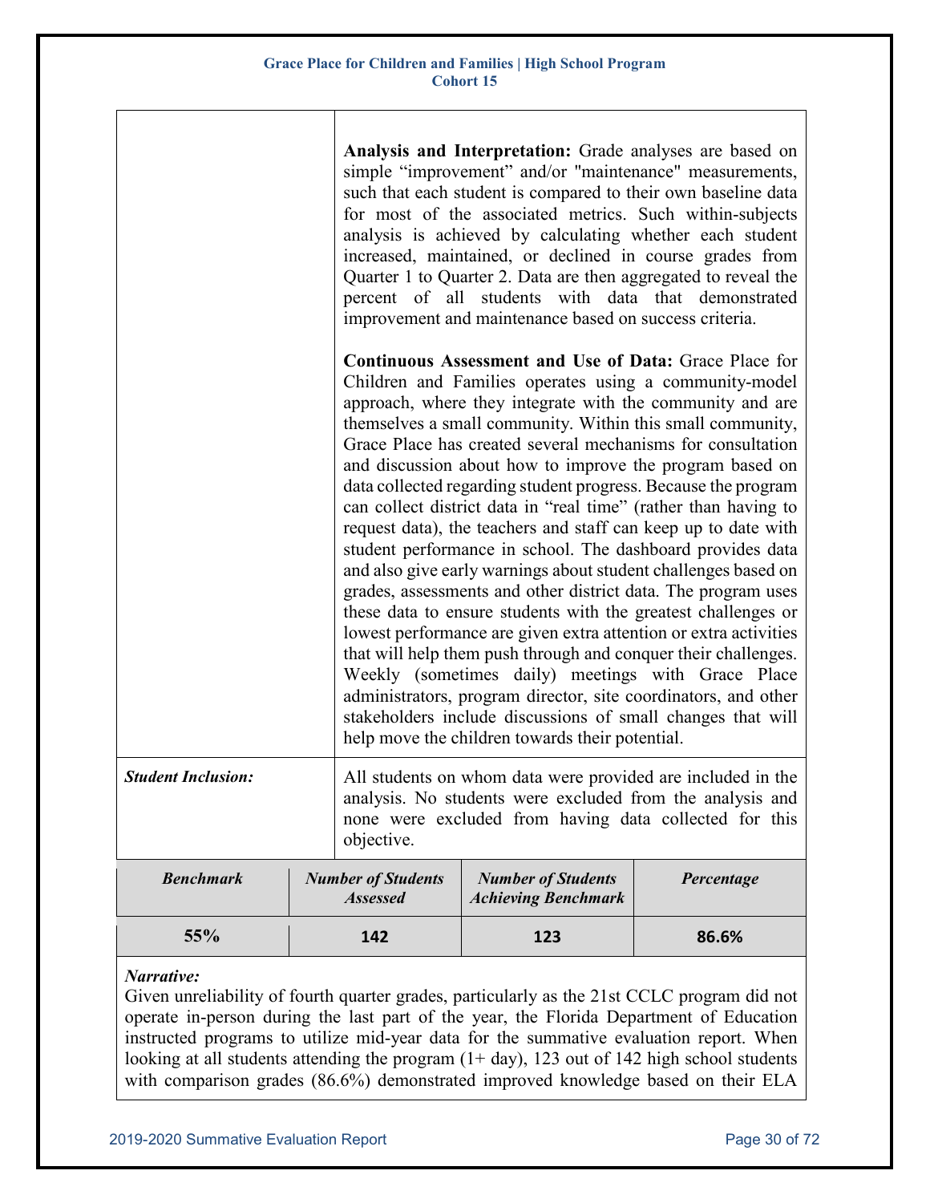**Analysis and Interpretation:** Grade analyses are based on simple "improvement" and/or "maintenance" measurements, such that each student is compared to their own baseline data for most of the associated metrics. Such within-subjects analysis is achieved by calculating whether each student increased, maintained, or declined in course grades from Quarter 1 to Quarter 2. Data are then aggregated to reveal the percent of all students with data that demonstrated improvement and maintenance based on success criteria.

**Continuous Assessment and Use of Data:** Grace Place for Children and Families operates using a community-model approach, where they integrate with the community and are themselves a small community. Within this small community, Grace Place has created several mechanisms for consultation and discussion about how to improve the program based on data collected regarding student progress. Because the program can collect district data in "real time" (rather than having to request data), the teachers and staff can keep up to date with student performance in school. The dashboard provides data and also give early warnings about student challenges based on grades, assessments and other district data. The program uses these data to ensure students with the greatest challenges or lowest performance are given extra attention or extra activities that will help them push through and conquer their challenges. Weekly (sometimes daily) meetings with Grace Place administrators, program director, site coordinators, and other stakeholders include discussions of small changes that will help move the children towards their potential.

***Student Inclusion:*** All students on whom data were provided are included in the analysis. No students were excluded from the analysis and none were excluded from having data collected for this objective.

| *Benchmark* | *Number of Students Assessed* | *Number of Students Achieving Benchmark* | *Percentage* |
|---|---|---|---|
| **55%** | **142** | **123** | **86.6%** |

*Narrative:*
Given unreliability of fourth quarter grades, particularly as the 21st CCLC program did not operate in-person during the last part of the year, the Florida Department of Education instructed programs to utilize mid-year data for the summative evaluation report. When looking at all students attending the program (1+ day), 123 out of 142 high school students with comparison grades (86.6%) demonstrated improved knowledge based on their ELA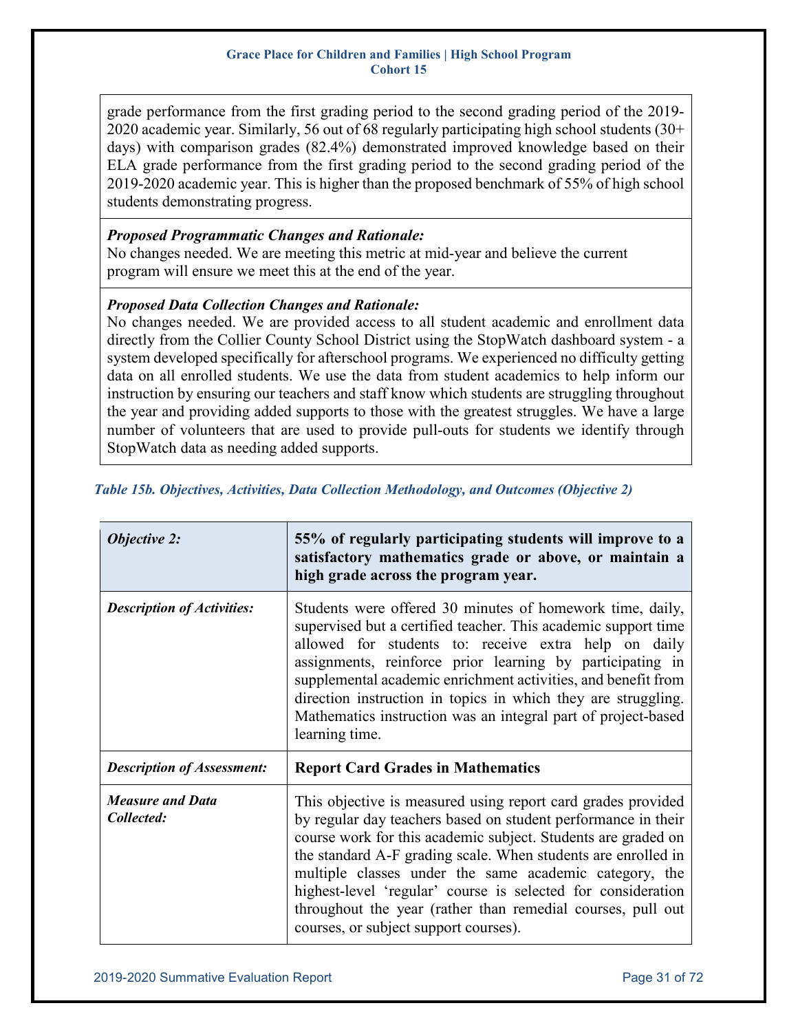grade performance from the first grading period to the second grading period of the 2019-2020 academic year. Similarly, 56 out of 68 regularly participating high school students (30+ days) with comparison grades (82.4%) demonstrated improved knowledge based on their ELA grade performance from the first grading period to the second grading period of the 2019-2020 academic year. This is higher than the proposed benchmark of 55% of high school students demonstrating progress.

***Proposed Programmatic Changes and Rationale:***
No changes needed. We are meeting this metric at mid-year and believe the current program will ensure we meet this at the end of the year.

***Proposed Data Collection Changes and Rationale:***
No changes needed. We are provided access to all student academic and enrollment data directly from the Collier County School District using the StopWatch dashboard system - a system developed specifically for afterschool programs. We experienced no difficulty getting data on all enrolled students. We use the data from student academics to help inform our instruction by ensuring our teachers and staff know which students are struggling throughout the year and providing added supports to those with the greatest struggles. We have a large number of volunteers that are used to provide pull-outs for students we identify through StopWatch data as needing added supports.

*Table 15b. Objectives, Activities, Data Collection Methodology, and Outcomes (Objective 2)*

| ***Objective 2:*** | **55% of regularly participating students will improve to a satisfactory mathematics grade or above, or maintain a high grade across the program year.** |
|---|---|
| ***Description of Activities:*** | Students were offered 30 minutes of homework time, daily, supervised but a certified teacher. This academic support time allowed for students to: receive extra help on daily assignments, reinforce prior learning by participating in supplemental academic enrichment activities, and benefit from direction instruction in topics in which they are struggling. Mathematics instruction was an integral part of project-based learning time. |
| ***Description of Assessment:*** | **Report Card Grades in Mathematics** |
| ***Measure and Data Collected:*** | This objective is measured using report card grades provided by regular day teachers based on student performance in their course work for this academic subject. Students are graded on the standard A-F grading scale. When students are enrolled in multiple classes under the same academic category, the highest-level 'regular' course is selected for consideration throughout the year (rather than remedial courses, pull out courses, or subject support courses). |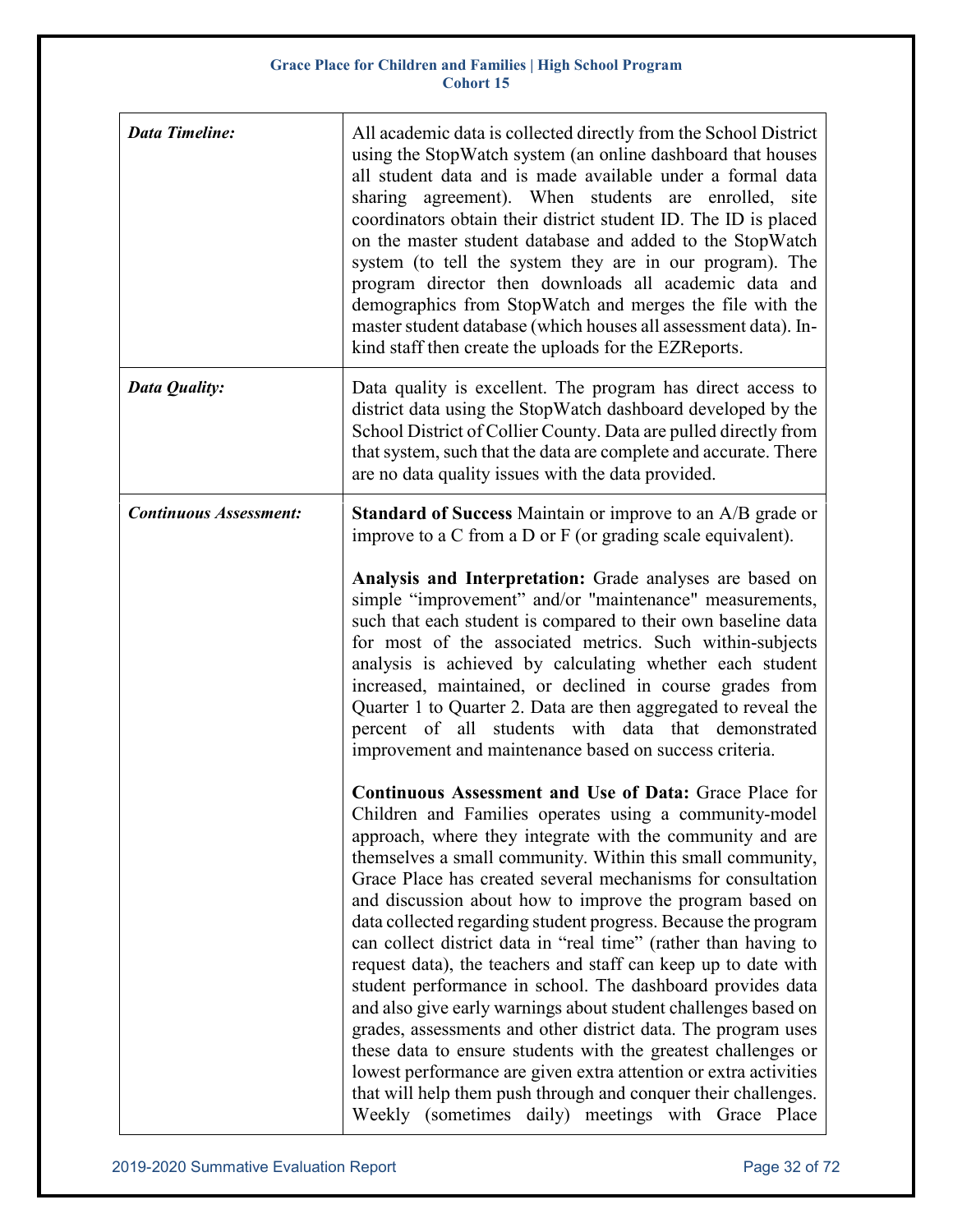| | |
|---|---|
| ***Data Timeline:*** | All academic data is collected directly from the School District using the StopWatch system (an online dashboard that houses all student data and is made available under a formal data sharing agreement). When students are enrolled, site coordinators obtain their district student ID. The ID is placed on the master student database and added to the StopWatch system (to tell the system they are in our program). The program director then downloads all academic data and demographics from StopWatch and merges the file with the master student database (which houses all assessment data). In-kind staff then create the uploads for the EZReports. |
| ***Data Quality:*** | Data quality is excellent. The program has direct access to district data using the StopWatch dashboard developed by the School District of Collier County. Data are pulled directly from that system, such that the data are complete and accurate. There are no data quality issues with the data provided. |
| ***Continuous Assessment:*** | **Standard of Success** Maintain or improve to an A/B grade or improve to a C from a D or F (or grading scale equivalent).<br><br>**Analysis and Interpretation:** Grade analyses are based on simple "improvement" and/or "maintenance" measurements, such that each student is compared to their own baseline data for most of the associated metrics. Such within-subjects analysis is achieved by calculating whether each student increased, maintained, or declined in course grades from Quarter 1 to Quarter 2. Data are then aggregated to reveal the percent of all students with data that demonstrated improvement and maintenance based on success criteria.<br><br>**Continuous Assessment and Use of Data:** Grace Place for Children and Families operates using a community-model approach, where they integrate with the community and are themselves a small community. Within this small community, Grace Place has created several mechanisms for consultation and discussion about how to improve the program based on data collected regarding student progress. Because the program can collect district data in "real time" (rather than having to request data), the teachers and staff can keep up to date with student performance in school. The dashboard provides data and also give early warnings about student challenges based on grades, assessments and other district data. The program uses these data to ensure students with the greatest challenges or lowest performance are given extra attention or extra activities that will help them push through and conquer their challenges. Weekly (sometimes daily) meetings with Grace Place |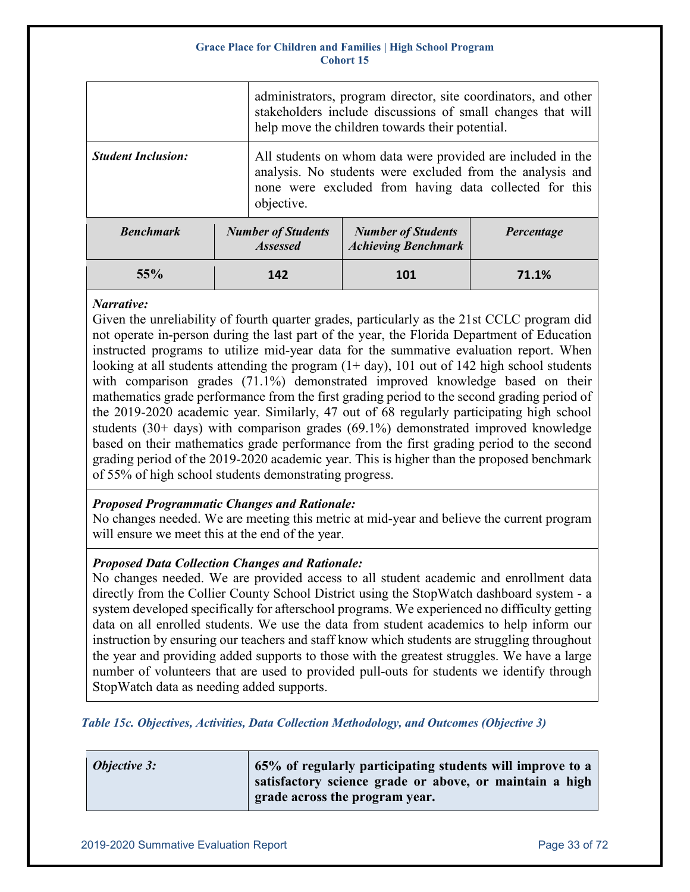| | |
|---|---|
| | administrators, program director, site coordinators, and other stakeholders include discussions of small changes that will help move the children towards their potential. |
| ***Student Inclusion:*** | All students on whom data were provided are included in the analysis. No students were excluded from the analysis and none were excluded from having data collected for this objective. |

| *Benchmark* | *Number of Students Assessed* | *Number of Students Achieving Benchmark* | *Percentage* |
|---|---|---|---|
| **55%** | **142** | **101** | **71.1%** |

***Narrative:***
Given the unreliability of fourth quarter grades, particularly as the 21st CCLC program did not operate in-person during the last part of the year, the Florida Department of Education instructed programs to utilize mid-year data for the summative evaluation report. When looking at all students attending the program (1+ day), 101 out of 142 high school students with comparison grades (71.1%) demonstrated improved knowledge based on their mathematics grade performance from the first grading period to the second grading period of the 2019-2020 academic year. Similarly, 47 out of 68 regularly participating high school students (30+ days) with comparison grades (69.1%) demonstrated improved knowledge based on their mathematics grade performance from the first grading period to the second grading period of the 2019-2020 academic year. This is higher than the proposed benchmark of 55% of high school students demonstrating progress.

***Proposed Programmatic Changes and Rationale:***
No changes needed. We are meeting this metric at mid-year and believe the current program will ensure we meet this at the end of the year.

***Proposed Data Collection Changes and Rationale:***
No changes needed. We are provided access to all student academic and enrollment data directly from the Collier County School District using the StopWatch dashboard system - a system developed specifically for afterschool programs. We experienced no difficulty getting data on all enrolled students. We use the data from student academics to help inform our instruction by ensuring our teachers and staff know which students are struggling throughout the year and providing added supports to those with the greatest struggles. We have a large number of volunteers that are used to provided pull-outs for students we identify through StopWatch data as needing added supports.

*Table 15c. Objectives, Activities, Data Collection Methodology, and Outcomes (Objective 3)*

| | |
|---|---|
| *Objective 3:* | **65% of regularly participating students will improve to a satisfactory science grade or above, or maintain a high grade across the program year.** |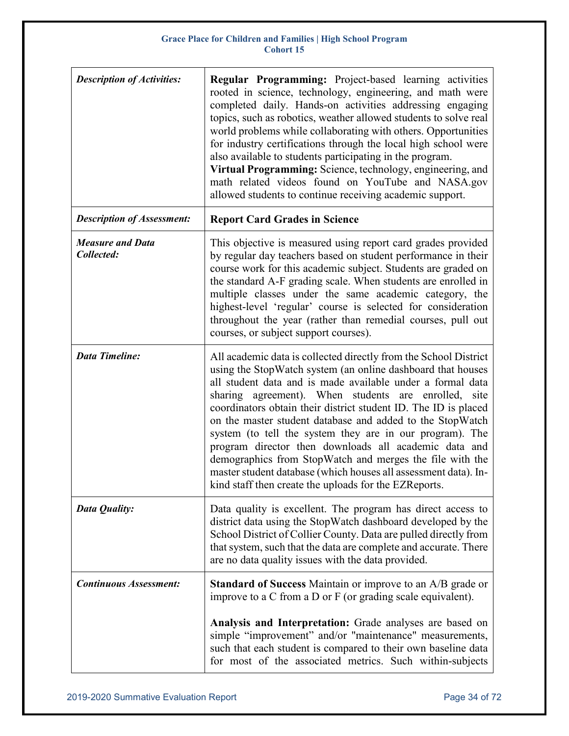| *Description of Activities:* | **Regular Programming:** Project-based learning activities rooted in science, technology, engineering, and math were completed daily. Hands-on activities addressing engaging topics, such as robotics, weather allowed students to solve real world problems while collaborating with others. Opportunities for industry certifications through the local high school were also available to students participating in the program. **Virtual Programming:** Science, technology, engineering, and math related videos found on YouTube and NASA.gov allowed students to continue receiving academic support. |
|---|---|
| *Description of Assessment:* | **Report Card Grades in Science** |
| *Measure and Data Collected:* | This objective is measured using report card grades provided by regular day teachers based on student performance in their course work for this academic subject. Students are graded on the standard A-F grading scale. When students are enrolled in multiple classes under the same academic category, the highest-level 'regular' course is selected for consideration throughout the year (rather than remedial courses, pull out courses, or subject support courses). |
| *Data Timeline:* | All academic data is collected directly from the School District using the StopWatch system (an online dashboard that houses all student data and is made available under a formal data sharing agreement). When students are enrolled, site coordinators obtain their district student ID. The ID is placed on the master student database and added to the StopWatch system (to tell the system they are in our program). The program director then downloads all academic data and demographics from StopWatch and merges the file with the master student database (which houses all assessment data). In-kind staff then create the uploads for the EZReports. |
| *Data Quality:* | Data quality is excellent. The program has direct access to district data using the StopWatch dashboard developed by the School District of Collier County. Data are pulled directly from that system, such that the data are complete and accurate. There are no data quality issues with the data provided. |
| *Continuous Assessment:* | **Standard of Success** Maintain or improve to an A/B grade or improve to a C from a D or F (or grading scale equivalent).<br><br>**Analysis and Interpretation:** Grade analyses are based on simple "improvement" and/or "maintenance" measurements, such that each student is compared to their own baseline data for most of the associated metrics. Such within-subjects |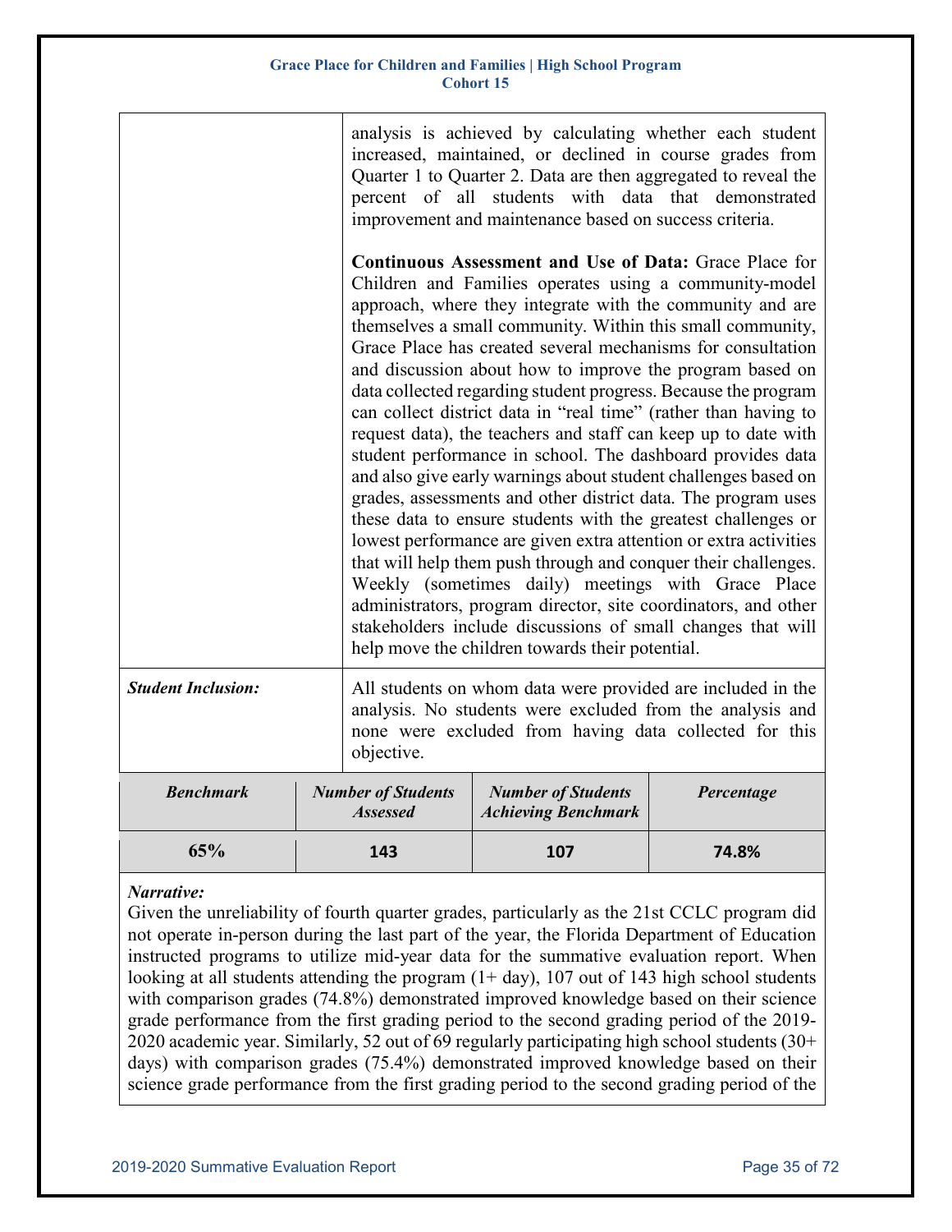| | |
|---|---|
| | analysis is achieved by calculating whether each student increased, maintained, or declined in course grades from Quarter 1 to Quarter 2. Data are then aggregated to reveal the percent of all students with data that demonstrated improvement and maintenance based on success criteria.<br><br>**Continuous Assessment and Use of Data:** Grace Place for Children and Families operates using a community-model approach, where they integrate with the community and are themselves a small community. Within this small community, Grace Place has created several mechanisms for consultation and discussion about how to improve the program based on data collected regarding student progress. Because the program can collect district data in "real time" (rather than having to request data), the teachers and staff can keep up to date with student performance in school. The dashboard provides data and also give early warnings about student challenges based on grades, assessments and other district data. The program uses these data to ensure students with the greatest challenges or lowest performance are given extra attention or extra activities that will help them push through and conquer their challenges. Weekly (sometimes daily) meetings with Grace Place administrators, program director, site coordinators, and other stakeholders include discussions of small changes that will help move the children towards their potential. |
| ***Student Inclusion:*** | All students on whom data were provided are included in the analysis. No students were excluded from the analysis and none were excluded from having data collected for this objective. |

| *Benchmark* | *Number of Students Assessed* | *Number of Students Achieving Benchmark* | *Percentage* |
|---|---|---|---|
| 65% | 143 | 107 | 74.8% |

***Narrative:***

Given the unreliability of fourth quarter grades, particularly as the 21st CCLC program did not operate in-person during the last part of the year, the Florida Department of Education instructed programs to utilize mid-year data for the summative evaluation report. When looking at all students attending the program (1+ day), 107 out of 143 high school students with comparison grades (74.8%) demonstrated improved knowledge based on their science grade performance from the first grading period to the second grading period of the 2019-2020 academic year. Similarly, 52 out of 69 regularly participating high school students (30+ days) with comparison grades (75.4%) demonstrated improved knowledge based on their science grade performance from the first grading period to the second grading period of the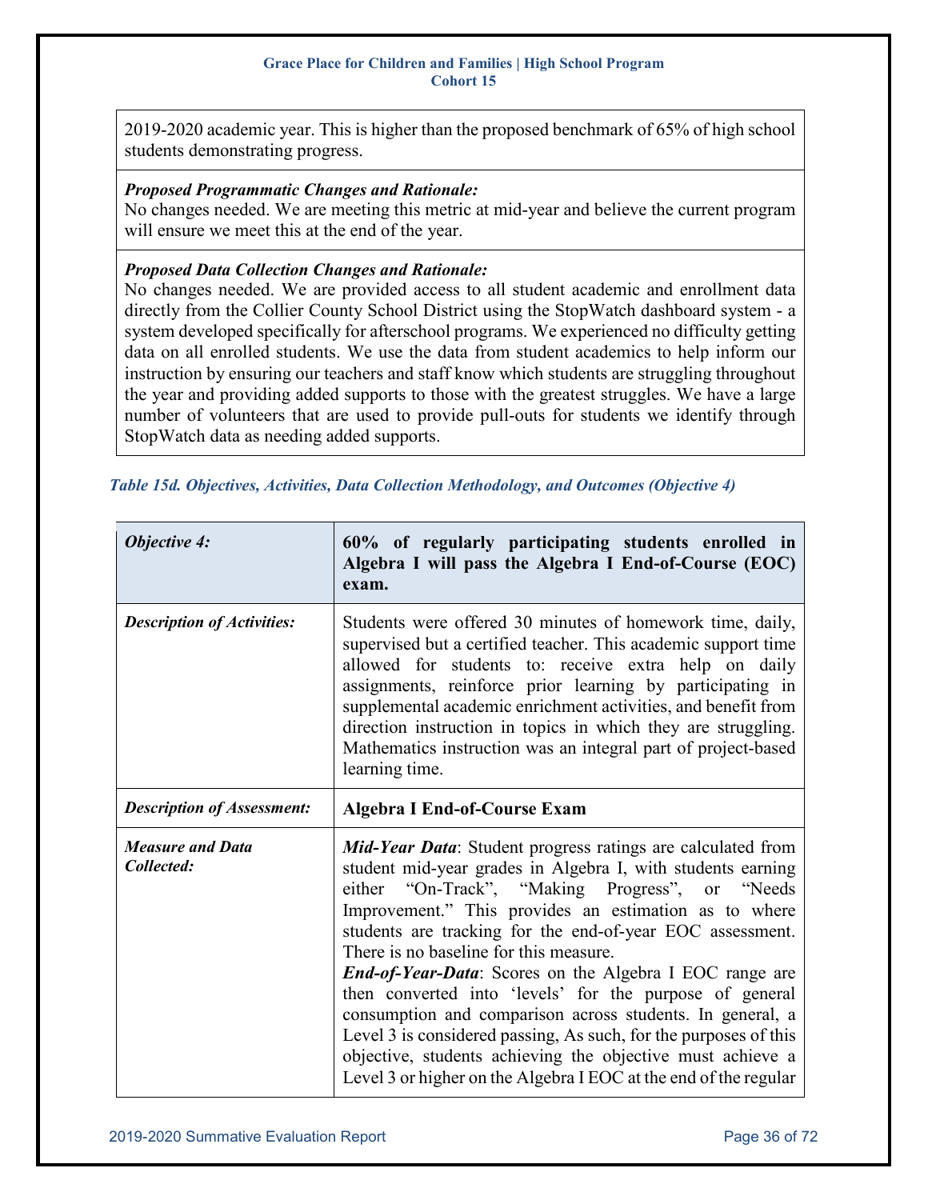| |
|---|
| 2019-2020 academic year. This is higher than the proposed benchmark of 65% of high school students demonstrating progress. |
| ***Proposed Programmatic Changes and Rationale:*** No changes needed. We are meeting this metric at mid-year and believe the current program will ensure we meet this at the end of the year. |
| ***Proposed Data Collection Changes and Rationale:*** No changes needed. We are provided access to all student academic and enrollment data directly from the Collier County School District using the StopWatch dashboard system - a system developed specifically for afterschool programs. We experienced no difficulty getting data on all enrolled students. We use the data from student academics to help inform our instruction by ensuring our teachers and staff know which students are struggling throughout the year and providing added supports to those with the greatest struggles. We have a large number of volunteers that are used to provide pull-outs for students we identify through StopWatch data as needing added supports. |

*Table 15d. Objectives, Activities, Data Collection Methodology, and Outcomes (Objective 4)*

| *Objective 4:* | **60% of regularly participating students enrolled in Algebra I will pass the Algebra I End-of-Course (EOC) exam.** |
|---|---|
| ***Description of Activities:*** | Students were offered 30 minutes of homework time, daily, supervised but a certified teacher. This academic support time allowed for students to: receive extra help on daily assignments, reinforce prior learning by participating in supplemental academic enrichment activities, and benefit from direction instruction in topics in which they are struggling. Mathematics instruction was an integral part of project-based learning time. |
| ***Description of Assessment:*** | **Algebra I End-of-Course Exam** |
| ***Measure and Data Collected:*** | ***Mid-Year Data***: Student progress ratings are calculated from student mid-year grades in Algebra I, with students earning either "On-Track", "Making Progress", or "Needs Improvement." This provides an estimation as to where students are tracking for the end-of-year EOC assessment. There is no baseline for this measure. ***End-of-Year-Data***: Scores on the Algebra I EOC range are then converted into 'levels' for the purpose of general consumption and comparison across students. In general, a Level 3 is considered passing, As such, for the purposes of this objective, students achieving the objective must achieve a Level 3 or higher on the Algebra I EOC at the end of the regular |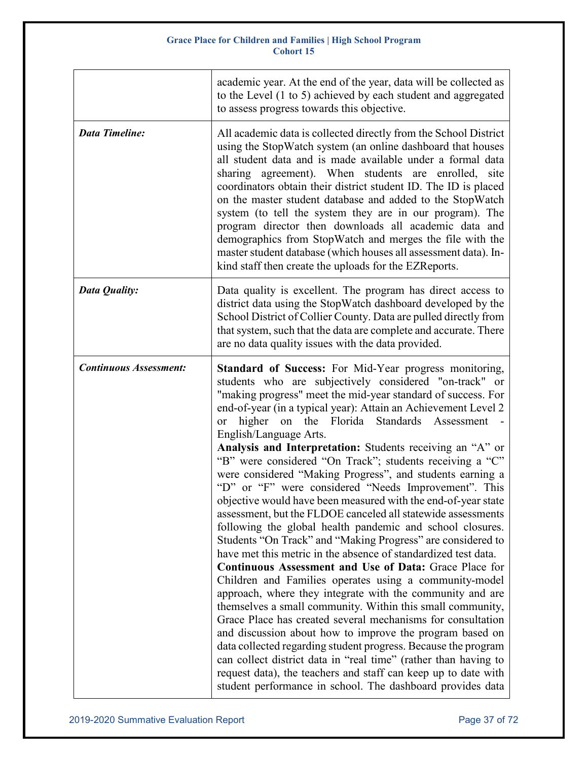| | |
|---|---|
| | academic year. At the end of the year, data will be collected as to the Level (1 to 5) achieved by each student and aggregated to assess progress towards this objective. |
| ***Data Timeline:*** | All academic data is collected directly from the School District using the StopWatch system (an online dashboard that houses all student data and is made available under a formal data sharing agreement). When students are enrolled, site coordinators obtain their district student ID. The ID is placed on the master student database and added to the StopWatch system (to tell the system they are in our program). The program director then downloads all academic data and demographics from StopWatch and merges the file with the master student database (which houses all assessment data). In-kind staff then create the uploads for the EZReports. |
| ***Data Quality:*** | Data quality is excellent. The program has direct access to district data using the StopWatch dashboard developed by the School District of Collier County. Data are pulled directly from that system, such that the data are complete and accurate. There are no data quality issues with the data provided. |
| ***Continuous Assessment:*** | **Standard of Success:** For Mid-Year progress monitoring, students who are subjectively considered "on-track" or "making progress" meet the mid-year standard of success. For end-of-year (in a typical year): Attain an Achievement Level 2 or higher on the Florida Standards Assessment - English/Language Arts. **Analysis and Interpretation:** Students receiving an "A" or "B" were considered "On Track"; students receiving a "C" were considered "Making Progress", and students earning a "D" or "F" were considered "Needs Improvement". This objective would have been measured with the end-of-year state assessment, but the FLDOE canceled all statewide assessments following the global health pandemic and school closures. Students "On Track" and "Making Progress" are considered to have met this metric in the absence of standardized test data. **Continuous Assessment and Use of Data:** Grace Place for Children and Families operates using a community-model approach, where they integrate with the community and are themselves a small community. Within this small community, Grace Place has created several mechanisms for consultation and discussion about how to improve the program based on data collected regarding student progress. Because the program can collect district data in "real time" (rather than having to request data), the teachers and staff can keep up to date with student performance in school. The dashboard provides data |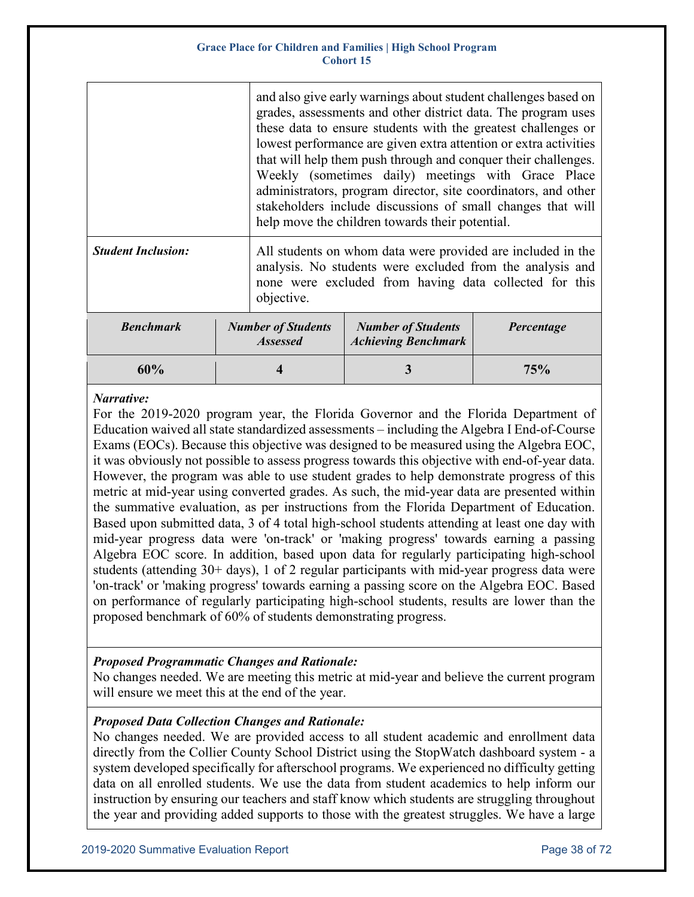| | |
|---|---|
| | and also give early warnings about student challenges based on grades, assessments and other district data. The program uses these data to ensure students with the greatest challenges or lowest performance are given extra attention or extra activities that will help them push through and conquer their challenges. Weekly (sometimes daily) meetings with Grace Place administrators, program director, site coordinators, and other stakeholders include discussions of small changes that will help move the children towards their potential. |
| ***Student Inclusion:*** | All students on whom data were provided are included in the analysis. No students were excluded from the analysis and none were excluded from having data collected for this objective. |

| *Benchmark* | *Number of Students Assessed* | *Number of Students Achieving Benchmark* | *Percentage* |
|---|---|---|---|
| **60%** | **4** | **3** | **75%** |

***Narrative:***

For the 2019-2020 program year, the Florida Governor and the Florida Department of Education waived all state standardized assessments – including the Algebra I End-of-Course Exams (EOCs). Because this objective was designed to be measured using the Algebra EOC, it was obviously not possible to assess progress towards this objective with end-of-year data. However, the program was able to use student grades to help demonstrate progress of this metric at mid-year using converted grades. As such, the mid-year data are presented within the summative evaluation, as per instructions from the Florida Department of Education. Based upon submitted data, 3 of 4 total high-school students attending at least one day with mid-year progress data were 'on-track' or 'making progress' towards earning a passing Algebra EOC score. In addition, based upon data for regularly participating high-school students (attending 30+ days), 1 of 2 regular participants with mid-year progress data were 'on-track' or 'making progress' towards earning a passing score on the Algebra EOC. Based on performance of regularly participating high-school students, results are lower than the proposed benchmark of 60% of students demonstrating progress.

***Proposed Programmatic Changes and Rationale:***

No changes needed. We are meeting this metric at mid-year and believe the current program will ensure we meet this at the end of the year.

***Proposed Data Collection Changes and Rationale:***

No changes needed. We are provided access to all student academic and enrollment data directly from the Collier County School District using the StopWatch dashboard system - a system developed specifically for afterschool programs. We experienced no difficulty getting data on all enrolled students. We use the data from student academics to help inform our instruction by ensuring our teachers and staff know which students are struggling throughout the year and providing added supports to those with the greatest struggles. We have a large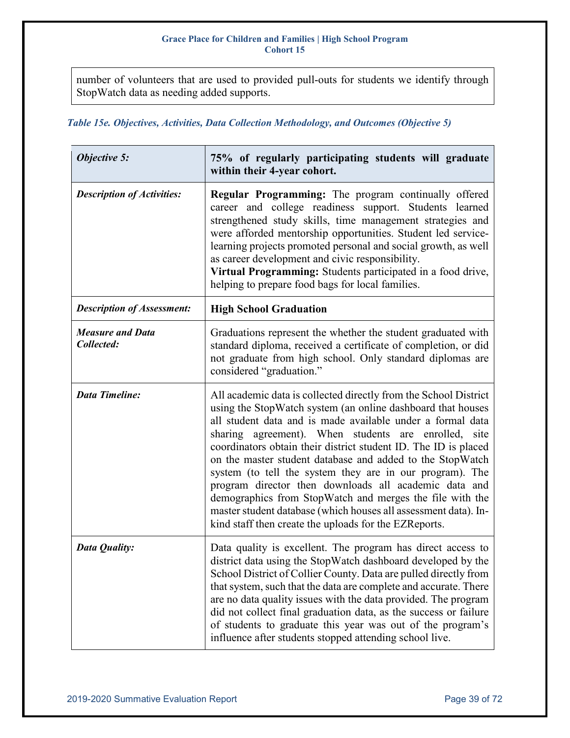number of volunteers that are used to provided pull-outs for students we identify through StopWatch data as needing added supports.

*Table 15e. Objectives, Activities, Data Collection Methodology, and Outcomes (Objective 5)*

| *Objective 5:* | **75% of regularly participating students will graduate within their 4-year cohort.** |
|---|---|
| *Description of Activities:* | **Regular Programming:** The program continually offered career and college readiness support. Students learned strengthened study skills, time management strategies and were afforded mentorship opportunities. Student led service-learning projects promoted personal and social growth, as well as career development and civic responsibility. **Virtual Programming:** Students participated in a food drive, helping to prepare food bags for local families. |
| *Description of Assessment:* | **High School Graduation** |
| *Measure and Data Collected:* | Graduations represent the whether the student graduated with standard diploma, received a certificate of completion, or did not graduate from high school. Only standard diplomas are considered "graduation." |
| *Data Timeline:* | All academic data is collected directly from the School District using the StopWatch system (an online dashboard that houses all student data and is made available under a formal data sharing agreement). When students are enrolled, site coordinators obtain their district student ID. The ID is placed on the master student database and added to the StopWatch system (to tell the system they are in our program). The program director then downloads all academic data and demographics from StopWatch and merges the file with the master student database (which houses all assessment data). In-kind staff then create the uploads for the EZReports. |
| *Data Quality:* | Data quality is excellent. The program has direct access to district data using the StopWatch dashboard developed by the School District of Collier County. Data are pulled directly from that system, such that the data are complete and accurate. There are no data quality issues with the data provided. The program did not collect final graduation data, as the success or failure of students to graduate this year was out of the program's influence after students stopped attending school live. |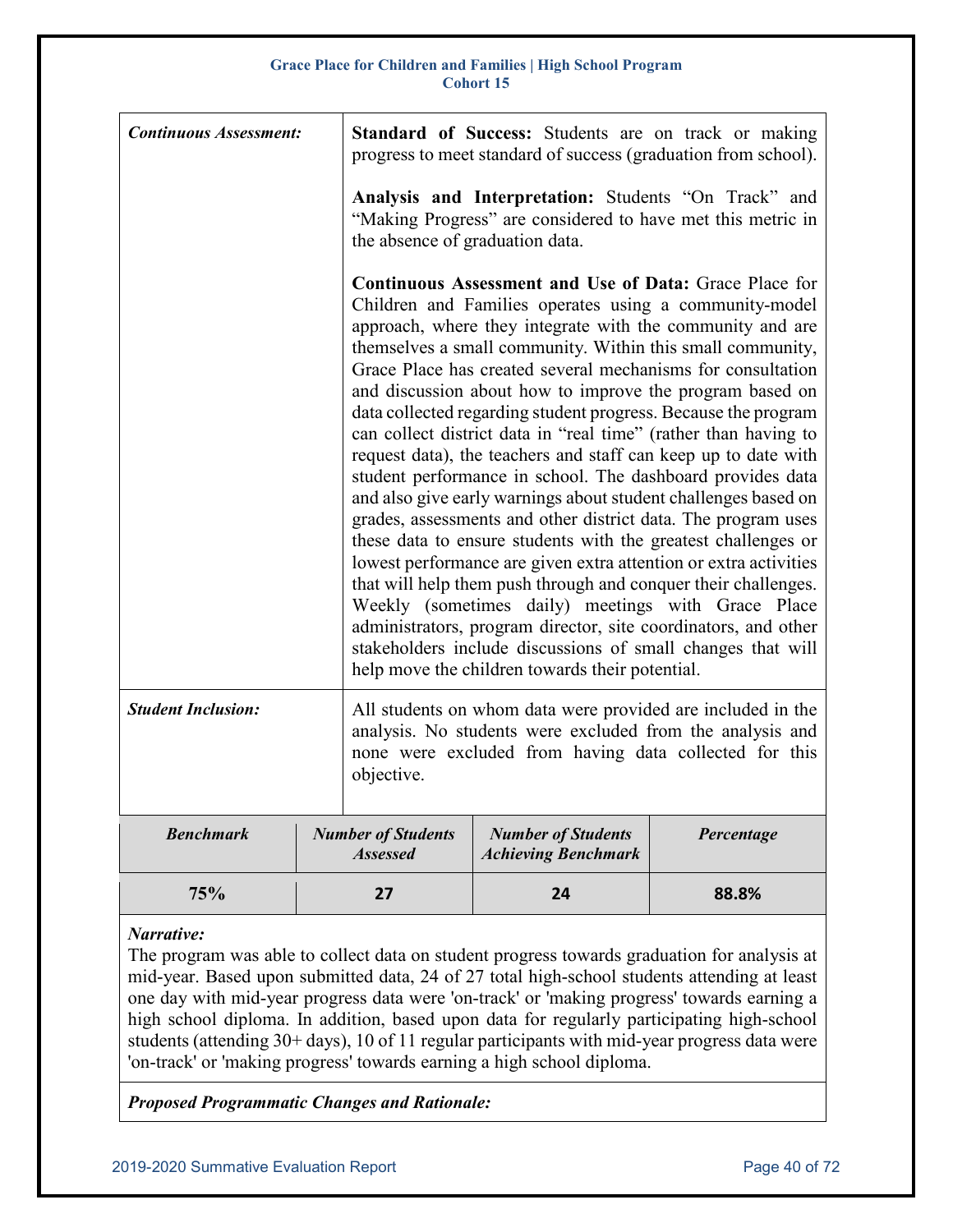| | |
|---|---|
| ***Continuous Assessment:*** | **Standard of Success:** Students are on track or making progress to meet standard of success (graduation from school).<br><br>**Analysis and Interpretation:** Students "On Track" and "Making Progress" are considered to have met this metric in the absence of graduation data.<br><br>**Continuous Assessment and Use of Data:** Grace Place for Children and Families operates using a community-model approach, where they integrate with the community and are themselves a small community. Within this small community, Grace Place has created several mechanisms for consultation and discussion about how to improve the program based on data collected regarding student progress. Because the program can collect district data in "real time" (rather than having to request data), the teachers and staff can keep up to date with student performance in school. The dashboard provides data and also give early warnings about student challenges based on grades, assessments and other district data. The program uses these data to ensure students with the greatest challenges or lowest performance are given extra attention or extra activities that will help them push through and conquer their challenges. Weekly (sometimes daily) meetings with Grace Place administrators, program director, site coordinators, and other stakeholders include discussions of small changes that will help move the children towards their potential. |
| ***Student Inclusion:*** | All students on whom data were provided are included in the analysis. No students were excluded from the analysis and none were excluded from having data collected for this objective. |

| *Benchmark* | *Number of Students Assessed* | *Number of Students Achieving Benchmark* | *Percentage* |
|---|---|---|---|
| **75%** | **27** | **24** | **88.8%** |

***Narrative:***
The program was able to collect data on student progress towards graduation for analysis at mid-year. Based upon submitted data, 24 of 27 total high-school students attending at least one day with mid-year progress data were 'on-track' or 'making progress' towards earning a high school diploma. In addition, based upon data for regularly participating high-school students (attending 30+ days), 10 of 11 regular participants with mid-year progress data were 'on-track' or 'making progress' towards earning a high school diploma.

***Proposed Programmatic Changes and Rationale:***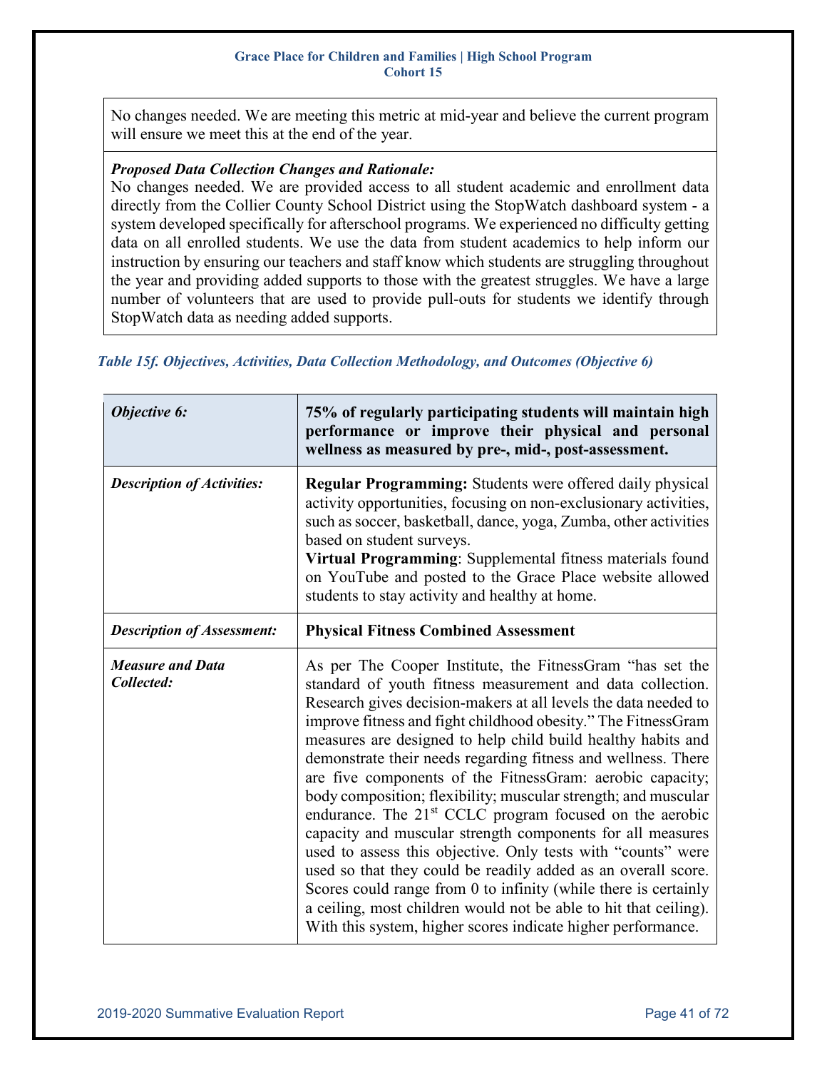No changes needed. We are meeting this metric at mid-year and believe the current program will ensure we meet this at the end of the year.

***Proposed Data Collection Changes and Rationale:***
No changes needed. We are provided access to all student academic and enrollment data directly from the Collier County School District using the StopWatch dashboard system - a system developed specifically for afterschool programs. We experienced no difficulty getting data on all enrolled students. We use the data from student academics to help inform our instruction by ensuring our teachers and staff know which students are struggling throughout the year and providing added supports to those with the greatest struggles. We have a large number of volunteers that are used to provide pull-outs for students we identify through StopWatch data as needing added supports.

***Table 15f. Objectives, Activities, Data Collection Methodology, and Outcomes (Objective 6)***

| *Objective 6:* | **75% of regularly participating students will maintain high performance or improve their physical and personal wellness as measured by pre-, mid-, post-assessment.** |
|---|---|
| ***Description of Activities:*** | **Regular Programming:** Students were offered daily physical activity opportunities, focusing on non-exclusionary activities, such as soccer, basketball, dance, yoga, Zumba, other activities based on student surveys.<br>**Virtual Programming**: Supplemental fitness materials found on YouTube and posted to the Grace Place website allowed students to stay activity and healthy at home. |
| ***Description of Assessment:*** | **Physical Fitness Combined Assessment** |
| ***Measure and Data Collected:*** | As per The Cooper Institute, the FitnessGram "has set the standard of youth fitness measurement and data collection. Research gives decision-makers at all levels the data needed to improve fitness and fight childhood obesity." The FitnessGram measures are designed to help child build healthy habits and demonstrate their needs regarding fitness and wellness. There are five components of the FitnessGram: aerobic capacity; body composition; flexibility; muscular strength; and muscular endurance. The 21st CCLC program focused on the aerobic capacity and muscular strength components for all measures used to assess this objective. Only tests with "counts" were used so that they could be readily added as an overall score. Scores could range from 0 to infinity (while there is certainly a ceiling, most children would not be able to hit that ceiling). With this system, higher scores indicate higher performance. |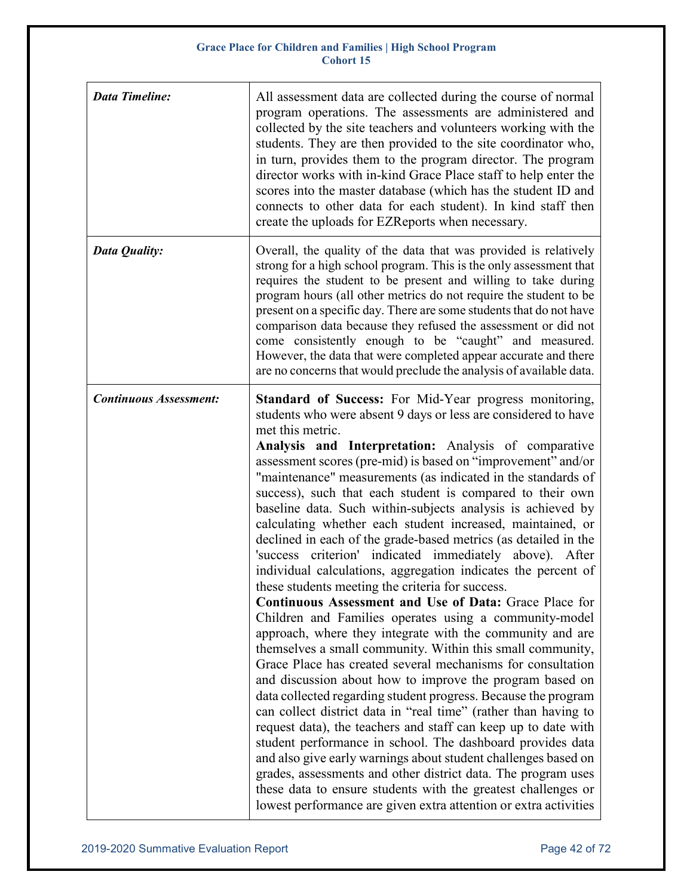| | |
|---|---|
| ***Data Timeline:*** | All assessment data are collected during the course of normal program operations. The assessments are administered and collected by the site teachers and volunteers working with the students. They are then provided to the site coordinator who, in turn, provides them to the program director. The program director works with in-kind Grace Place staff to help enter the scores into the master database (which has the student ID and connects to other data for each student). In kind staff then create the uploads for EZReports when necessary. |
| ***Data Quality:*** | Overall, the quality of the data that was provided is relatively strong for a high school program. This is the only assessment that requires the student to be present and willing to take during program hours (all other metrics do not require the student to be present on a specific day. There are some students that do not have comparison data because they refused the assessment or did not come consistently enough to be "caught" and measured. However, the data that were completed appear accurate and there are no concerns that would preclude the analysis of available data. |
| ***Continuous Assessment:*** | **Standard of Success:** For Mid-Year progress monitoring, students who were absent 9 days or less are considered to have met this metric. **Analysis and Interpretation:** Analysis of comparative assessment scores (pre-mid) is based on "improvement" and/or "maintenance" measurements (as indicated in the standards of success), such that each student is compared to their own baseline data. Such within-subjects analysis is achieved by calculating whether each student increased, maintained, or declined in each of the grade-based metrics (as detailed in the 'success criterion' indicated immediately above). After individual calculations, aggregation indicates the percent of these students meeting the criteria for success. **Continuous Assessment and Use of Data:** Grace Place for Children and Families operates using a community-model approach, where they integrate with the community and are themselves a small community. Within this small community, Grace Place has created several mechanisms for consultation and discussion about how to improve the program based on data collected regarding student progress. Because the program can collect district data in "real time" (rather than having to request data), the teachers and staff can keep up to date with student performance in school. The dashboard provides data and also give early warnings about student challenges based on grades, assessments and other district data. The program uses these data to ensure students with the greatest challenges or lowest performance are given extra attention or extra activities |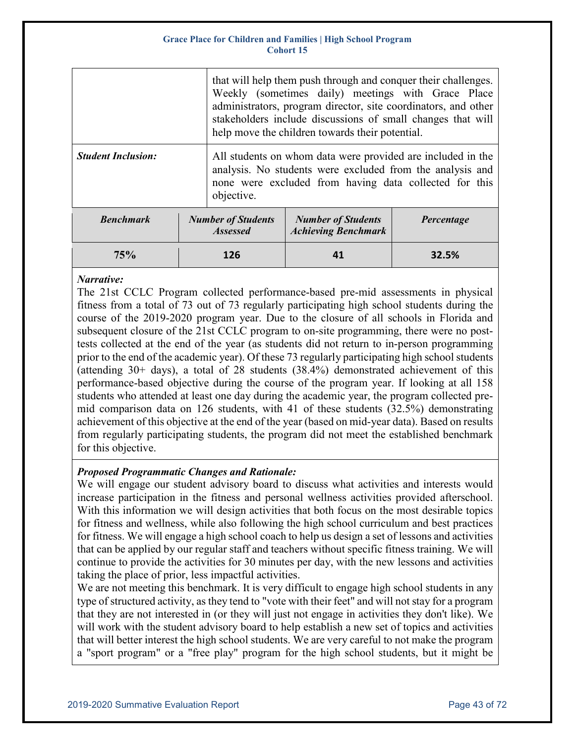| | |
|---|---|
| | that will help them push through and conquer their challenges. Weekly (sometimes daily) meetings with Grace Place administrators, program director, site coordinators, and other stakeholders include discussions of small changes that will help move the children towards their potential. |
| ***Student Inclusion:*** | All students on whom data were provided are included in the analysis. No students were excluded from the analysis and none were excluded from having data collected for this objective. |

| *Benchmark* | *Number of Students Assessed* | *Number of Students Achieving Benchmark* | *Percentage* |
|---|---|---|---|
| **75%** | **126** | **41** | **32.5%** |

***Narrative:***

The 21st CCLC Program collected performance-based pre-mid assessments in physical fitness from a total of 73 out of 73 regularly participating high school students during the course of the 2019-2020 program year. Due to the closure of all schools in Florida and subsequent closure of the 21st CCLC program to on-site programming, there were no post-tests collected at the end of the year (as students did not return to in-person programming prior to the end of the academic year). Of these 73 regularly participating high school students (attending 30+ days), a total of 28 students (38.4%) demonstrated achievement of this performance-based objective during the course of the program year. If looking at all 158 students who attended at least one day during the academic year, the program collected pre-mid comparison data on 126 students, with 41 of these students (32.5%) demonstrating achievement of this objective at the end of the year (based on mid-year data). Based on results from regularly participating students, the program did not meet the established benchmark for this objective.

***Proposed Programmatic Changes and Rationale:***

We will engage our student advisory board to discuss what activities and interests would increase participation in the fitness and personal wellness activities provided afterschool. With this information we will design activities that both focus on the most desirable topics for fitness and wellness, while also following the high school curriculum and best practices for fitness. We will engage a high school coach to help us design a set of lessons and activities that can be applied by our regular staff and teachers without specific fitness training. We will continue to provide the activities for 30 minutes per day, with the new lessons and activities taking the place of prior, less impactful activities.

We are not meeting this benchmark. It is very difficult to engage high school students in any type of structured activity, as they tend to "vote with their feet" and will not stay for a program that they are not interested in (or they will just not engage in activities they don't like). We will work with the student advisory board to help establish a new set of topics and activities that will better interest the high school students. We are very careful to not make the program a "sport program" or a "free play" program for the high school students, but it might be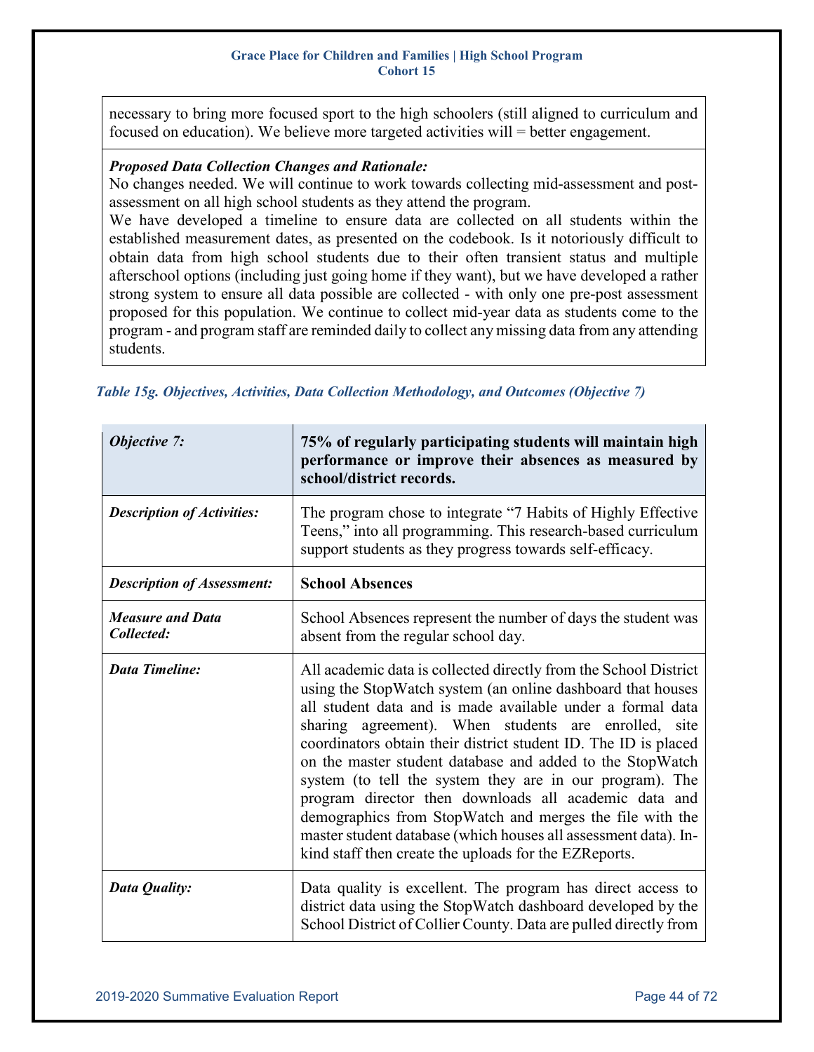| necessary to bring more focused sport to the high schoolers (still aligned to curriculum and focused on education). We believe more targeted activities will = better engagement. |
|---|
| ***Proposed Data Collection Changes and Rationale:*** No changes needed. We will continue to work towards collecting mid-assessment and post-assessment on all high school students as they attend the program. We have developed a timeline to ensure data are collected on all students within the established measurement dates, as presented on the codebook. Is it notoriously difficult to obtain data from high school students due to their often transient status and multiple afterschool options (including just going home if they want), but we have developed a rather strong system to ensure all data possible are collected - with only one pre-post assessment proposed for this population. We continue to collect mid-year data as students come to the program - and program staff are reminded daily to collect any missing data from any attending students. |

*Table 15g. Objectives, Activities, Data Collection Methodology, and Outcomes (Objective 7)*

| *Objective 7:* | **75% of regularly participating students will maintain high performance or improve their absences as measured by school/district records.** |
|---|---|
| ***Description of Activities:*** | The program chose to integrate "7 Habits of Highly Effective Teens," into all programming. This research-based curriculum support students as they progress towards self-efficacy. |
| ***Description of Assessment:*** | **School Absences** |
| ***Measure and Data Collected:*** | School Absences represent the number of days the student was absent from the regular school day. |
| ***Data Timeline:*** | All academic data is collected directly from the School District using the StopWatch system (an online dashboard that houses all student data and is made available under a formal data sharing agreement). When students are enrolled, site coordinators obtain their district student ID. The ID is placed on the master student database and added to the StopWatch system (to tell the system they are in our program). The program director then downloads all academic data and demographics from StopWatch and merges the file with the master student database (which houses all assessment data). In-kind staff then create the uploads for the EZReports. |
| ***Data Quality:*** | Data quality is excellent. The program has direct access to district data using the StopWatch dashboard developed by the School District of Collier County. Data are pulled directly from |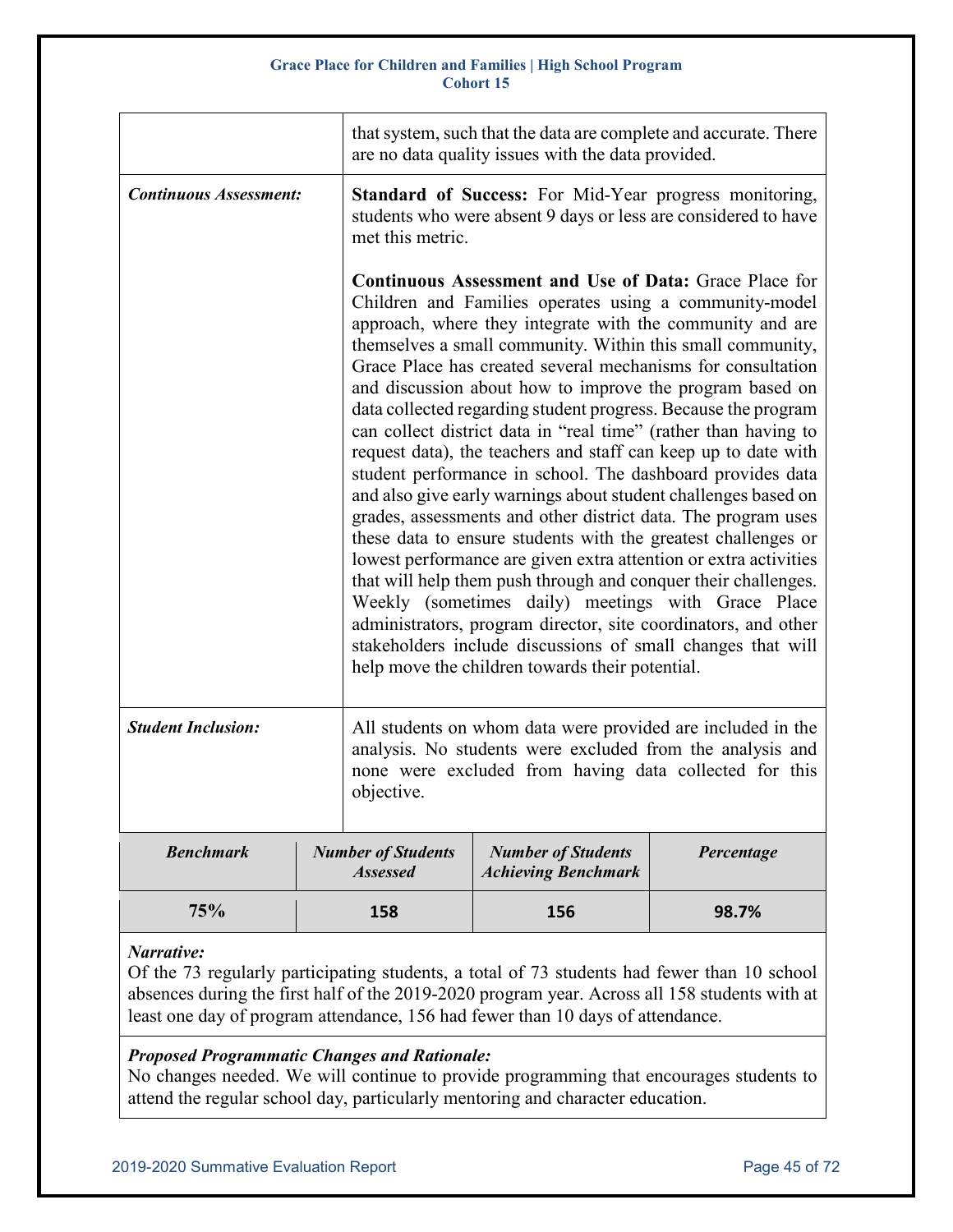| | |
|---|---|
| | that system, such that the data are complete and accurate. There are no data quality issues with the data provided. |
| ***Continuous Assessment:*** | **Standard of Success:** For Mid-Year progress monitoring, students who were absent 9 days or less are considered to have met this metric.<br><br>**Continuous Assessment and Use of Data:** Grace Place for Children and Families operates using a community-model approach, where they integrate with the community and are themselves a small community. Within this small community, Grace Place has created several mechanisms for consultation and discussion about how to improve the program based on data collected regarding student progress. Because the program can collect district data in "real time" (rather than having to request data), the teachers and staff can keep up to date with student performance in school. The dashboard provides data and also give early warnings about student challenges based on grades, assessments and other district data. The program uses these data to ensure students with the greatest challenges or lowest performance are given extra attention or extra activities that will help them push through and conquer their challenges. Weekly (sometimes daily) meetings with Grace Place administrators, program director, site coordinators, and other stakeholders include discussions of small changes that will help move the children towards their potential. |
| ***Student Inclusion:*** | All students on whom data were provided are included in the analysis. No students were excluded from the analysis and none were excluded from having data collected for this objective. |

| *Benchmark* | *Number of Students Assessed* | *Number of Students Achieving Benchmark* | *Percentage* |
|---|---|---|---|
| **75%** | **158** | **156** | **98.7%** |

***Narrative:***
Of the 73 regularly participating students, a total of 73 students had fewer than 10 school absences during the first half of the 2019-2020 program year. Across all 158 students with at least one day of program attendance, 156 had fewer than 10 days of attendance.

***Proposed Programmatic Changes and Rationale:***
No changes needed. We will continue to provide programming that encourages students to attend the regular school day, particularly mentoring and character education.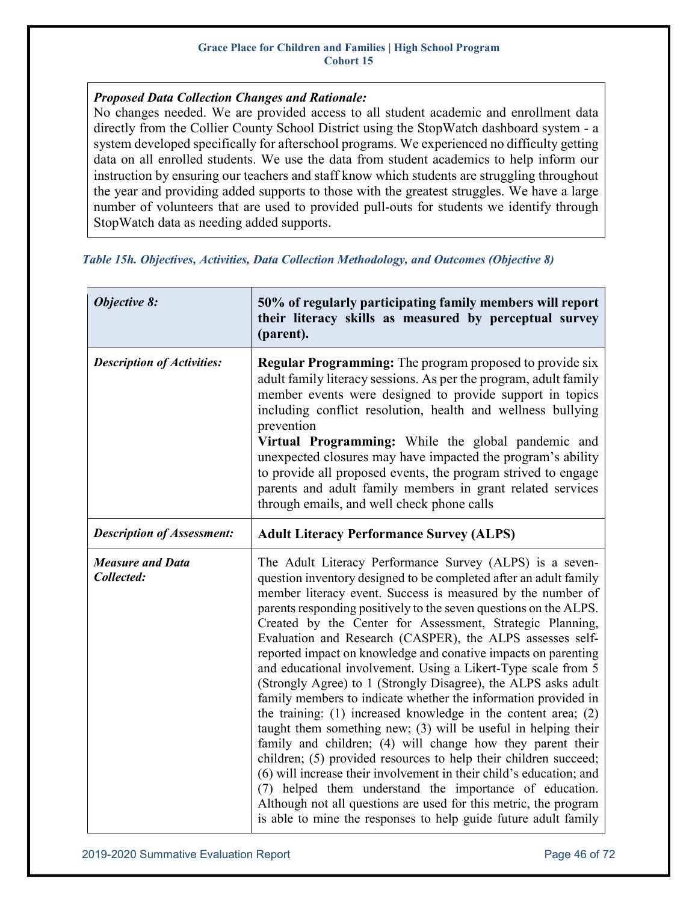*Proposed Data Collection Changes and Rationale:*
No changes needed. We are provided access to all student academic and enrollment data directly from the Collier County School District using the StopWatch dashboard system - a system developed specifically for afterschool programs. We experienced no difficulty getting data on all enrolled students. We use the data from student academics to help inform our instruction by ensuring our teachers and staff know which students are struggling throughout the year and providing added supports to those with the greatest struggles. We have a large number of volunteers that are used to provided pull-outs for students we identify through StopWatch data as needing added supports.

*Table 15h. Objectives, Activities, Data Collection Methodology, and Outcomes (Objective 8)*

| *Objective 8:* | **50% of regularly participating family members will report their literacy skills as measured by perceptual survey (parent).** |
|---|---|
| *Description of Activities:* | **Regular Programming:** The program proposed to provide six adult family literacy sessions. As per the program, adult family member events were designed to provide support in topics including conflict resolution, health and wellness bullying prevention<br>**Virtual Programming:** While the global pandemic and unexpected closures may have impacted the program's ability to provide all proposed events, the program strived to engage parents and adult family members in grant related services through emails, and well check phone calls |
| *Description of Assessment:* | **Adult Literacy Performance Survey (ALPS)** |
| *Measure and Data Collected:* | The Adult Literacy Performance Survey (ALPS) is a seven-question inventory designed to be completed after an adult family member literacy event. Success is measured by the number of parents responding positively to the seven questions on the ALPS. Created by the Center for Assessment, Strategic Planning, Evaluation and Research (CASPER), the ALPS assesses self-reported impact on knowledge and conative impacts on parenting and educational involvement. Using a Likert-Type scale from 5 (Strongly Agree) to 1 (Strongly Disagree), the ALPS asks adult family members to indicate whether the information provided in the training: (1) increased knowledge in the content area; (2) taught them something new; (3) will be useful in helping their family and children; (4) will change how they parent their children; (5) provided resources to help their children succeed; (6) will increase their involvement in their child's education; and (7) helped them understand the importance of education. Although not all questions are used for this metric, the program is able to mine the responses to help guide future adult family |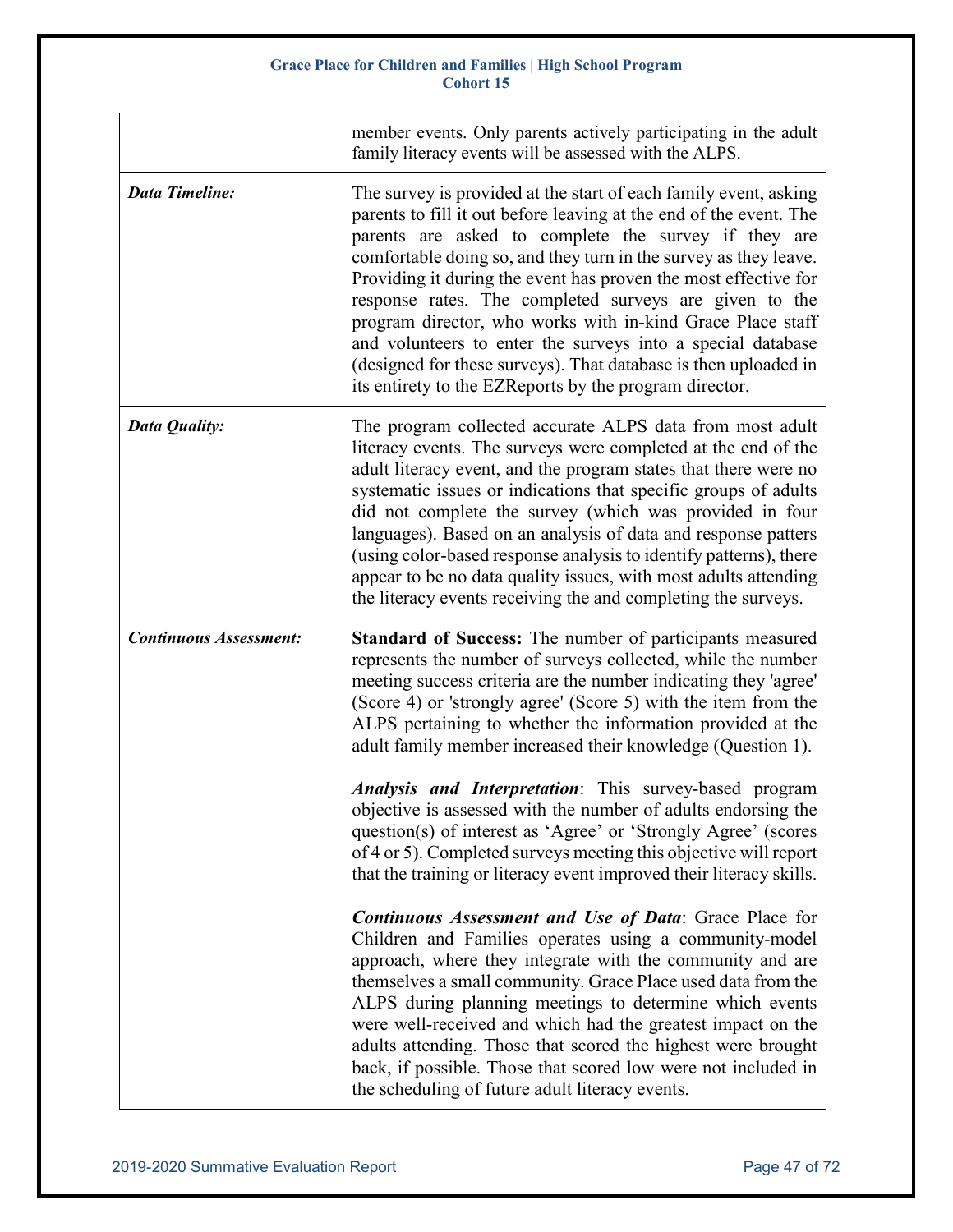| | |
|---|---|
| | member events. Only parents actively participating in the adult family literacy events will be assessed with the ALPS. |
| ***Data Timeline:*** | The survey is provided at the start of each family event, asking parents to fill it out before leaving at the end of the event. The parents are asked to complete the survey if they are comfortable doing so, and they turn in the survey as they leave. Providing it during the event has proven the most effective for response rates. The completed surveys are given to the program director, who works with in-kind Grace Place staff and volunteers to enter the surveys into a special database (designed for these surveys). That database is then uploaded in its entirety to the EZReports by the program director. |
| ***Data Quality:*** | The program collected accurate ALPS data from most adult literacy events. The surveys were completed at the end of the adult literacy event, and the program states that there were no systematic issues or indications that specific groups of adults did not complete the survey (which was provided in four languages). Based on an analysis of data and response patters (using color-based response analysis to identify patterns), there appear to be no data quality issues, with most adults attending the literacy events receiving the and completing the surveys. |
| ***Continuous Assessment:*** | **Standard of Success:** The number of participants measured represents the number of surveys collected, while the number meeting success criteria are the number indicating they 'agree' (Score 4) or 'strongly agree' (Score 5) with the item from the ALPS pertaining to whether the information provided at the adult family member increased their knowledge (Question 1).<br><br>***Analysis and Interpretation***: This survey-based program objective is assessed with the number of adults endorsing the question(s) of interest as 'Agree' or 'Strongly Agree' (scores of 4 or 5). Completed surveys meeting this objective will report that the training or literacy event improved their literacy skills.<br><br>***Continuous Assessment and Use of Data***: Grace Place for Children and Families operates using a community-model approach, where they integrate with the community and are themselves a small community. Grace Place used data from the ALPS during planning meetings to determine which events were well-received and which had the greatest impact on the adults attending. Those that scored the highest were brought back, if possible. Those that scored low were not included in the scheduling of future adult literacy events. |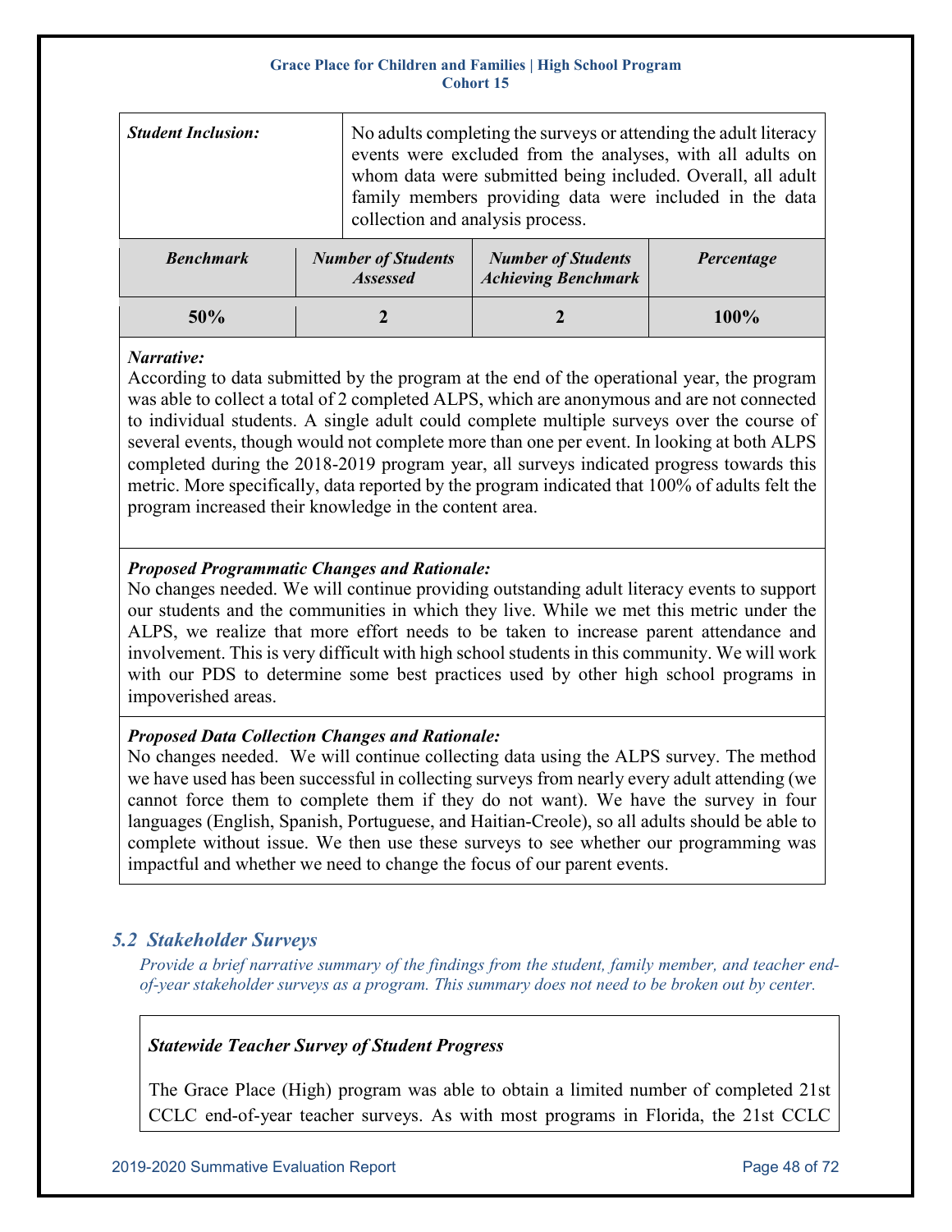| *Student Inclusion:* | No adults completing the surveys or attending the adult literacy events were excluded from the analyses, with all adults on whom data were submitted being included. Overall, all adult family members providing data were included in the data collection and analysis process. | | |
|---|---|---|---|
| ***Benchmark*** | ***Number of Students Assessed*** | ***Number of Students Achieving Benchmark*** | ***Percentage*** |
| **50%** | **2** | **2** | **100%** |

***Narrative:***
According to data submitted by the program at the end of the operational year, the program was able to collect a total of 2 completed ALPS, which are anonymous and are not connected to individual students. A single adult could complete multiple surveys over the course of several events, though would not complete more than one per event. In looking at both ALPS completed during the 2018-2019 program year, all surveys indicated progress towards this metric. More specifically, data reported by the program indicated that 100% of adults felt the program increased their knowledge in the content area.

***Proposed Programmatic Changes and Rationale:***
No changes needed. We will continue providing outstanding adult literacy events to support our students and the communities in which they live. While we met this metric under the ALPS, we realize that more effort needs to be taken to increase parent attendance and involvement. This is very difficult with high school students in this community. We will work with our PDS to determine some best practices used by other high school programs in impoverished areas.

***Proposed Data Collection Changes and Rationale:***
No changes needed. We will continue collecting data using the ALPS survey. The method we have used has been successful in collecting surveys from nearly every adult attending (we cannot force them to complete them if they do not want). We have the survey in four languages (English, Spanish, Portuguese, and Haitian-Creole), so all adults should be able to complete without issue. We then use these surveys to see whether our programming was impactful and whether we need to change the focus of our parent events.

## *5.2 Stakeholder Surveys*

*Provide a brief narrative summary of the findings from the student, family member, and teacher end-of-year stakeholder surveys as a program. This summary does not need to be broken out by center.*

***Statewide Teacher Survey of Student Progress***

The Grace Place (High) program was able to obtain a limited number of completed 21st CCLC end-of-year teacher surveys. As with most programs in Florida, the 21st CCLC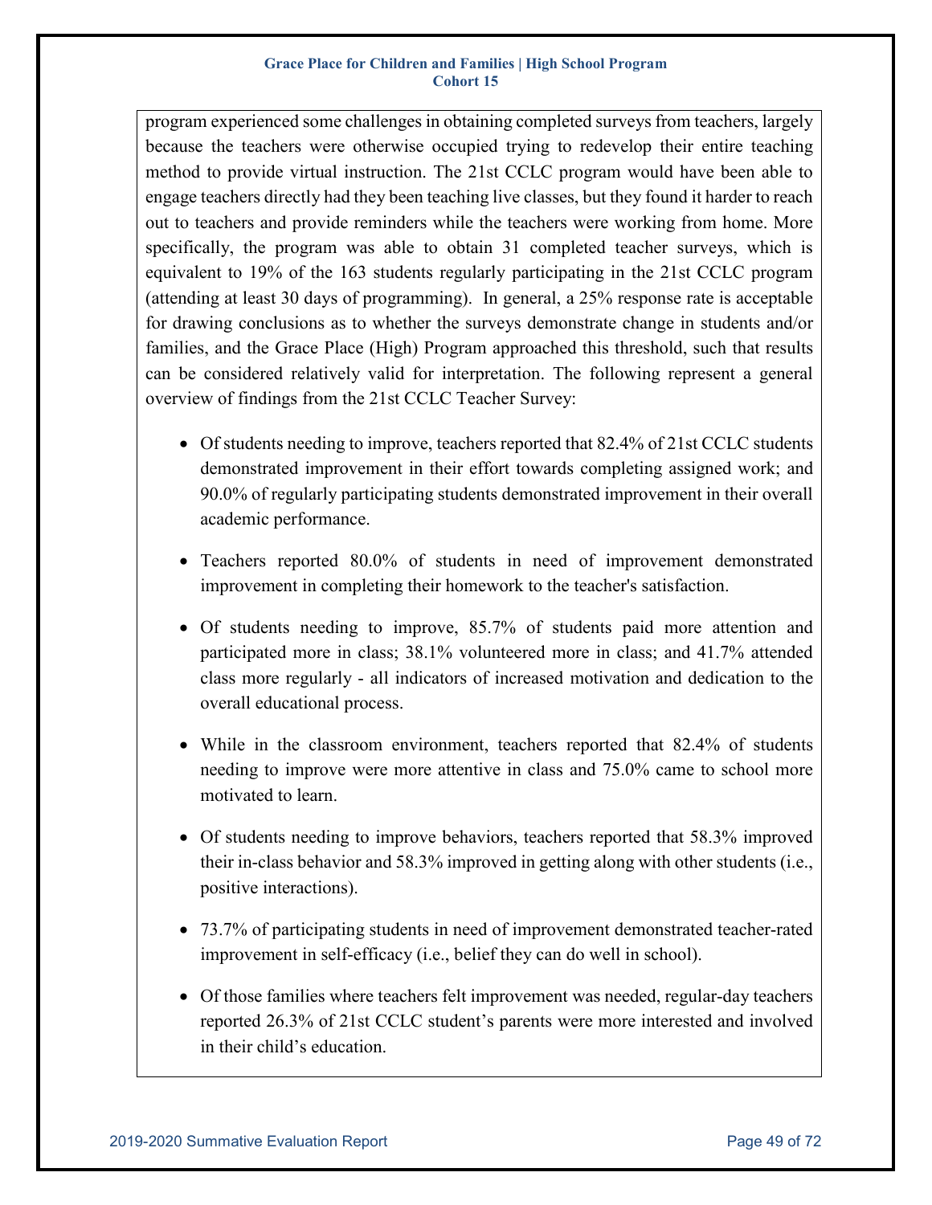program experienced some challenges in obtaining completed surveys from teachers, largely because the teachers were otherwise occupied trying to redevelop their entire teaching method to provide virtual instruction. The 21st CCLC program would have been able to engage teachers directly had they been teaching live classes, but they found it harder to reach out to teachers and provide reminders while the teachers were working from home. More specifically, the program was able to obtain 31 completed teacher surveys, which is equivalent to 19% of the 163 students regularly participating in the 21st CCLC program (attending at least 30 days of programming). In general, a 25% response rate is acceptable for drawing conclusions as to whether the surveys demonstrate change in students and/or families, and the Grace Place (High) Program approached this threshold, such that results can be considered relatively valid for interpretation. The following represent a general overview of findings from the 21st CCLC Teacher Survey:

- Of students needing to improve, teachers reported that 82.4% of 21st CCLC students demonstrated improvement in their effort towards completing assigned work; and 90.0% of regularly participating students demonstrated improvement in their overall academic performance.
- Teachers reported 80.0% of students in need of improvement demonstrated improvement in completing their homework to the teacher's satisfaction.
- Of students needing to improve, 85.7% of students paid more attention and participated more in class; 38.1% volunteered more in class; and 41.7% attended class more regularly - all indicators of increased motivation and dedication to the overall educational process.
- While in the classroom environment, teachers reported that 82.4% of students needing to improve were more attentive in class and 75.0% came to school more motivated to learn.
- Of students needing to improve behaviors, teachers reported that 58.3% improved their in-class behavior and 58.3% improved in getting along with other students (i.e., positive interactions).
- 73.7% of participating students in need of improvement demonstrated teacher-rated improvement in self-efficacy (i.e., belief they can do well in school).
- Of those families where teachers felt improvement was needed, regular-day teachers reported 26.3% of 21st CCLC student's parents were more interested and involved in their child's education.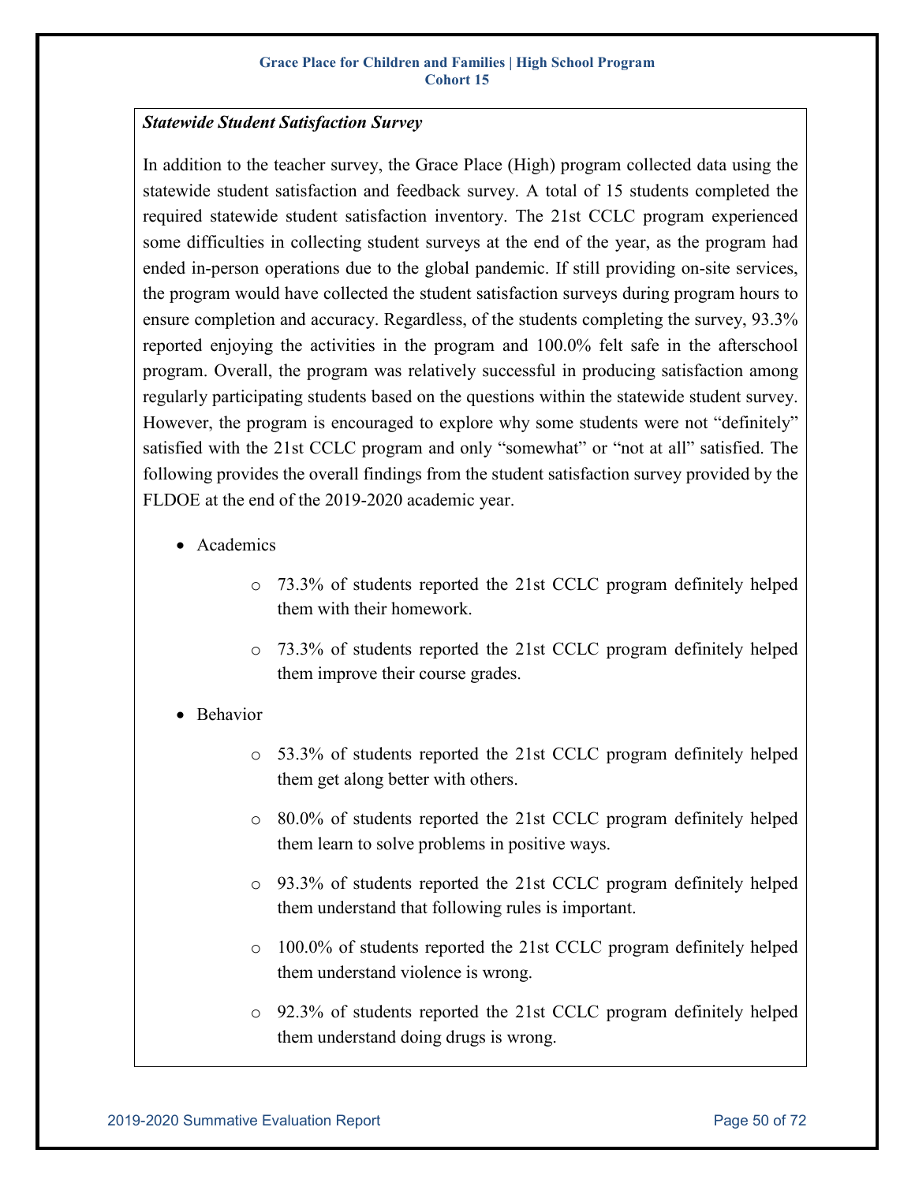***Statewide Student Satisfaction Survey***

In addition to the teacher survey, the Grace Place (High) program collected data using the statewide student satisfaction and feedback survey. A total of 15 students completed the required statewide student satisfaction inventory. The 21st CCLC program experienced some difficulties in collecting student surveys at the end of the year, as the program had ended in-person operations due to the global pandemic. If still providing on-site services, the program would have collected the student satisfaction surveys during program hours to ensure completion and accuracy. Regardless, of the students completing the survey, 93.3% reported enjoying the activities in the program and 100.0% felt safe in the afterschool program. Overall, the program was relatively successful in producing satisfaction among regularly participating students based on the questions within the statewide student survey. However, the program is encouraged to explore why some students were not "definitely" satisfied with the 21st CCLC program and only "somewhat" or "not at all" satisfied. The following provides the overall findings from the student satisfaction survey provided by the FLDOE at the end of the 2019-2020 academic year.

- Academics
  - 73.3% of students reported the 21st CCLC program definitely helped them with their homework.
  - 73.3% of students reported the 21st CCLC program definitely helped them improve their course grades.
- Behavior
  - 53.3% of students reported the 21st CCLC program definitely helped them get along better with others.
  - 80.0% of students reported the 21st CCLC program definitely helped them learn to solve problems in positive ways.
  - 93.3% of students reported the 21st CCLC program definitely helped them understand that following rules is important.
  - 100.0% of students reported the 21st CCLC program definitely helped them understand violence is wrong.
  - 92.3% of students reported the 21st CCLC program definitely helped them understand doing drugs is wrong.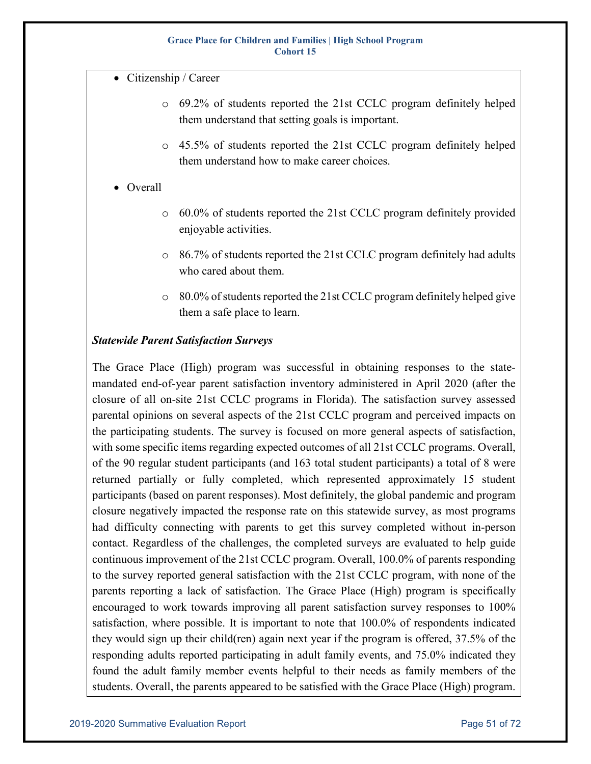- Citizenship / Career
  - 69.2% of students reported the 21st CCLC program definitely helped them understand that setting goals is important.
  - 45.5% of students reported the 21st CCLC program definitely helped them understand how to make career choices.
- Overall
  - 60.0% of students reported the 21st CCLC program definitely provided enjoyable activities.
  - 86.7% of students reported the 21st CCLC program definitely had adults who cared about them.
  - 80.0% of students reported the 21st CCLC program definitely helped give them a safe place to learn.

***Statewide Parent Satisfaction Surveys***

The Grace Place (High) program was successful in obtaining responses to the state-mandated end-of-year parent satisfaction inventory administered in April 2020 (after the closure of all on-site 21st CCLC programs in Florida). The satisfaction survey assessed parental opinions on several aspects of the 21st CCLC program and perceived impacts on the participating students. The survey is focused on more general aspects of satisfaction, with some specific items regarding expected outcomes of all 21st CCLC programs. Overall, of the 90 regular student participants (and 163 total student participants) a total of 8 were returned partially or fully completed, which represented approximately 15 student participants (based on parent responses). Most definitely, the global pandemic and program closure negatively impacted the response rate on this statewide survey, as most programs had difficulty connecting with parents to get this survey completed without in-person contact. Regardless of the challenges, the completed surveys are evaluated to help guide continuous improvement of the 21st CCLC program. Overall, 100.0% of parents responding to the survey reported general satisfaction with the 21st CCLC program, with none of the parents reporting a lack of satisfaction. The Grace Place (High) program is specifically encouraged to work towards improving all parent satisfaction survey responses to 100% satisfaction, where possible. It is important to note that 100.0% of respondents indicated they would sign up their child(ren) again next year if the program is offered, 37.5% of the responding adults reported participating in adult family events, and 75.0% indicated they found the adult family member events helpful to their needs as family members of the students. Overall, the parents appeared to be satisfied with the Grace Place (High) program.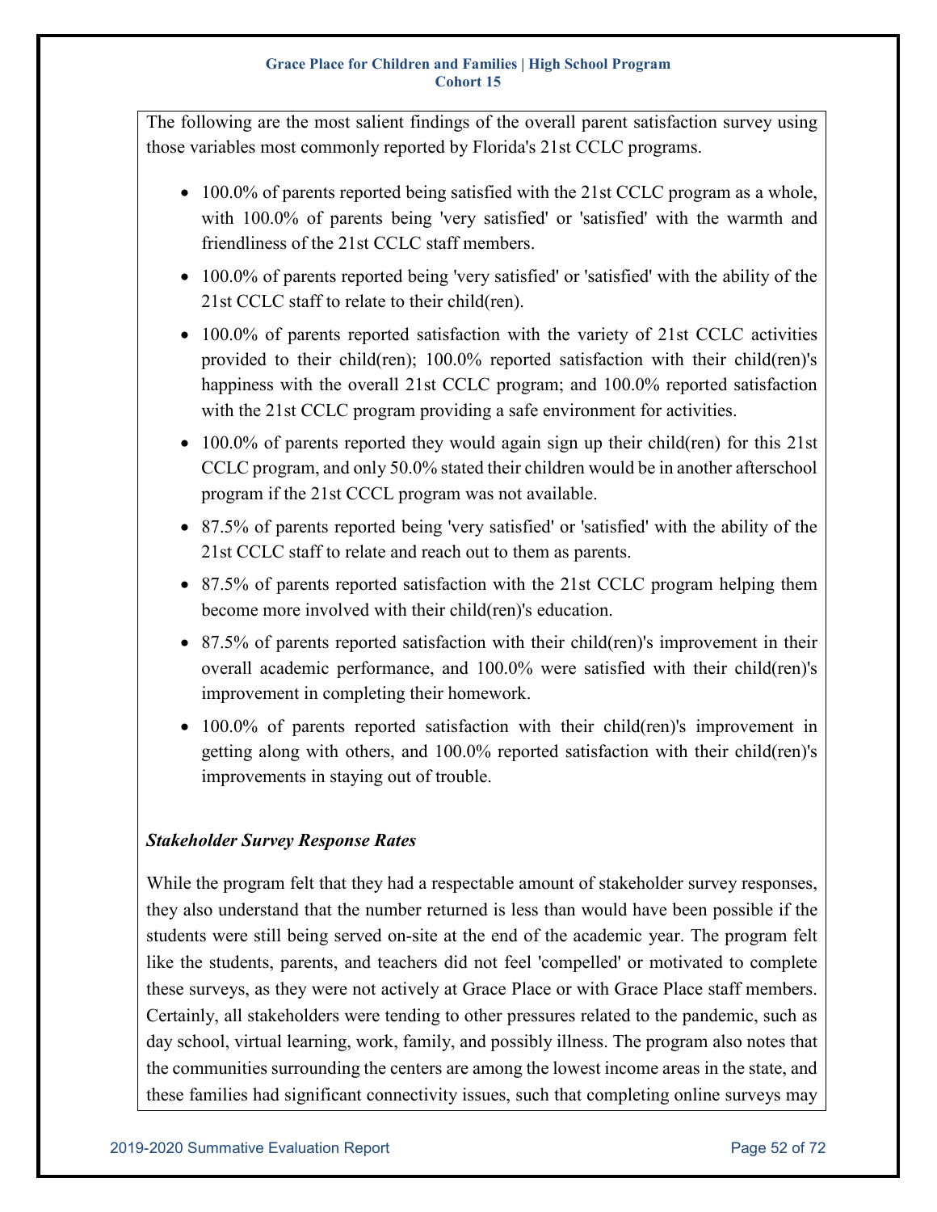The following are the most salient findings of the overall parent satisfaction survey using those variables most commonly reported by Florida's 21st CCLC programs.

- 100.0% of parents reported being satisfied with the 21st CCLC program as a whole, with 100.0% of parents being 'very satisfied' or 'satisfied' with the warmth and friendliness of the 21st CCLC staff members.
- 100.0% of parents reported being 'very satisfied' or 'satisfied' with the ability of the 21st CCLC staff to relate to their child(ren).
- 100.0% of parents reported satisfaction with the variety of 21st CCLC activities provided to their child(ren); 100.0% reported satisfaction with their child(ren)'s happiness with the overall 21st CCLC program; and 100.0% reported satisfaction with the 21st CCLC program providing a safe environment for activities.
- 100.0% of parents reported they would again sign up their child(ren) for this 21st CCLC program, and only 50.0% stated their children would be in another afterschool program if the 21st CCCL program was not available.
- 87.5% of parents reported being 'very satisfied' or 'satisfied' with the ability of the 21st CCLC staff to relate and reach out to them as parents.
- 87.5% of parents reported satisfaction with the 21st CCLC program helping them become more involved with their child(ren)'s education.
- 87.5% of parents reported satisfaction with their child(ren)'s improvement in their overall academic performance, and 100.0% were satisfied with their child(ren)'s improvement in completing their homework.
- 100.0% of parents reported satisfaction with their child(ren)'s improvement in getting along with others, and 100.0% reported satisfaction with their child(ren)'s improvements in staying out of trouble.

***Stakeholder Survey Response Rates***

While the program felt that they had a respectable amount of stakeholder survey responses, they also understand that the number returned is less than would have been possible if the students were still being served on-site at the end of the academic year. The program felt like the students, parents, and teachers did not feel 'compelled' or motivated to complete these surveys, as they were not actively at Grace Place or with Grace Place staff members. Certainly, all stakeholders were tending to other pressures related to the pandemic, such as day school, virtual learning, work, family, and possibly illness. The program also notes that the communities surrounding the centers are among the lowest income areas in the state, and these families had significant connectivity issues, such that completing online surveys may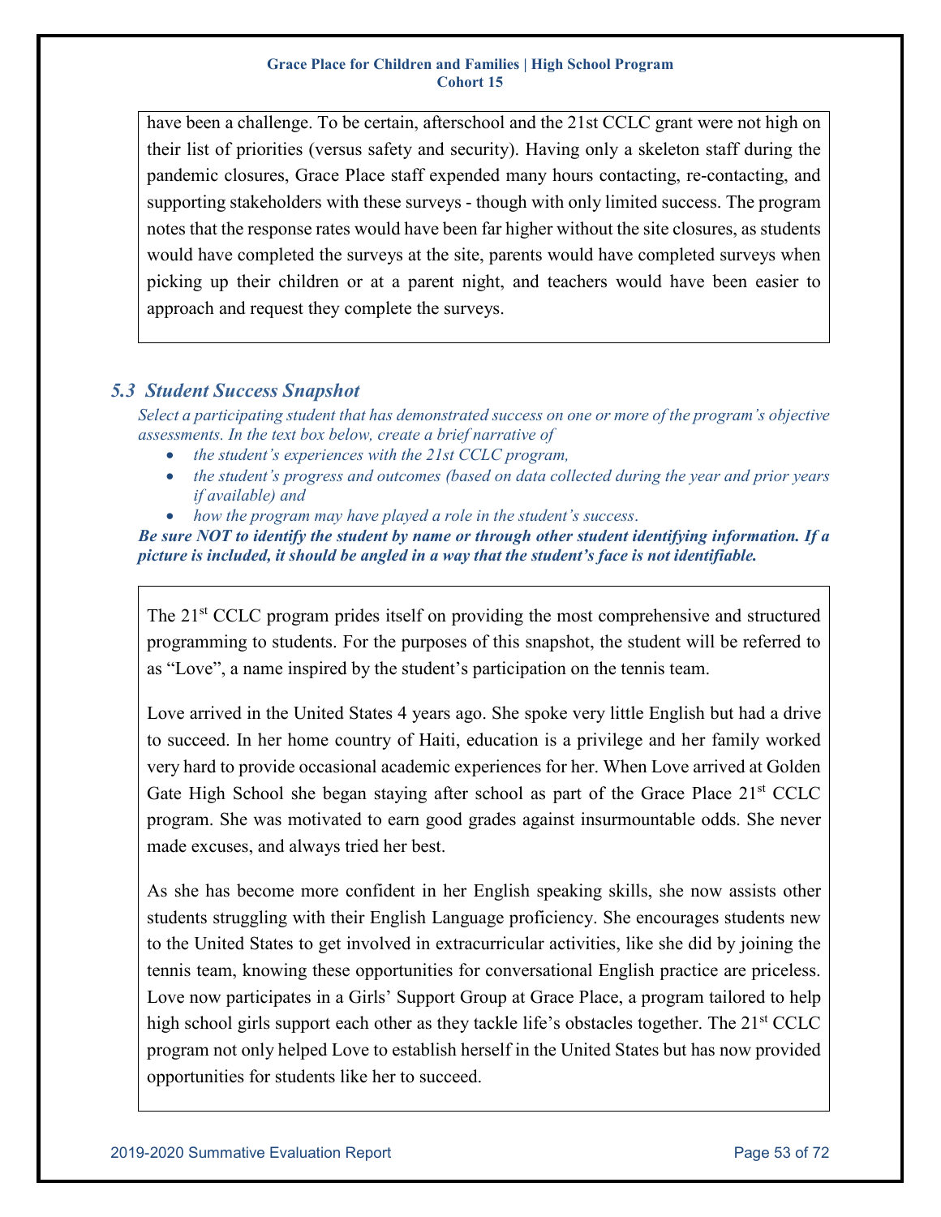have been a challenge. To be certain, afterschool and the 21st CCLC grant were not high on their list of priorities (versus safety and security). Having only a skeleton staff during the pandemic closures, Grace Place staff expended many hours contacting, re-contacting, and supporting stakeholders with these surveys - though with only limited success. The program notes that the response rates would have been far higher without the site closures, as students would have completed the surveys at the site, parents would have completed surveys when picking up their children or at a parent night, and teachers would have been easier to approach and request they complete the surveys.

### *5.3 Student Success Snapshot*

*Select a participating student that has demonstrated success on one or more of the program's objective assessments. In the text box below, create a brief narrative of*

- *the student's experiences with the 21st CCLC program,*
- *the student's progress and outcomes (based on data collected during the year and prior years if available) and*
- *how the program may have played a role in the student's success.*

***Be sure NOT to identify the student by name or through other student identifying information. If a picture is included, it should be angled in a way that the student's face is not identifiable.***

The 21st CCLC program prides itself on providing the most comprehensive and structured programming to students. For the purposes of this snapshot, the student will be referred to as "Love", a name inspired by the student's participation on the tennis team.

Love arrived in the United States 4 years ago. She spoke very little English but had a drive to succeed. In her home country of Haiti, education is a privilege and her family worked very hard to provide occasional academic experiences for her. When Love arrived at Golden Gate High School she began staying after school as part of the Grace Place 21st CCLC program. She was motivated to earn good grades against insurmountable odds. She never made excuses, and always tried her best.

As she has become more confident in her English speaking skills, she now assists other students struggling with their English Language proficiency. She encourages students new to the United States to get involved in extracurricular activities, like she did by joining the tennis team, knowing these opportunities for conversational English practice are priceless. Love now participates in a Girls' Support Group at Grace Place, a program tailored to help high school girls support each other as they tackle life's obstacles together. The 21st CCLC program not only helped Love to establish herself in the United States but has now provided opportunities for students like her to succeed.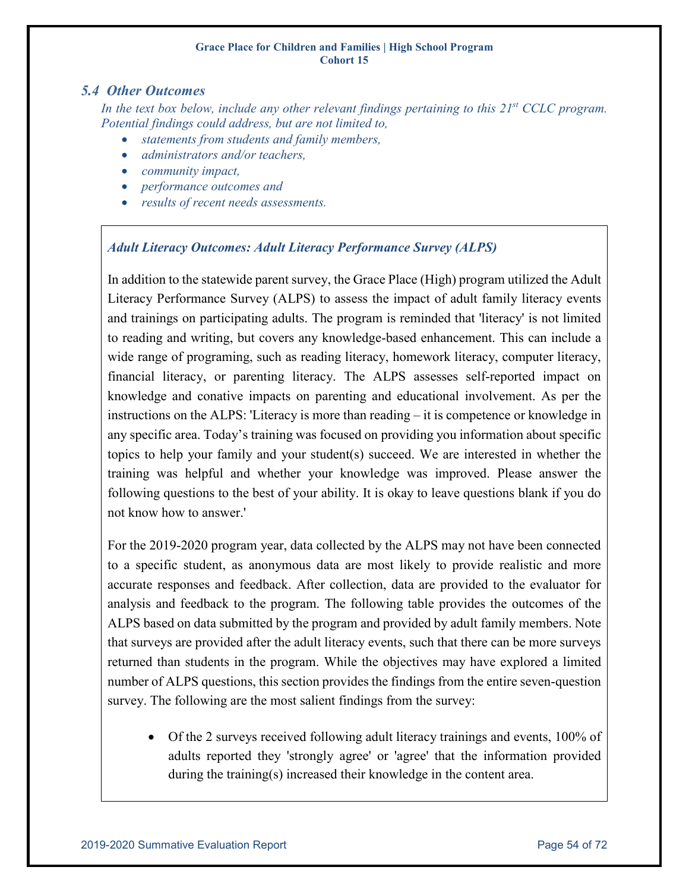## 5.4 Other Outcomes

*In the text box below, include any other relevant findings pertaining to this 21st CCLC program. Potential findings could address, but are not limited to,*

- *statements from students and family members,*
- *administrators and/or teachers,*
- *community impact,*
- *performance outcomes and*
- *results of recent needs assessments.*

***Adult Literacy Outcomes: Adult Literacy Performance Survey (ALPS)***

In addition to the statewide parent survey, the Grace Place (High) program utilized the Adult Literacy Performance Survey (ALPS) to assess the impact of adult family literacy events and trainings on participating adults. The program is reminded that 'literacy' is not limited to reading and writing, but covers any knowledge-based enhancement. This can include a wide range of programing, such as reading literacy, homework literacy, computer literacy, financial literacy, or parenting literacy. The ALPS assesses self-reported impact on knowledge and conative impacts on parenting and educational involvement. As per the instructions on the ALPS: 'Literacy is more than reading – it is competence or knowledge in any specific area. Today's training was focused on providing you information about specific topics to help your family and your student(s) succeed. We are interested in whether the training was helpful and whether your knowledge was improved. Please answer the following questions to the best of your ability. It is okay to leave questions blank if you do not know how to answer.'

For the 2019-2020 program year, data collected by the ALPS may not have been connected to a specific student, as anonymous data are most likely to provide realistic and more accurate responses and feedback. After collection, data are provided to the evaluator for analysis and feedback to the program. The following table provides the outcomes of the ALPS based on data submitted by the program and provided by adult family members. Note that surveys are provided after the adult literacy events, such that there can be more surveys returned than students in the program. While the objectives may have explored a limited number of ALPS questions, this section provides the findings from the entire seven-question survey. The following are the most salient findings from the survey:

- Of the 2 surveys received following adult literacy trainings and events, 100% of adults reported they 'strongly agree' or 'agree' that the information provided during the training(s) increased their knowledge in the content area.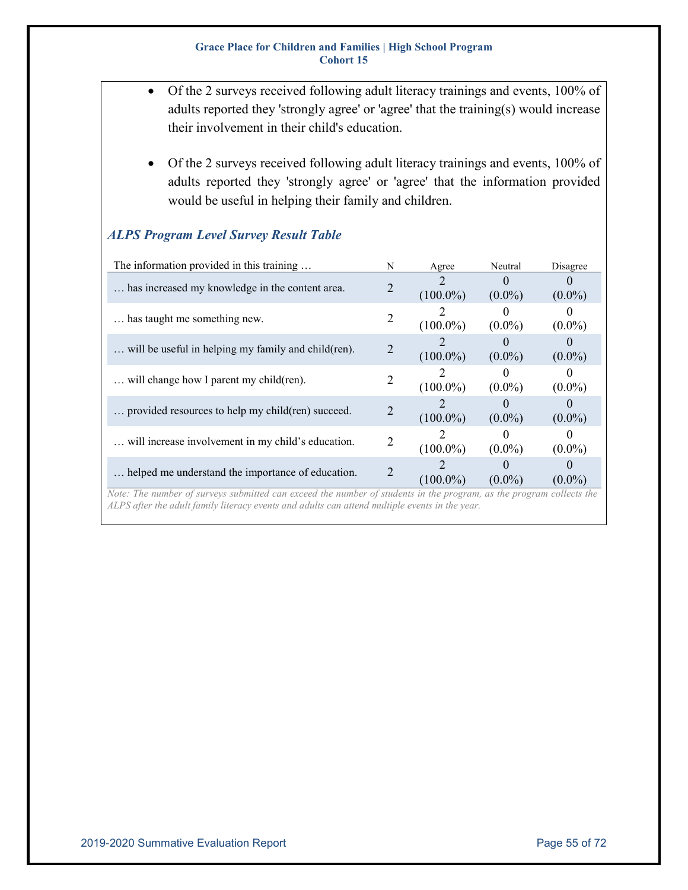- Of the 2 surveys received following adult literacy trainings and events, 100% of adults reported they 'strongly agree' or 'agree' that the training(s) would increase their involvement in their child's education.

- Of the 2 surveys received following adult literacy trainings and events, 100% of adults reported they 'strongly agree' or 'agree' that the information provided would be useful in helping their family and children.

### *ALPS Program Level Survey Result Table*

| The information provided in this training … | N | Agree | Neutral | Disagree |
|---|---|---|---|---|
| … has increased my knowledge in the content area. | 2 | 2 (100.0%) | 0 (0.0%) | 0 (0.0%) |
| … has taught me something new. | 2 | 2 (100.0%) | 0 (0.0%) | 0 (0.0%) |
| … will be useful in helping my family and child(ren). | 2 | 2 (100.0%) | 0 (0.0%) | 0 (0.0%) |
| … will change how I parent my child(ren). | 2 | 2 (100.0%) | 0 (0.0%) | 0 (0.0%) |
| … provided resources to help my child(ren) succeed. | 2 | 2 (100.0%) | 0 (0.0%) | 0 (0.0%) |
| … will increase involvement in my child's education. | 2 | 2 (100.0%) | 0 (0.0%) | 0 (0.0%) |
| … helped me understand the importance of education. | 2 | 2 (100.0%) | 0 (0.0%) | 0 (0.0%) |

*Note: The number of surveys submitted can exceed the number of students in the program, as the program collects the ALPS after the adult family literacy events and adults can attend multiple events in the year.*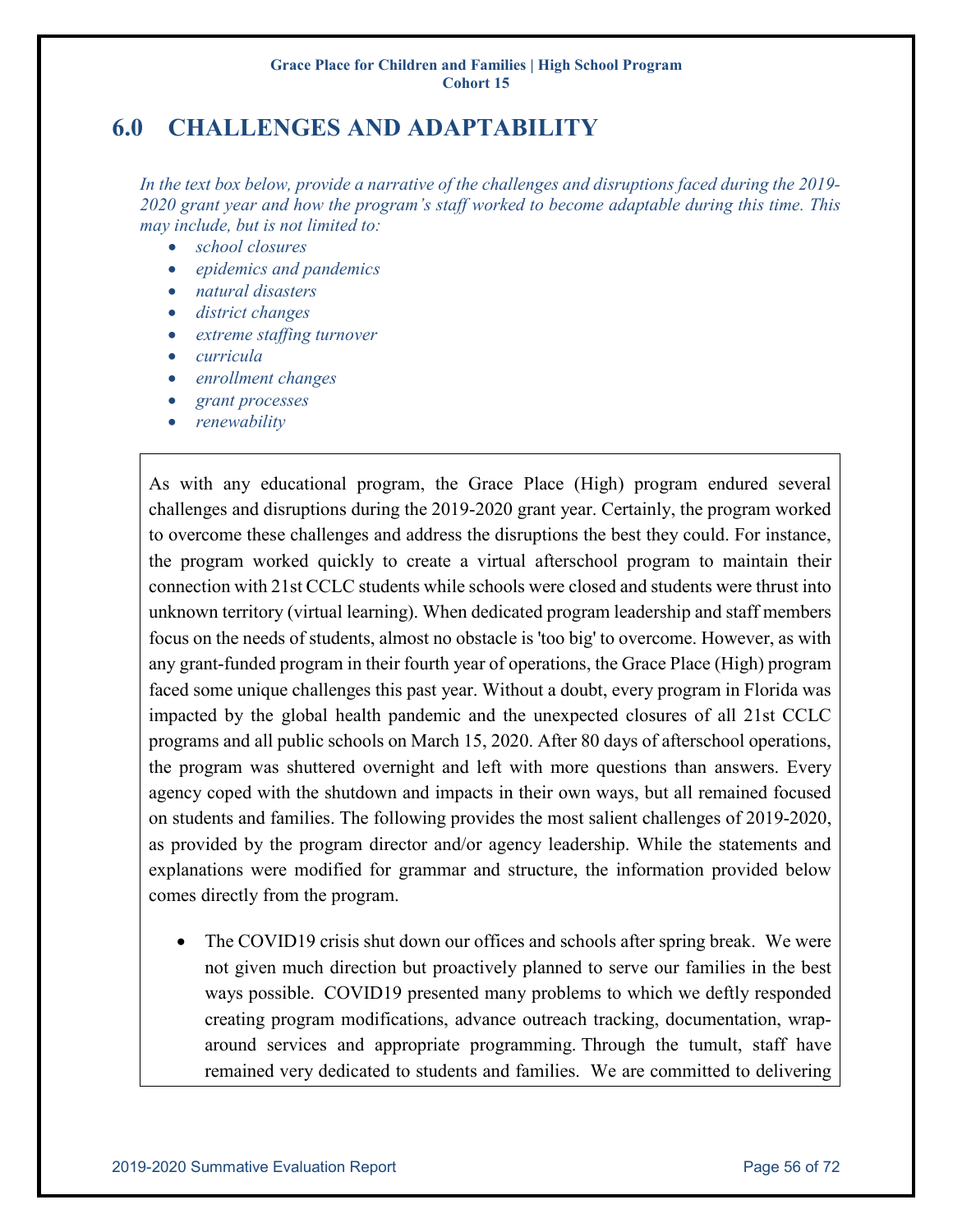# 6.0 CHALLENGES AND ADAPTABILITY

*In the text box below, provide a narrative of the challenges and disruptions faced during the 2019-2020 grant year and how the program's staff worked to become adaptable during this time. This may include, but is not limited to:*

- *school closures*
- *epidemics and pandemics*
- *natural disasters*
- *district changes*
- *extreme staffing turnover*
- *curricula*
- *enrollment changes*
- *grant processes*
- *renewability*

As with any educational program, the Grace Place (High) program endured several challenges and disruptions during the 2019-2020 grant year. Certainly, the program worked to overcome these challenges and address the disruptions the best they could. For instance, the program worked quickly to create a virtual afterschool program to maintain their connection with 21st CCLC students while schools were closed and students were thrust into unknown territory (virtual learning). When dedicated program leadership and staff members focus on the needs of students, almost no obstacle is 'too big' to overcome. However, as with any grant-funded program in their fourth year of operations, the Grace Place (High) program faced some unique challenges this past year. Without a doubt, every program in Florida was impacted by the global health pandemic and the unexpected closures of all 21st CCLC programs and all public schools on March 15, 2020. After 80 days of afterschool operations, the program was shuttered overnight and left with more questions than answers. Every agency coped with the shutdown and impacts in their own ways, but all remained focused on students and families. The following provides the most salient challenges of 2019-2020, as provided by the program director and/or agency leadership. While the statements and explanations were modified for grammar and structure, the information provided below comes directly from the program.

- The COVID19 crisis shut down our offices and schools after spring break. We were not given much direction but proactively planned to serve our families in the best ways possible. COVID19 presented many problems to which we deftly responded creating program modifications, advance outreach tracking, documentation, wrap-around services and appropriate programming. Through the tumult, staff have remained very dedicated to students and families. We are committed to delivering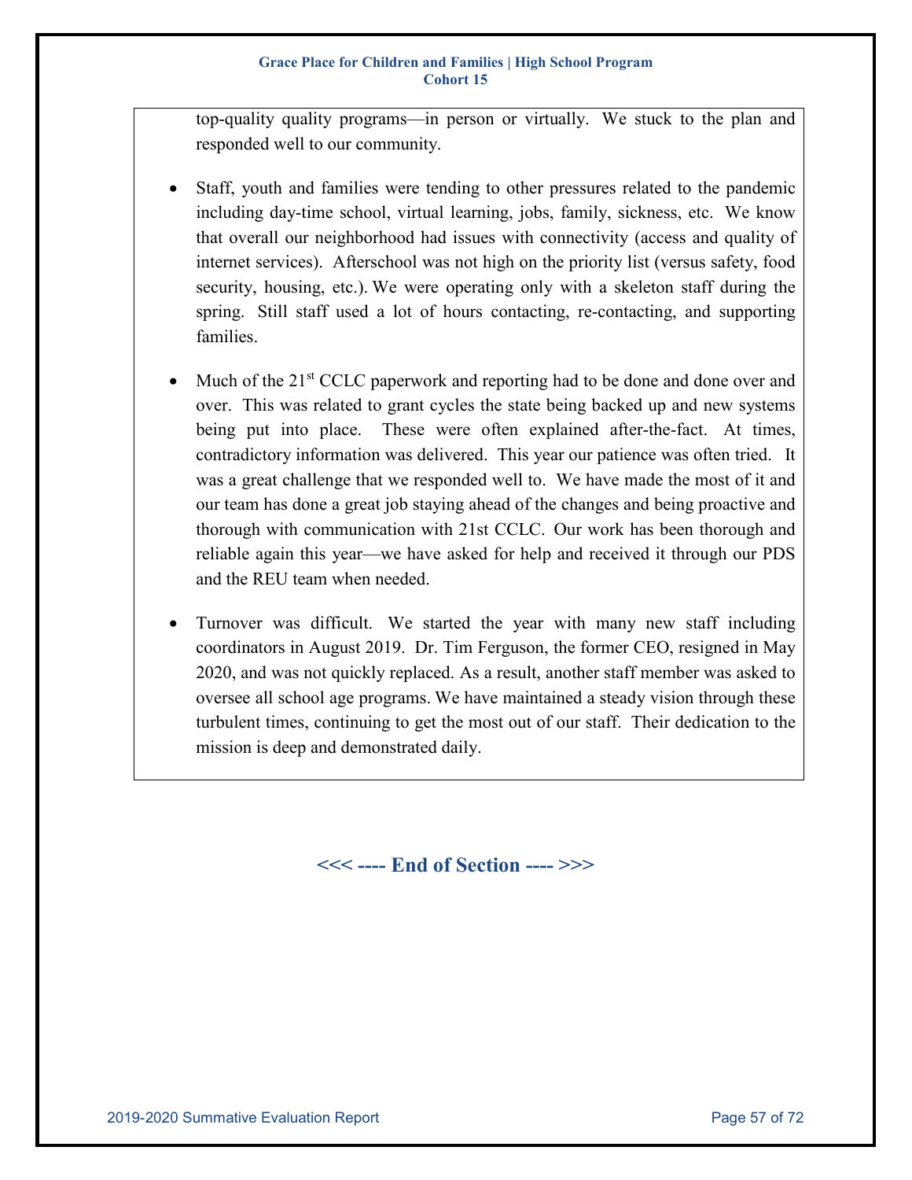top-quality quality programs—in person or virtually. We stuck to the plan and responded well to our community.

- Staff, youth and families were tending to other pressures related to the pandemic including day-time school, virtual learning, jobs, family, sickness, etc. We know that overall our neighborhood had issues with connectivity (access and quality of internet services). Afterschool was not high on the priority list (versus safety, food security, housing, etc.). We were operating only with a skeleton staff during the spring. Still staff used a lot of hours contacting, re-contacting, and supporting families.

- Much of the 21st CCLC paperwork and reporting had to be done and done over and over. This was related to grant cycles the state being backed up and new systems being put into place. These were often explained after-the-fact. At times, contradictory information was delivered. This year our patience was often tried. It was a great challenge that we responded well to. We have made the most of it and our team has done a great job staying ahead of the changes and being proactive and thorough with communication with 21st CCLC. Our work has been thorough and reliable again this year—we have asked for help and received it through our PDS and the REU team when needed.

- Turnover was difficult. We started the year with many new staff including coordinators in August 2019. Dr. Tim Ferguson, the former CEO, resigned in May 2020, and was not quickly replaced. As a result, another staff member was asked to oversee all school age programs. We have maintained a steady vision through these turbulent times, continuing to get the most out of our staff. Their dedication to the mission is deep and demonstrated daily.

**<<< ---- End of Section ---- >>>**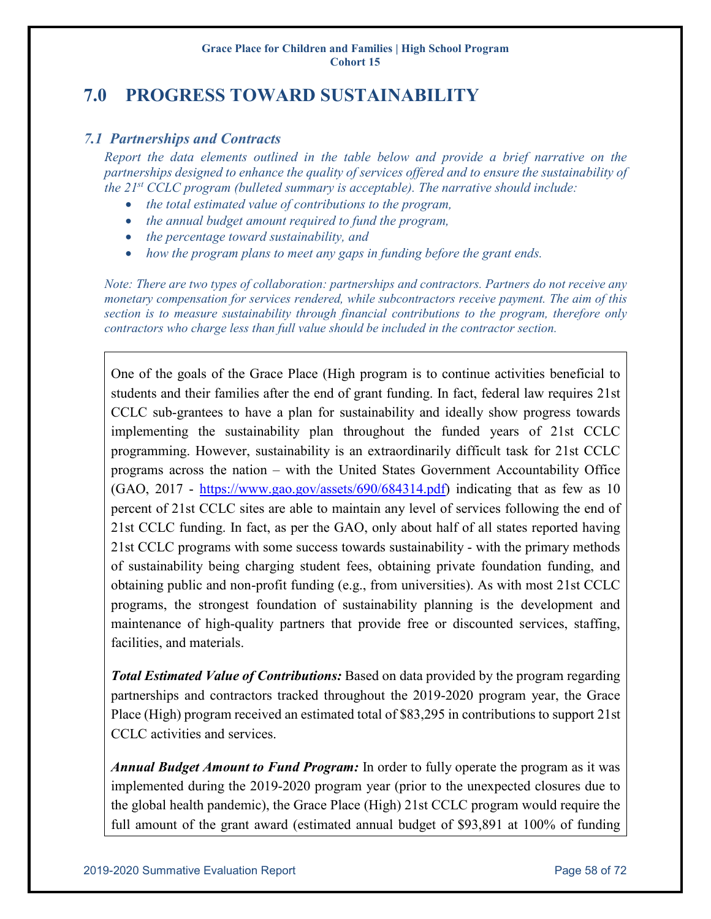# 7.0 PROGRESS TOWARD SUSTAINABILITY

## 7.1 Partnerships and Contracts

*Report the data elements outlined in the table below and provide a brief narrative on the partnerships designed to enhance the quality of services offered and to ensure the sustainability of the 21st CCLC program (bulleted summary is acceptable). The narrative should include:*

- *the total estimated value of contributions to the program,*
- *the annual budget amount required to fund the program,*
- *the percentage toward sustainability, and*
- *how the program plans to meet any gaps in funding before the grant ends.*

*Note: There are two types of collaboration: partnerships and contractors. Partners do not receive any monetary compensation for services rendered, while subcontractors receive payment. The aim of this section is to measure sustainability through financial contributions to the program, therefore only contractors who charge less than full value should be included in the contractor section.*

One of the goals of the Grace Place (High program is to continue activities beneficial to students and their families after the end of grant funding. In fact, federal law requires 21st CCLC sub-grantees to have a plan for sustainability and ideally show progress towards implementing the sustainability plan throughout the funded years of 21st CCLC programming. However, sustainability is an extraordinarily difficult task for 21st CCLC programs across the nation – with the United States Government Accountability Office (GAO, 2017 - https://www.gao.gov/assets/690/684314.pdf) indicating that as few as 10 percent of 21st CCLC sites are able to maintain any level of services following the end of 21st CCLC funding. In fact, as per the GAO, only about half of all states reported having 21st CCLC programs with some success towards sustainability - with the primary methods of sustainability being charging student fees, obtaining private foundation funding, and obtaining public and non-profit funding (e.g., from universities). As with most 21st CCLC programs, the strongest foundation of sustainability planning is the development and maintenance of high-quality partners that provide free or discounted services, staffing, facilities, and materials.

***Total Estimated Value of Contributions:*** Based on data provided by the program regarding partnerships and contractors tracked throughout the 2019-2020 program year, the Grace Place (High) program received an estimated total of $83,295 in contributions to support 21st CCLC activities and services.

***Annual Budget Amount to Fund Program:*** In order to fully operate the program as it was implemented during the 2019-2020 program year (prior to the unexpected closures due to the global health pandemic), the Grace Place (High) 21st CCLC program would require the full amount of the grant award (estimated annual budget of $93,891 at 100% of funding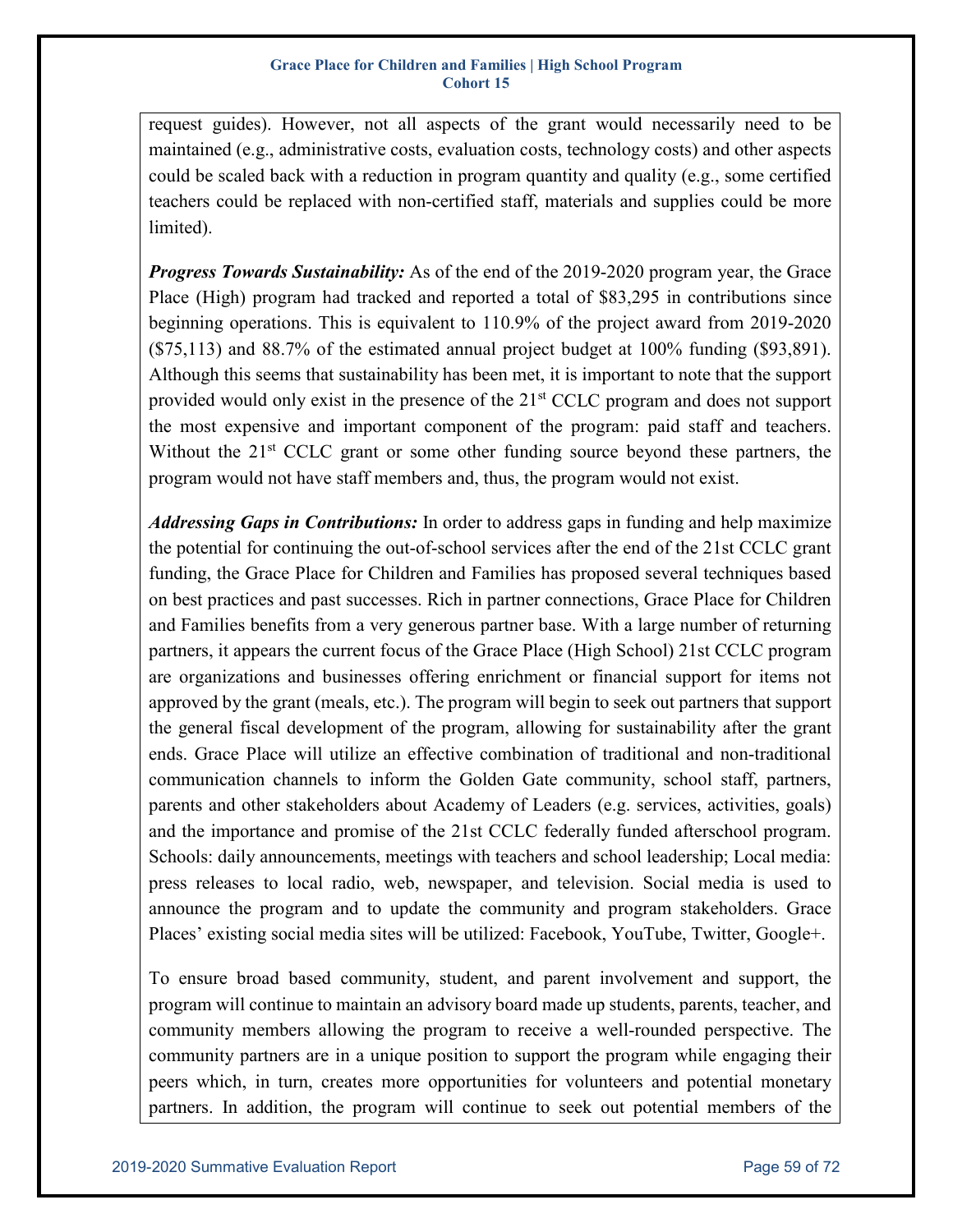request guides). However, not all aspects of the grant would necessarily need to be maintained (e.g., administrative costs, evaluation costs, technology costs) and other aspects could be scaled back with a reduction in program quantity and quality (e.g., some certified teachers could be replaced with non-certified staff, materials and supplies could be more limited).

***Progress Towards Sustainability:*** As of the end of the 2019-2020 program year, the Grace Place (High) program had tracked and reported a total of $83,295 in contributions since beginning operations. This is equivalent to 110.9% of the project award from 2019-2020 ($75,113) and 88.7% of the estimated annual project budget at 100% funding ($93,891). Although this seems that sustainability has been met, it is important to note that the support provided would only exist in the presence of the 21st CCLC program and does not support the most expensive and important component of the program: paid staff and teachers. Without the 21st CCLC grant or some other funding source beyond these partners, the program would not have staff members and, thus, the program would not exist.

***Addressing Gaps in Contributions:*** In order to address gaps in funding and help maximize the potential for continuing the out-of-school services after the end of the 21st CCLC grant funding, the Grace Place for Children and Families has proposed several techniques based on best practices and past successes. Rich in partner connections, Grace Place for Children and Families benefits from a very generous partner base. With a large number of returning partners, it appears the current focus of the Grace Place (High School) 21st CCLC program are organizations and businesses offering enrichment or financial support for items not approved by the grant (meals, etc.). The program will begin to seek out partners that support the general fiscal development of the program, allowing for sustainability after the grant ends. Grace Place will utilize an effective combination of traditional and non-traditional communication channels to inform the Golden Gate community, school staff, partners, parents and other stakeholders about Academy of Leaders (e.g. services, activities, goals) and the importance and promise of the 21st CCLC federally funded afterschool program. Schools: daily announcements, meetings with teachers and school leadership; Local media: press releases to local radio, web, newspaper, and television. Social media is used to announce the program and to update the community and program stakeholders. Grace Places' existing social media sites will be utilized: Facebook, YouTube, Twitter, Google+.

To ensure broad based community, student, and parent involvement and support, the program will continue to maintain an advisory board made up students, parents, teacher, and community members allowing the program to receive a well-rounded perspective. The community partners are in a unique position to support the program while engaging their peers which, in turn, creates more opportunities for volunteers and potential monetary partners. In addition, the program will continue to seek out potential members of the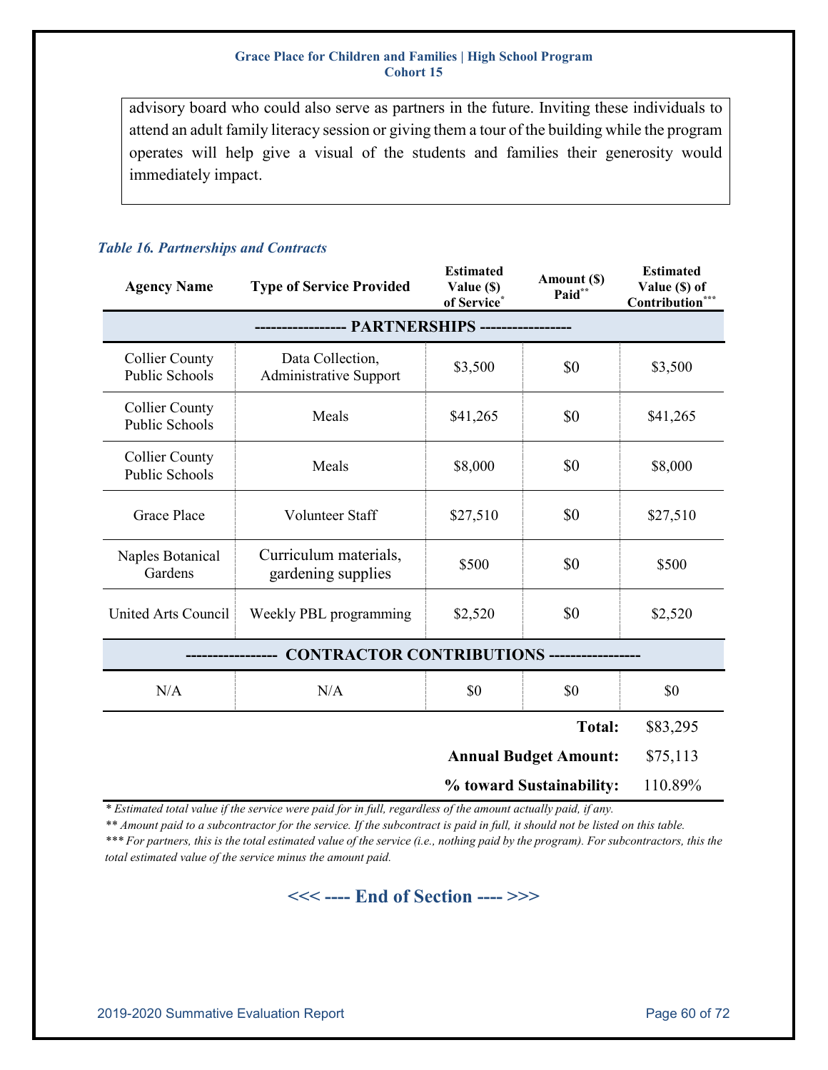advisory board who could also serve as partners in the future. Inviting these individuals to attend an adult family literacy session or giving them a tour of the building while the program operates will help give a visual of the students and families their generosity would immediately impact.

***Table 16. Partnerships and Contracts***

| Agency Name | Type of Service Provided | Estimated Value ($) of Service* | Amount ($) Paid** | Estimated Value ($) of Contribution*** |
|---|---|---|---|---|
| **---------------- PARTNERSHIPS ----------------** | | | | |
| Collier County Public Schools | Data Collection, Administrative Support | $3,500 | $0 | $3,500 |
| Collier County Public Schools | Meals | $41,265 | $0 | $41,265 |
| Collier County Public Schools | Meals | $8,000 | $0 | $8,000 |
| Grace Place | Volunteer Staff | $27,510 | $0 | $27,510 |
| Naples Botanical Gardens | Curriculum materials, gardening supplies | $500 | $0 | $500 |
| United Arts Council | Weekly PBL programming | $2,520 | $0 | $2,520 |
| **---------------- CONTRACTOR CONTRIBUTIONS ----------------** | | | | |
| N/A | N/A | $0 | $0 | $0 |
| | | | **Total:** | $83,295 |
| | | | **Annual Budget Amount:** | $75,113 |
| | | | **% toward Sustainability:** | 110.89% |

*\* Estimated total value if the service were paid for in full, regardless of the amount actually paid, if any.*

*\*\* Amount paid to a subcontractor for the service. If the subcontract is paid in full, it should not be listed on this table.*

*\*\*\* For partners, this is the total estimated value of the service (i.e., nothing paid by the program). For subcontractors, this the total estimated value of the service minus the amount paid.*

**<<< ---- End of Section ---- >>>**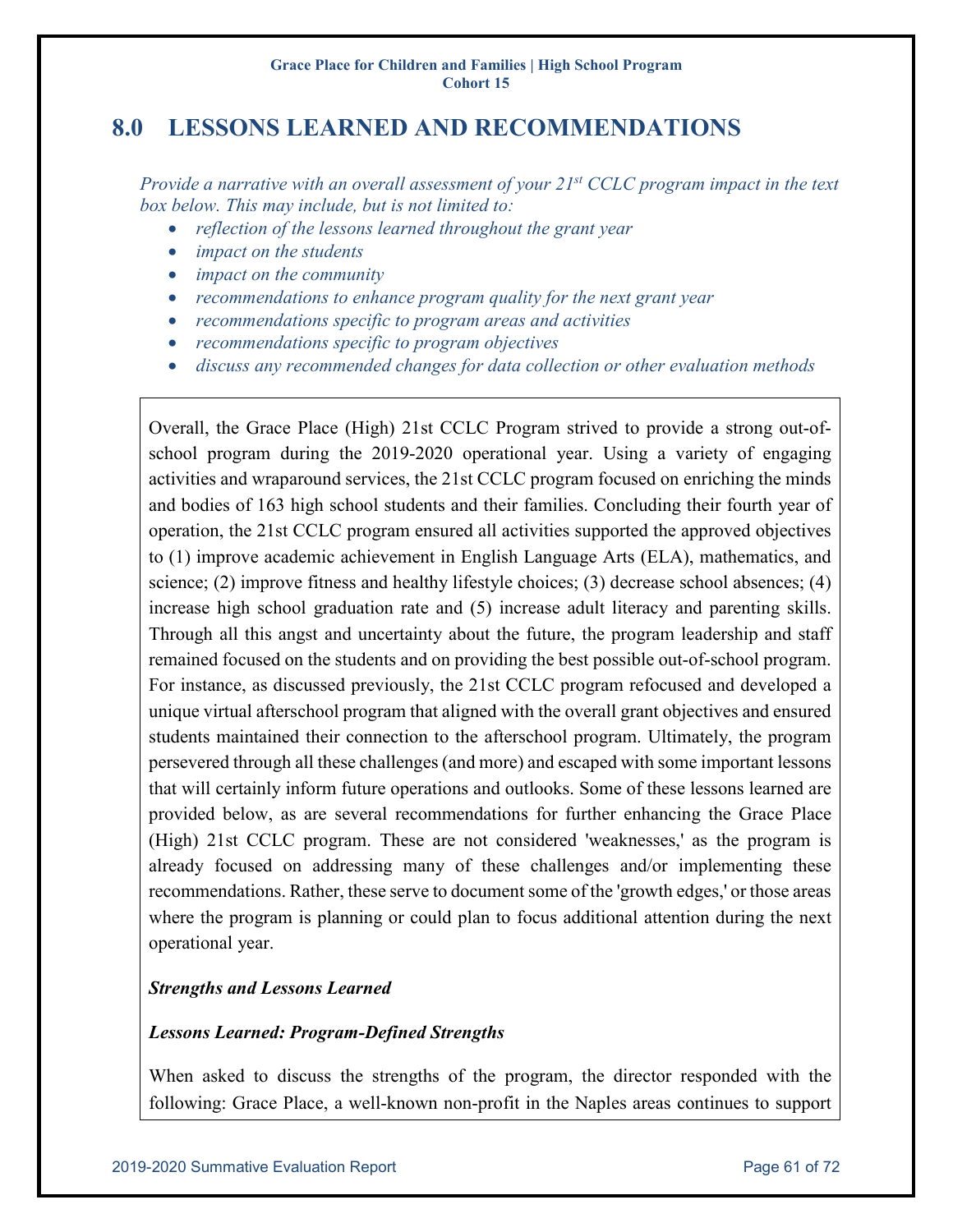## 8.0 LESSONS LEARNED AND RECOMMENDATIONS

*Provide a narrative with an overall assessment of your 21st CCLC program impact in the text box below. This may include, but is not limited to:*

- *reflection of the lessons learned throughout the grant year*
- *impact on the students*
- *impact on the community*
- *recommendations to enhance program quality for the next grant year*
- *recommendations specific to program areas and activities*
- *recommendations specific to program objectives*
- *discuss any recommended changes for data collection or other evaluation methods*

Overall, the Grace Place (High) 21st CCLC Program strived to provide a strong out-of-school program during the 2019-2020 operational year. Using a variety of engaging activities and wraparound services, the 21st CCLC program focused on enriching the minds and bodies of 163 high school students and their families. Concluding their fourth year of operation, the 21st CCLC program ensured all activities supported the approved objectives to (1) improve academic achievement in English Language Arts (ELA), mathematics, and science; (2) improve fitness and healthy lifestyle choices; (3) decrease school absences; (4) increase high school graduation rate and (5) increase adult literacy and parenting skills. Through all this angst and uncertainty about the future, the program leadership and staff remained focused on the students and on providing the best possible out-of-school program. For instance, as discussed previously, the 21st CCLC program refocused and developed a unique virtual afterschool program that aligned with the overall grant objectives and ensured students maintained their connection to the afterschool program. Ultimately, the program persevered through all these challenges (and more) and escaped with some important lessons that will certainly inform future operations and outlooks. Some of these lessons learned are provided below, as are several recommendations for further enhancing the Grace Place (High) 21st CCLC program. These are not considered 'weaknesses,' as the program is already focused on addressing many of these challenges and/or implementing these recommendations. Rather, these serve to document some of the 'growth edges,' or those areas where the program is planning or could plan to focus additional attention during the next operational year.

***Strengths and Lessons Learned***

***Lessons Learned: Program-Defined Strengths***

When asked to discuss the strengths of the program, the director responded with the following: Grace Place, a well-known non-profit in the Naples areas continues to support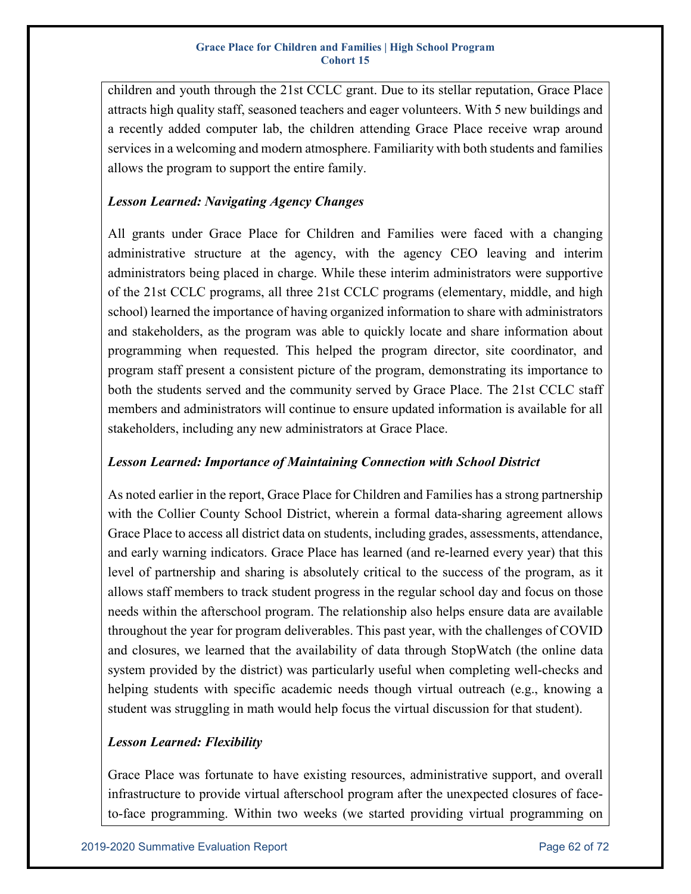children and youth through the 21st CCLC grant. Due to its stellar reputation, Grace Place attracts high quality staff, seasoned teachers and eager volunteers. With 5 new buildings and a recently added computer lab, the children attending Grace Place receive wrap around services in a welcoming and modern atmosphere. Familiarity with both students and families allows the program to support the entire family.

***Lesson Learned: Navigating Agency Changes***

All grants under Grace Place for Children and Families were faced with a changing administrative structure at the agency, with the agency CEO leaving and interim administrators being placed in charge. While these interim administrators were supportive of the 21st CCLC programs, all three 21st CCLC programs (elementary, middle, and high school) learned the importance of having organized information to share with administrators and stakeholders, as the program was able to quickly locate and share information about programming when requested. This helped the program director, site coordinator, and program staff present a consistent picture of the program, demonstrating its importance to both the students served and the community served by Grace Place. The 21st CCLC staff members and administrators will continue to ensure updated information is available for all stakeholders, including any new administrators at Grace Place.

***Lesson Learned: Importance of Maintaining Connection with School District***

As noted earlier in the report, Grace Place for Children and Families has a strong partnership with the Collier County School District, wherein a formal data-sharing agreement allows Grace Place to access all district data on students, including grades, assessments, attendance, and early warning indicators. Grace Place has learned (and re-learned every year) that this level of partnership and sharing is absolutely critical to the success of the program, as it allows staff members to track student progress in the regular school day and focus on those needs within the afterschool program. The relationship also helps ensure data are available throughout the year for program deliverables. This past year, with the challenges of COVID and closures, we learned that the availability of data through StopWatch (the online data system provided by the district) was particularly useful when completing well-checks and helping students with specific academic needs though virtual outreach (e.g., knowing a student was struggling in math would help focus the virtual discussion for that student).

***Lesson Learned: Flexibility***

Grace Place was fortunate to have existing resources, administrative support, and overall infrastructure to provide virtual afterschool program after the unexpected closures of face-to-face programming. Within two weeks (we started providing virtual programming on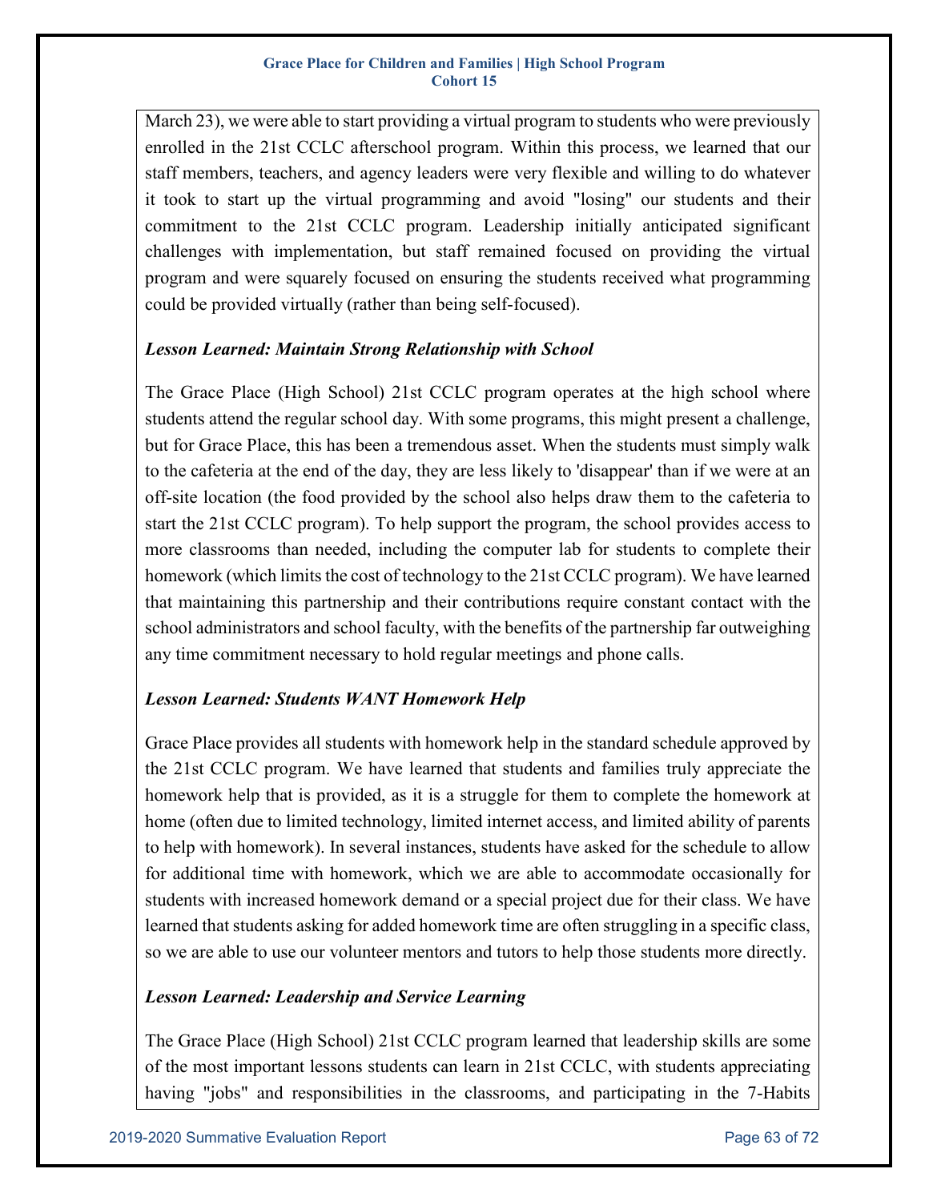March 23), we were able to start providing a virtual program to students who were previously enrolled in the 21st CCLC afterschool program. Within this process, we learned that our staff members, teachers, and agency leaders were very flexible and willing to do whatever it took to start up the virtual programming and avoid "losing" our students and their commitment to the 21st CCLC program. Leadership initially anticipated significant challenges with implementation, but staff remained focused on providing the virtual program and were squarely focused on ensuring the students received what programming could be provided virtually (rather than being self-focused).

***Lesson Learned: Maintain Strong Relationship with School***

The Grace Place (High School) 21st CCLC program operates at the high school where students attend the regular school day. With some programs, this might present a challenge, but for Grace Place, this has been a tremendous asset. When the students must simply walk to the cafeteria at the end of the day, they are less likely to 'disappear' than if we were at an off-site location (the food provided by the school also helps draw them to the cafeteria to start the 21st CCLC program). To help support the program, the school provides access to more classrooms than needed, including the computer lab for students to complete their homework (which limits the cost of technology to the 21st CCLC program). We have learned that maintaining this partnership and their contributions require constant contact with the school administrators and school faculty, with the benefits of the partnership far outweighing any time commitment necessary to hold regular meetings and phone calls.

***Lesson Learned: Students WANT Homework Help***

Grace Place provides all students with homework help in the standard schedule approved by the 21st CCLC program. We have learned that students and families truly appreciate the homework help that is provided, as it is a struggle for them to complete the homework at home (often due to limited technology, limited internet access, and limited ability of parents to help with homework). In several instances, students have asked for the schedule to allow for additional time with homework, which we are able to accommodate occasionally for students with increased homework demand or a special project due for their class. We have learned that students asking for added homework time are often struggling in a specific class, so we are able to use our volunteer mentors and tutors to help those students more directly.

***Lesson Learned: Leadership and Service Learning***

The Grace Place (High School) 21st CCLC program learned that leadership skills are some of the most important lessons students can learn in 21st CCLC, with students appreciating having "jobs" and responsibilities in the classrooms, and participating in the 7-Habits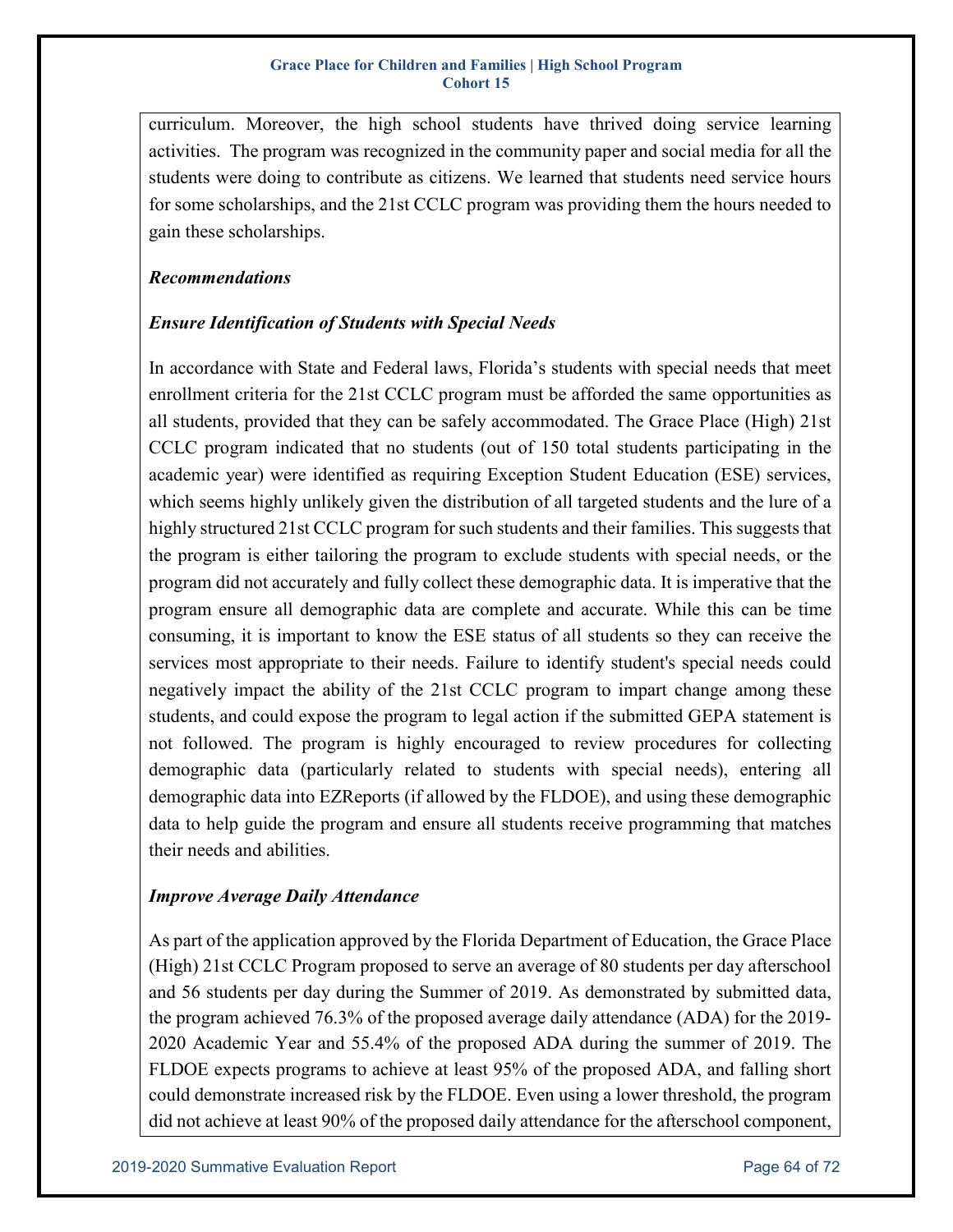curriculum. Moreover, the high school students have thrived doing service learning activities. The program was recognized in the community paper and social media for all the students were doing to contribute as citizens. We learned that students need service hours for some scholarships, and the 21st CCLC program was providing them the hours needed to gain these scholarships.

***Recommendations***

***Ensure Identification of Students with Special Needs***

In accordance with State and Federal laws, Florida's students with special needs that meet enrollment criteria for the 21st CCLC program must be afforded the same opportunities as all students, provided that they can be safely accommodated. The Grace Place (High) 21st CCLC program indicated that no students (out of 150 total students participating in the academic year) were identified as requiring Exception Student Education (ESE) services, which seems highly unlikely given the distribution of all targeted students and the lure of a highly structured 21st CCLC program for such students and their families. This suggests that the program is either tailoring the program to exclude students with special needs, or the program did not accurately and fully collect these demographic data. It is imperative that the program ensure all demographic data are complete and accurate. While this can be time consuming, it is important to know the ESE status of all students so they can receive the services most appropriate to their needs. Failure to identify student's special needs could negatively impact the ability of the 21st CCLC program to impart change among these students, and could expose the program to legal action if the submitted GEPA statement is not followed. The program is highly encouraged to review procedures for collecting demographic data (particularly related to students with special needs), entering all demographic data into EZReports (if allowed by the FLDOE), and using these demographic data to help guide the program and ensure all students receive programming that matches their needs and abilities.

***Improve Average Daily Attendance***

As part of the application approved by the Florida Department of Education, the Grace Place (High) 21st CCLC Program proposed to serve an average of 80 students per day afterschool and 56 students per day during the Summer of 2019. As demonstrated by submitted data, the program achieved 76.3% of the proposed average daily attendance (ADA) for the 2019-2020 Academic Year and 55.4% of the proposed ADA during the summer of 2019. The FLDOE expects programs to achieve at least 95% of the proposed ADA, and falling short could demonstrate increased risk by the FLDOE. Even using a lower threshold, the program did not achieve at least 90% of the proposed daily attendance for the afterschool component,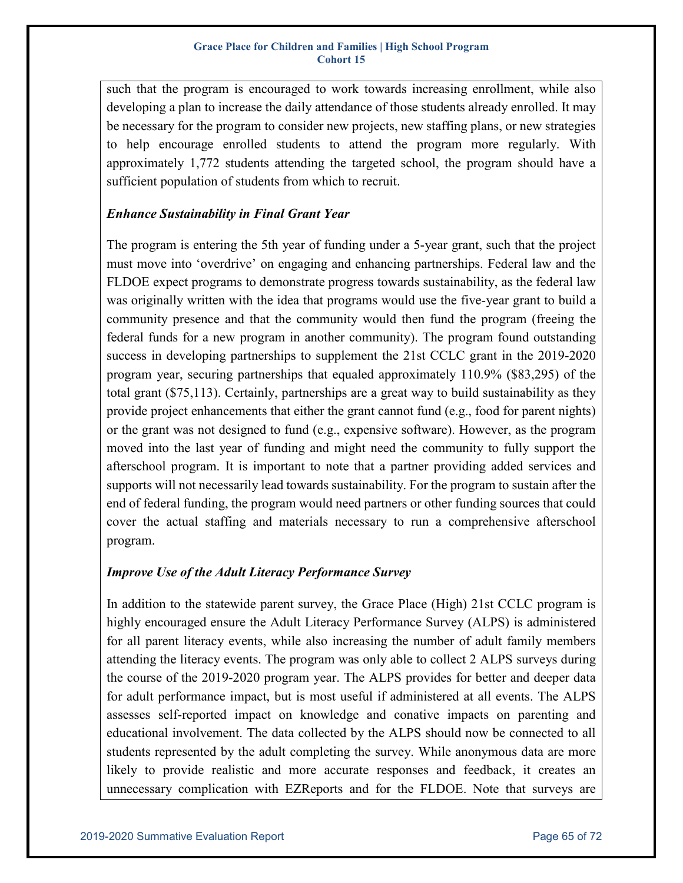such that the program is encouraged to work towards increasing enrollment, while also developing a plan to increase the daily attendance of those students already enrolled. It may be necessary for the program to consider new projects, new staffing plans, or new strategies to help encourage enrolled students to attend the program more regularly. With approximately 1,772 students attending the targeted school, the program should have a sufficient population of students from which to recruit.

***Enhance Sustainability in Final Grant Year***

The program is entering the 5th year of funding under a 5-year grant, such that the project must move into 'overdrive' on engaging and enhancing partnerships. Federal law and the FLDOE expect programs to demonstrate progress towards sustainability, as the federal law was originally written with the idea that programs would use the five-year grant to build a community presence and that the community would then fund the program (freeing the federal funds for a new program in another community). The program found outstanding success in developing partnerships to supplement the 21st CCLC grant in the 2019-2020 program year, securing partnerships that equaled approximately 110.9% ($83,295) of the total grant ($75,113). Certainly, partnerships are a great way to build sustainability as they provide project enhancements that either the grant cannot fund (e.g., food for parent nights) or the grant was not designed to fund (e.g., expensive software). However, as the program moved into the last year of funding and might need the community to fully support the afterschool program. It is important to note that a partner providing added services and supports will not necessarily lead towards sustainability. For the program to sustain after the end of federal funding, the program would need partners or other funding sources that could cover the actual staffing and materials necessary to run a comprehensive afterschool program.

***Improve Use of the Adult Literacy Performance Survey***

In addition to the statewide parent survey, the Grace Place (High) 21st CCLC program is highly encouraged ensure the Adult Literacy Performance Survey (ALPS) is administered for all parent literacy events, while also increasing the number of adult family members attending the literacy events. The program was only able to collect 2 ALPS surveys during the course of the 2019-2020 program year. The ALPS provides for better and deeper data for adult performance impact, but is most useful if administered at all events. The ALPS assesses self-reported impact on knowledge and conative impacts on parenting and educational involvement. The data collected by the ALPS should now be connected to all students represented by the adult completing the survey. While anonymous data are more likely to provide realistic and more accurate responses and feedback, it creates an unnecessary complication with EZReports and for the FLDOE. Note that surveys are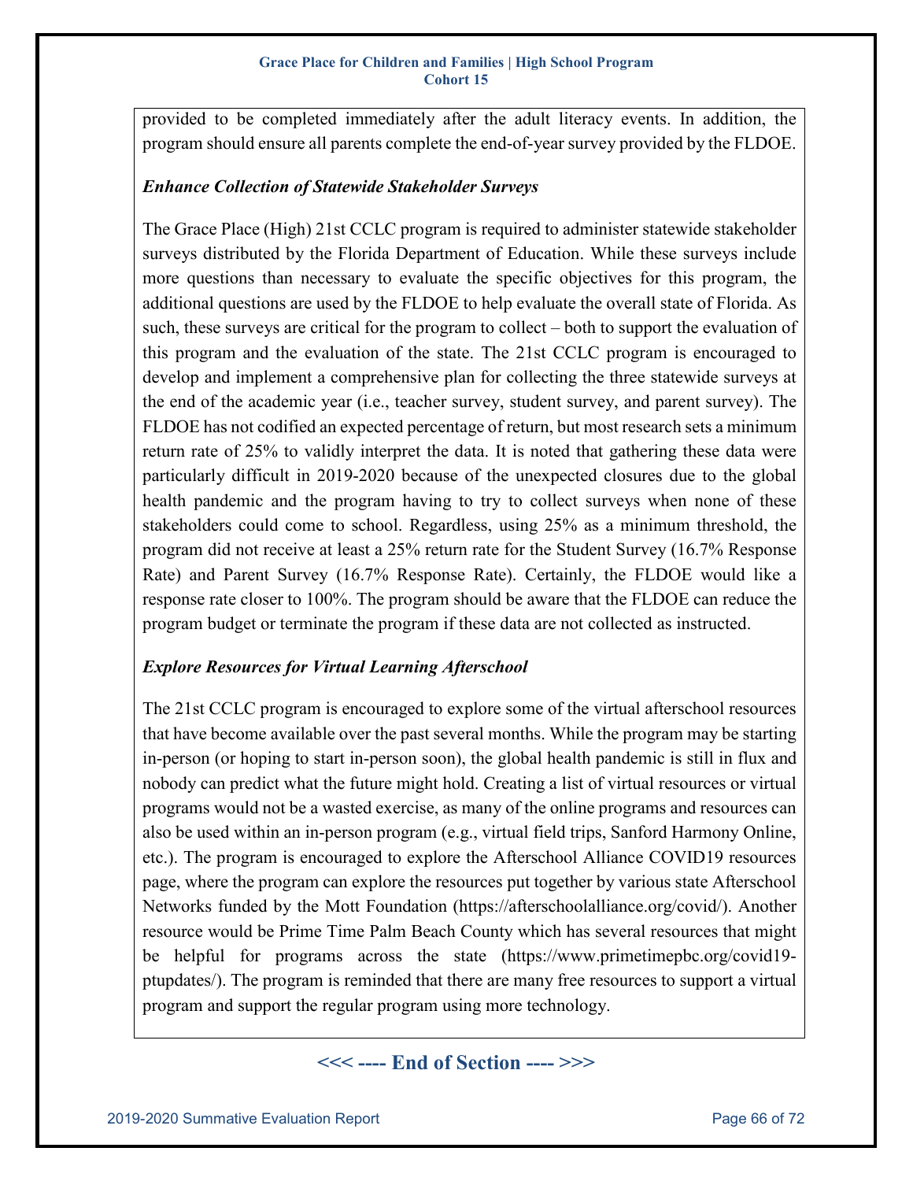provided to be completed immediately after the adult literacy events. In addition, the program should ensure all parents complete the end-of-year survey provided by the FLDOE.

***Enhance Collection of Statewide Stakeholder Surveys***

The Grace Place (High) 21st CCLC program is required to administer statewide stakeholder surveys distributed by the Florida Department of Education. While these surveys include more questions than necessary to evaluate the specific objectives for this program, the additional questions are used by the FLDOE to help evaluate the overall state of Florida. As such, these surveys are critical for the program to collect – both to support the evaluation of this program and the evaluation of the state. The 21st CCLC program is encouraged to develop and implement a comprehensive plan for collecting the three statewide surveys at the end of the academic year (i.e., teacher survey, student survey, and parent survey). The FLDOE has not codified an expected percentage of return, but most research sets a minimum return rate of 25% to validly interpret the data. It is noted that gathering these data were particularly difficult in 2019-2020 because of the unexpected closures due to the global health pandemic and the program having to try to collect surveys when none of these stakeholders could come to school. Regardless, using 25% as a minimum threshold, the program did not receive at least a 25% return rate for the Student Survey (16.7% Response Rate) and Parent Survey (16.7% Response Rate). Certainly, the FLDOE would like a response rate closer to 100%. The program should be aware that the FLDOE can reduce the program budget or terminate the program if these data are not collected as instructed.

***Explore Resources for Virtual Learning Afterschool***

The 21st CCLC program is encouraged to explore some of the virtual afterschool resources that have become available over the past several months. While the program may be starting in-person (or hoping to start in-person soon), the global health pandemic is still in flux and nobody can predict what the future might hold. Creating a list of virtual resources or virtual programs would not be a wasted exercise, as many of the online programs and resources can also be used within an in-person program (e.g., virtual field trips, Sanford Harmony Online, etc.). The program is encouraged to explore the Afterschool Alliance COVID19 resources page, where the program can explore the resources put together by various state Afterschool Networks funded by the Mott Foundation (https://afterschoolalliance.org/covid/). Another resource would be Prime Time Palm Beach County which has several resources that might be helpful for programs across the state (https://www.primetimepbc.org/covid19-ptupdates/). The program is reminded that there are many free resources to support a virtual program and support the regular program using more technology.

**<<< ---- End of Section ---- >>>**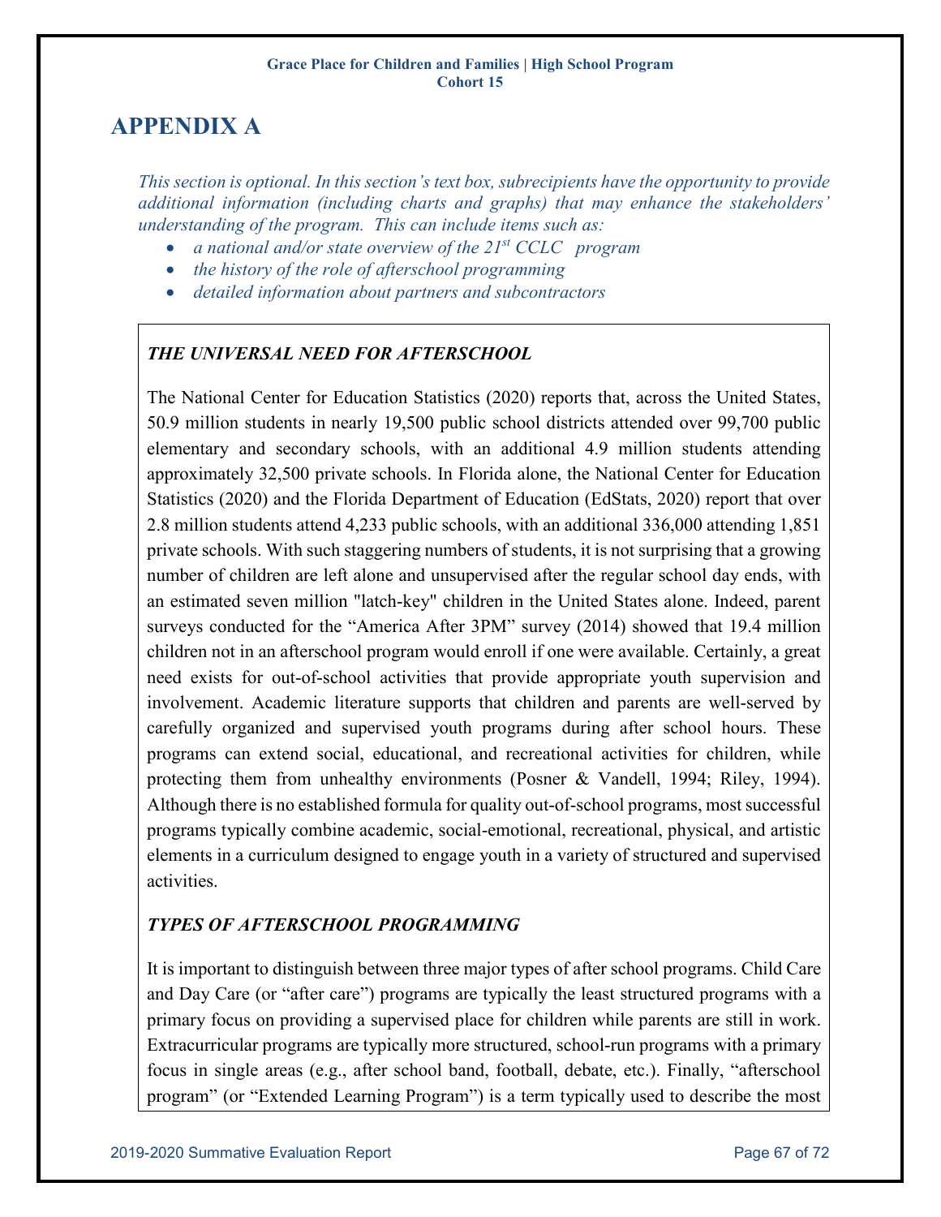# APPENDIX A

*This section is optional. In this section's text box, subrecipients have the opportunity to provide additional information (including charts and graphs) that may enhance the stakeholders' understanding of the program. This can include items such as:*

- *a national and/or state overview of the 21st CCLC program*
- *the history of the role of afterschool programming*
- *detailed information about partners and subcontractors*

***THE UNIVERSAL NEED FOR AFTERSCHOOL***

The National Center for Education Statistics (2020) reports that, across the United States, 50.9 million students in nearly 19,500 public school districts attended over 99,700 public elementary and secondary schools, with an additional 4.9 million students attending approximately 32,500 private schools. In Florida alone, the National Center for Education Statistics (2020) and the Florida Department of Education (EdStats, 2020) report that over 2.8 million students attend 4,233 public schools, with an additional 336,000 attending 1,851 private schools. With such staggering numbers of students, it is not surprising that a growing number of children are left alone and unsupervised after the regular school day ends, with an estimated seven million "latch-key" children in the United States alone. Indeed, parent surveys conducted for the "America After 3PM" survey (2014) showed that 19.4 million children not in an afterschool program would enroll if one were available. Certainly, a great need exists for out-of-school activities that provide appropriate youth supervision and involvement. Academic literature supports that children and parents are well-served by carefully organized and supervised youth programs during after school hours. These programs can extend social, educational, and recreational activities for children, while protecting them from unhealthy environments (Posner & Vandell, 1994; Riley, 1994). Although there is no established formula for quality out-of-school programs, most successful programs typically combine academic, social-emotional, recreational, physical, and artistic elements in a curriculum designed to engage youth in a variety of structured and supervised activities.

***TYPES OF AFTERSCHOOL PROGRAMMING***

It is important to distinguish between three major types of after school programs. Child Care and Day Care (or "after care") programs are typically the least structured programs with a primary focus on providing a supervised place for children while parents are still in work. Extracurricular programs are typically more structured, school-run programs with a primary focus in single areas (e.g., after school band, football, debate, etc.). Finally, "afterschool program" (or "Extended Learning Program") is a term typically used to describe the most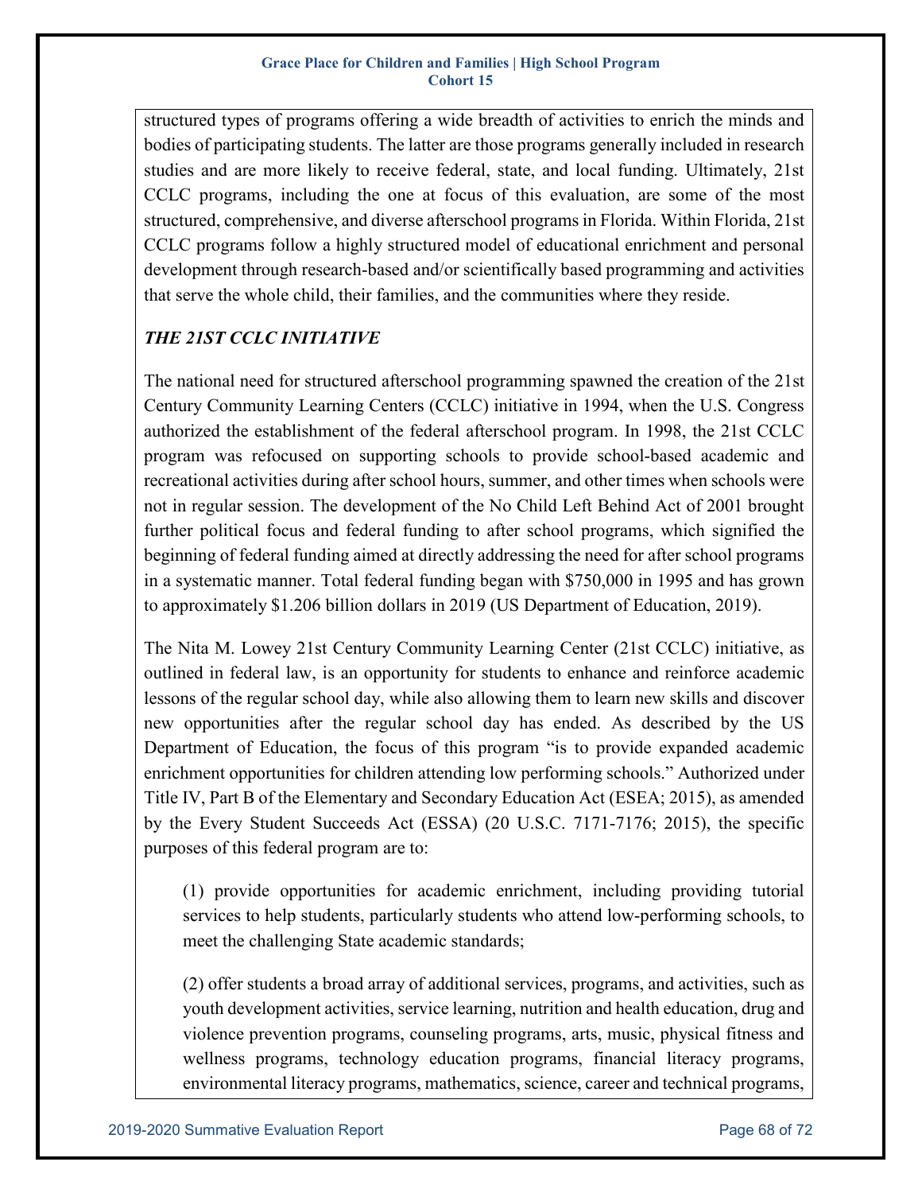structured types of programs offering a wide breadth of activities to enrich the minds and bodies of participating students. The latter are those programs generally included in research studies and are more likely to receive federal, state, and local funding. Ultimately, 21st CCLC programs, including the one at focus of this evaluation, are some of the most structured, comprehensive, and diverse afterschool programs in Florida. Within Florida, 21st CCLC programs follow a highly structured model of educational enrichment and personal development through research-based and/or scientifically based programming and activities that serve the whole child, their families, and the communities where they reside.

### *THE 21ST CCLC INITIATIVE*

The national need for structured afterschool programming spawned the creation of the 21st Century Community Learning Centers (CCLC) initiative in 1994, when the U.S. Congress authorized the establishment of the federal afterschool program. In 1998, the 21st CCLC program was refocused on supporting schools to provide school-based academic and recreational activities during after school hours, summer, and other times when schools were not in regular session. The development of the No Child Left Behind Act of 2001 brought further political focus and federal funding to after school programs, which signified the beginning of federal funding aimed at directly addressing the need for after school programs in a systematic manner. Total federal funding began with $750,000 in 1995 and has grown to approximately $1.206 billion dollars in 2019 (US Department of Education, 2019).

The Nita M. Lowey 21st Century Community Learning Center (21st CCLC) initiative, as outlined in federal law, is an opportunity for students to enhance and reinforce academic lessons of the regular school day, while also allowing them to learn new skills and discover new opportunities after the regular school day has ended. As described by the US Department of Education, the focus of this program "is to provide expanded academic enrichment opportunities for children attending low performing schools." Authorized under Title IV, Part B of the Elementary and Secondary Education Act (ESEA; 2015), as amended by the Every Student Succeeds Act (ESSA) (20 U.S.C. 7171-7176; 2015), the specific purposes of this federal program are to:

> (1) provide opportunities for academic enrichment, including providing tutorial services to help students, particularly students who attend low-performing schools, to meet the challenging State academic standards;
>
> (2) offer students a broad array of additional services, programs, and activities, such as youth development activities, service learning, nutrition and health education, drug and violence prevention programs, counseling programs, arts, music, physical fitness and wellness programs, technology education programs, financial literacy programs, environmental literacy programs, mathematics, science, career and technical programs,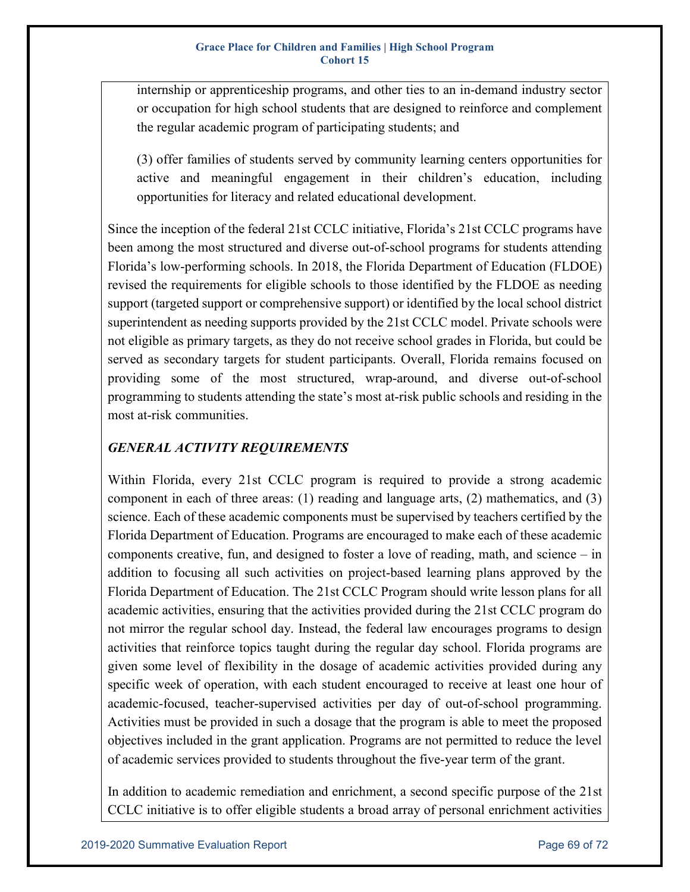internship or apprenticeship programs, and other ties to an in-demand industry sector or occupation for high school students that are designed to reinforce and complement the regular academic program of participating students; and

(3) offer families of students served by community learning centers opportunities for active and meaningful engagement in their children's education, including opportunities for literacy and related educational development.

Since the inception of the federal 21st CCLC initiative, Florida's 21st CCLC programs have been among the most structured and diverse out-of-school programs for students attending Florida's low-performing schools. In 2018, the Florida Department of Education (FLDOE) revised the requirements for eligible schools to those identified by the FLDOE as needing support (targeted support or comprehensive support) or identified by the local school district superintendent as needing supports provided by the 21st CCLC model. Private schools were not eligible as primary targets, as they do not receive school grades in Florida, but could be served as secondary targets for student participants. Overall, Florida remains focused on providing some of the most structured, wrap-around, and diverse out-of-school programming to students attending the state's most at-risk public schools and residing in the most at-risk communities.

### *GENERAL ACTIVITY REQUIREMENTS*

Within Florida, every 21st CCLC program is required to provide a strong academic component in each of three areas: (1) reading and language arts, (2) mathematics, and (3) science. Each of these academic components must be supervised by teachers certified by the Florida Department of Education. Programs are encouraged to make each of these academic components creative, fun, and designed to foster a love of reading, math, and science – in addition to focusing all such activities on project-based learning plans approved by the Florida Department of Education. The 21st CCLC Program should write lesson plans for all academic activities, ensuring that the activities provided during the 21st CCLC program do not mirror the regular school day. Instead, the federal law encourages programs to design activities that reinforce topics taught during the regular day school. Florida programs are given some level of flexibility in the dosage of academic activities provided during any specific week of operation, with each student encouraged to receive at least one hour of academic-focused, teacher-supervised activities per day of out-of-school programming. Activities must be provided in such a dosage that the program is able to meet the proposed objectives included in the grant application. Programs are not permitted to reduce the level of academic services provided to students throughout the five-year term of the grant.

In addition to academic remediation and enrichment, a second specific purpose of the 21st CCLC initiative is to offer eligible students a broad array of personal enrichment activities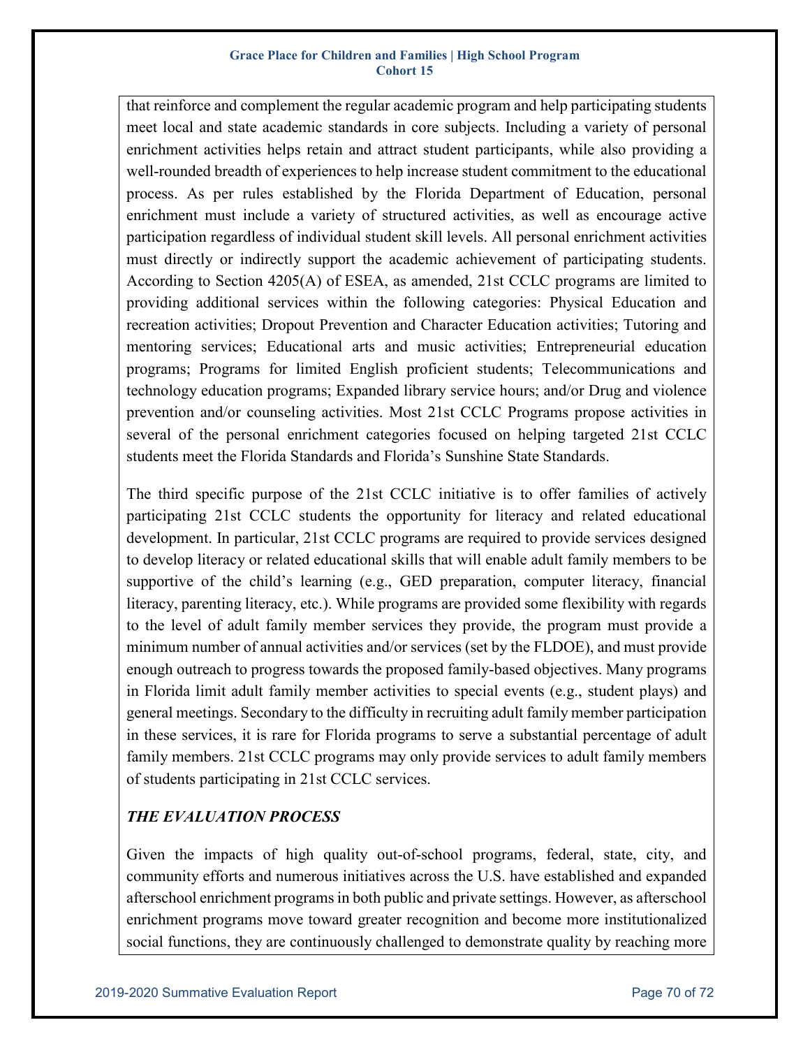that reinforce and complement the regular academic program and help participating students meet local and state academic standards in core subjects. Including a variety of personal enrichment activities helps retain and attract student participants, while also providing a well-rounded breadth of experiences to help increase student commitment to the educational process. As per rules established by the Florida Department of Education, personal enrichment must include a variety of structured activities, as well as encourage active participation regardless of individual student skill levels. All personal enrichment activities must directly or indirectly support the academic achievement of participating students. According to Section 4205(A) of ESEA, as amended, 21st CCLC programs are limited to providing additional services within the following categories: Physical Education and recreation activities; Dropout Prevention and Character Education activities; Tutoring and mentoring services; Educational arts and music activities; Entrepreneurial education programs; Programs for limited English proficient students; Telecommunications and technology education programs; Expanded library service hours; and/or Drug and violence prevention and/or counseling activities. Most 21st CCLC Programs propose activities in several of the personal enrichment categories focused on helping targeted 21st CCLC students meet the Florida Standards and Florida's Sunshine State Standards.

The third specific purpose of the 21st CCLC initiative is to offer families of actively participating 21st CCLC students the opportunity for literacy and related educational development. In particular, 21st CCLC programs are required to provide services designed to develop literacy or related educational skills that will enable adult family members to be supportive of the child's learning (e.g., GED preparation, computer literacy, financial literacy, parenting literacy, etc.). While programs are provided some flexibility with regards to the level of adult family member services they provide, the program must provide a minimum number of annual activities and/or services (set by the FLDOE), and must provide enough outreach to progress towards the proposed family-based objectives. Many programs in Florida limit adult family member activities to special events (e.g., student plays) and general meetings. Secondary to the difficulty in recruiting adult family member participation in these services, it is rare for Florida programs to serve a substantial percentage of adult family members. 21st CCLC programs may only provide services to adult family members of students participating in 21st CCLC services.

***THE EVALUATION PROCESS***

Given the impacts of high quality out-of-school programs, federal, state, city, and community efforts and numerous initiatives across the U.S. have established and expanded afterschool enrichment programs in both public and private settings. However, as afterschool enrichment programs move toward greater recognition and become more institutionalized social functions, they are continuously challenged to demonstrate quality by reaching more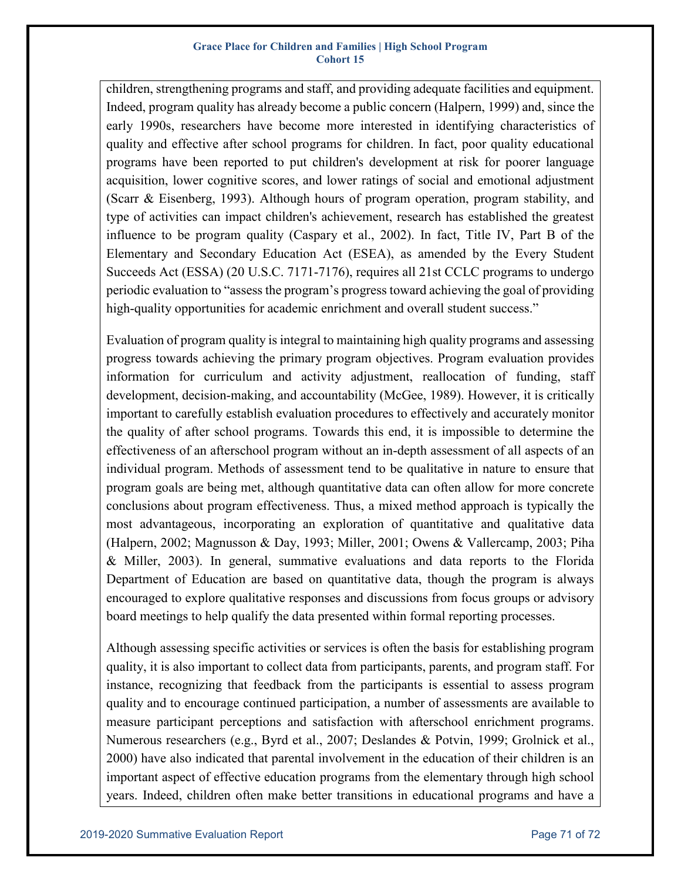children, strengthening programs and staff, and providing adequate facilities and equipment. Indeed, program quality has already become a public concern (Halpern, 1999) and, since the early 1990s, researchers have become more interested in identifying characteristics of quality and effective after school programs for children. In fact, poor quality educational programs have been reported to put children's development at risk for poorer language acquisition, lower cognitive scores, and lower ratings of social and emotional adjustment (Scarr & Eisenberg, 1993). Although hours of program operation, program stability, and type of activities can impact children's achievement, research has established the greatest influence to be program quality (Caspary et al., 2002). In fact, Title IV, Part B of the Elementary and Secondary Education Act (ESEA), as amended by the Every Student Succeeds Act (ESSA) (20 U.S.C. 7171-7176), requires all 21st CCLC programs to undergo periodic evaluation to "assess the program's progress toward achieving the goal of providing high-quality opportunities for academic enrichment and overall student success."

Evaluation of program quality is integral to maintaining high quality programs and assessing progress towards achieving the primary program objectives. Program evaluation provides information for curriculum and activity adjustment, reallocation of funding, staff development, decision-making, and accountability (McGee, 1989). However, it is critically important to carefully establish evaluation procedures to effectively and accurately monitor the quality of after school programs. Towards this end, it is impossible to determine the effectiveness of an afterschool program without an in-depth assessment of all aspects of an individual program. Methods of assessment tend to be qualitative in nature to ensure that program goals are being met, although quantitative data can often allow for more concrete conclusions about program effectiveness. Thus, a mixed method approach is typically the most advantageous, incorporating an exploration of quantitative and qualitative data (Halpern, 2002; Magnusson & Day, 1993; Miller, 2001; Owens & Vallercamp, 2003; Piha & Miller, 2003). In general, summative evaluations and data reports to the Florida Department of Education are based on quantitative data, though the program is always encouraged to explore qualitative responses and discussions from focus groups or advisory board meetings to help qualify the data presented within formal reporting processes.

Although assessing specific activities or services is often the basis for establishing program quality, it is also important to collect data from participants, parents, and program staff. For instance, recognizing that feedback from the participants is essential to assess program quality and to encourage continued participation, a number of assessments are available to measure participant perceptions and satisfaction with afterschool enrichment programs. Numerous researchers (e.g., Byrd et al., 2007; Deslandes & Potvin, 1999; Grolnick et al., 2000) have also indicated that parental involvement in the education of their children is an important aspect of effective education programs from the elementary through high school years. Indeed, children often make better transitions in educational programs and have a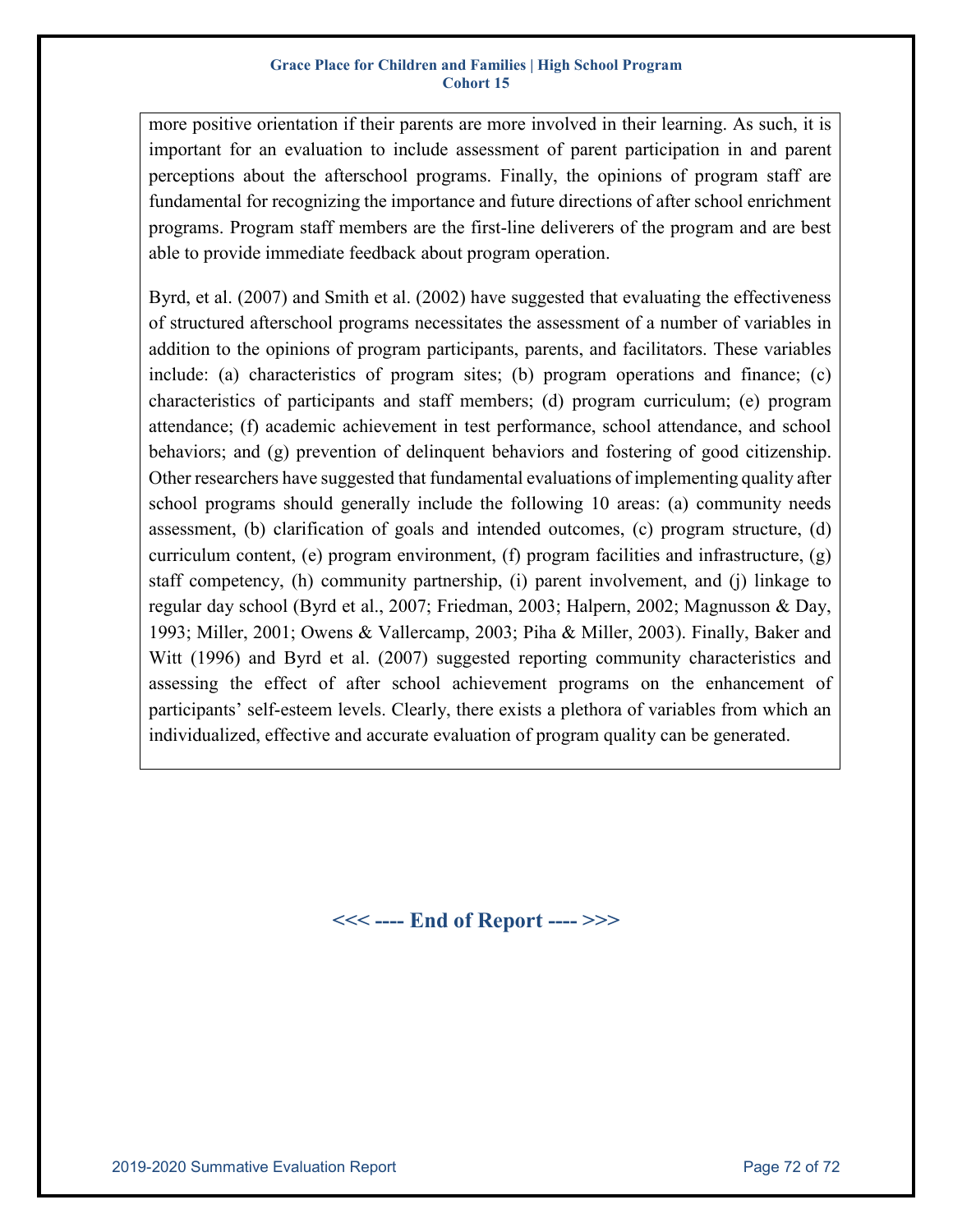more positive orientation if their parents are more involved in their learning. As such, it is important for an evaluation to include assessment of parent participation in and parent perceptions about the afterschool programs. Finally, the opinions of program staff are fundamental for recognizing the importance and future directions of after school enrichment programs. Program staff members are the first-line deliverers of the program and are best able to provide immediate feedback about program operation.

Byrd, et al. (2007) and Smith et al. (2002) have suggested that evaluating the effectiveness of structured afterschool programs necessitates the assessment of a number of variables in addition to the opinions of program participants, parents, and facilitators. These variables include: (a) characteristics of program sites; (b) program operations and finance; (c) characteristics of participants and staff members; (d) program curriculum; (e) program attendance; (f) academic achievement in test performance, school attendance, and school behaviors; and (g) prevention of delinquent behaviors and fostering of good citizenship. Other researchers have suggested that fundamental evaluations of implementing quality after school programs should generally include the following 10 areas: (a) community needs assessment, (b) clarification of goals and intended outcomes, (c) program structure, (d) curriculum content, (e) program environment, (f) program facilities and infrastructure, (g) staff competency, (h) community partnership, (i) parent involvement, and (j) linkage to regular day school (Byrd et al., 2007; Friedman, 2003; Halpern, 2002; Magnusson & Day, 1993; Miller, 2001; Owens & Vallercamp, 2003; Piha & Miller, 2003). Finally, Baker and Witt (1996) and Byrd et al. (2007) suggested reporting community characteristics and assessing the effect of after school achievement programs on the enhancement of participants' self-esteem levels. Clearly, there exists a plethora of variables from which an individualized, effective and accurate evaluation of program quality can be generated.

**<<< ---- End of Report ---- >>>**